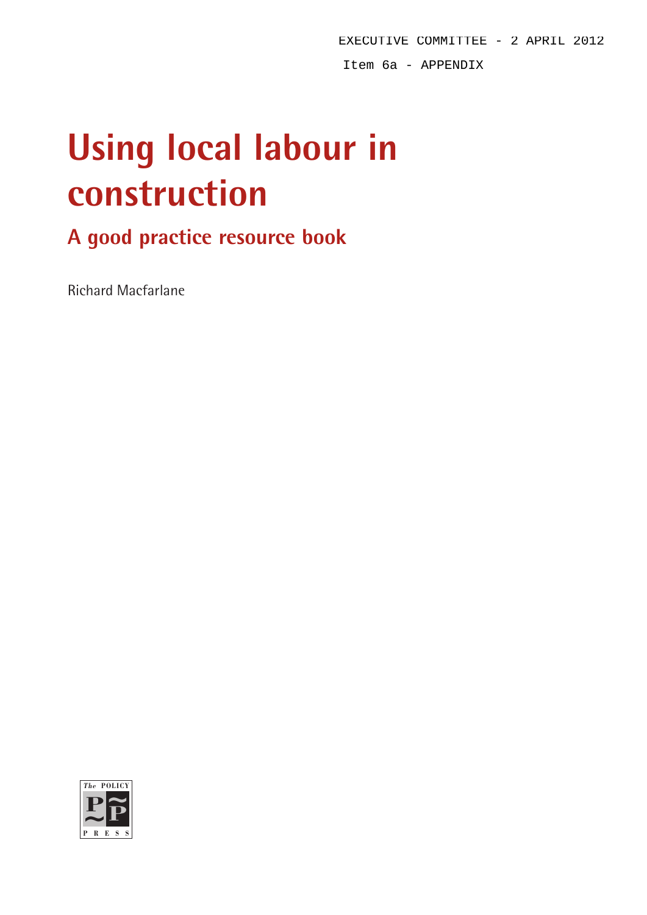EXECUTIVE COMMITTEE - 2 APRIL 2012

Item 6a - APPENDIX

# Using local labour in construction

## A good practice resource book

Richard Macfarlane

The POLICY PRESS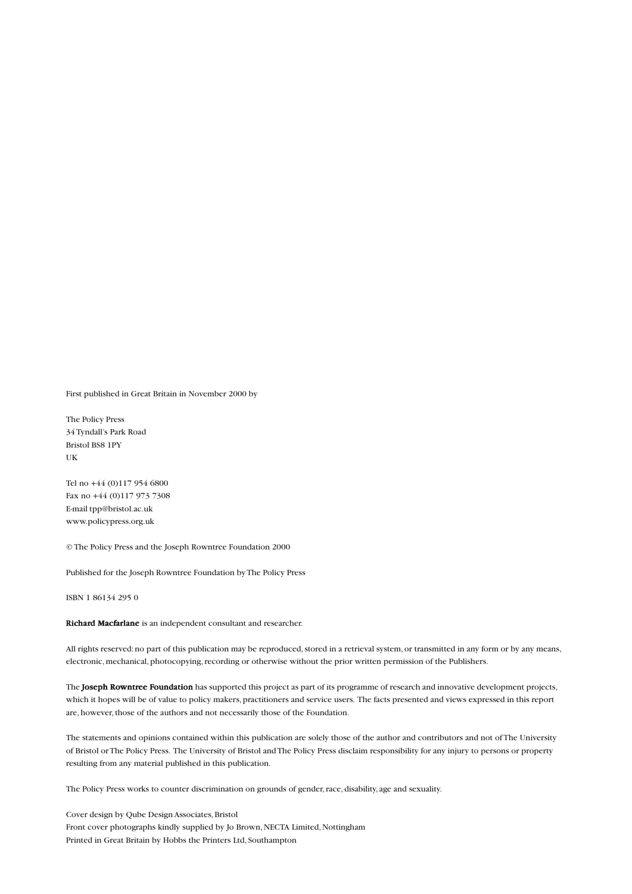First published in Great Britain in November 2000 by

The Policy Press
34 Tyndall's Park Road
Bristol BS8 1PY
UK

Tel no +44 (0)117 954 6800
Fax no +44 (0)117 973 7308
E-mail tpp@bristol.ac.uk
www.policypress.org.uk

© The Policy Press and the Joseph Rowntree Foundation 2000

Published for the Joseph Rowntree Foundation by The Policy Press

ISBN 1 86134 295 0

**Richard Macfarlane** is an independent consultant and researcher.

All rights reserved: no part of this publication may be reproduced, stored in a retrieval system, or transmitted in any form or by any means, electronic, mechanical, photocopying, recording or otherwise without the prior written permission of the Publishers.

The **Joseph Rowntree Foundation** has supported this project as part of its programme of research and innovative development projects, which it hopes will be of value to policy makers, practitioners and service users. The facts presented and views expressed in this report are, however, those of the authors and not necessarily those of the Foundation.

The statements and opinions contained within this publication are solely those of the author and contributors and not of The University of Bristol or The Policy Press. The University of Bristol and The Policy Press disclaim responsibility for any injury to persons or property resulting from any material published in this publication.

The Policy Press works to counter discrimination on grounds of gender, race, disability, age and sexuality.

Cover design by Qube Design Associates, Bristol
Front cover photographs kindly supplied by Jo Brown, NECTA Limited, Nottingham
Printed in Great Britain by Hobbs the Printers Ltd, Southampton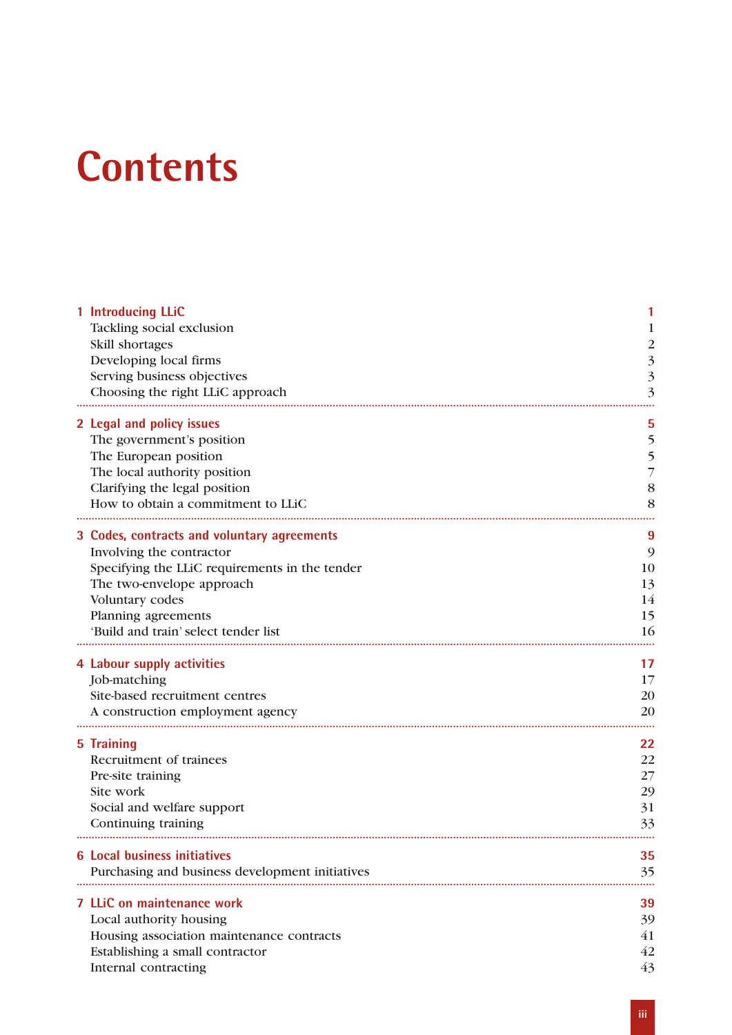# Contents

| | |
|---|---|
| **1 Introducing LLiC** | **1** |
| Tackling social exclusion | 1 |
| Skill shortages | 2 |
| Developing local firms | 3 |
| Serving business objectives | 3 |
| Choosing the right LLiC approach | 3 |
| **2 Legal and policy issues** | **5** |
| The government's position | 5 |
| The European position | 5 |
| The local authority position | 7 |
| Clarifying the legal position | 8 |
| How to obtain a commitment to LLiC | 8 |
| **3 Codes, contracts and voluntary agreements** | **9** |
| Involving the contractor | 9 |
| Specifying the LLiC requirements in the tender | 10 |
| The two-envelope approach | 13 |
| Voluntary codes | 14 |
| Planning agreements | 15 |
| 'Build and train' select tender list | 16 |
| **4 Labour supply activities** | **17** |
| Job-matching | 17 |
| Site-based recruitment centres | 20 |
| A construction employment agency | 20 |
| **5 Training** | **22** |
| Recruitment of trainees | 22 |
| Pre-site training | 27 |
| Site work | 29 |
| Social and welfare support | 31 |
| Continuing training | 33 |
| **6 Local business initiatives** | **35** |
| Purchasing and business development initiatives | 35 |
| **7 LLiC on maintenance work** | **39** |
| Local authority housing | 39 |
| Housing association maintenance contracts | 41 |
| Establishing a small contractor | 42 |
| Internal contracting | 43 |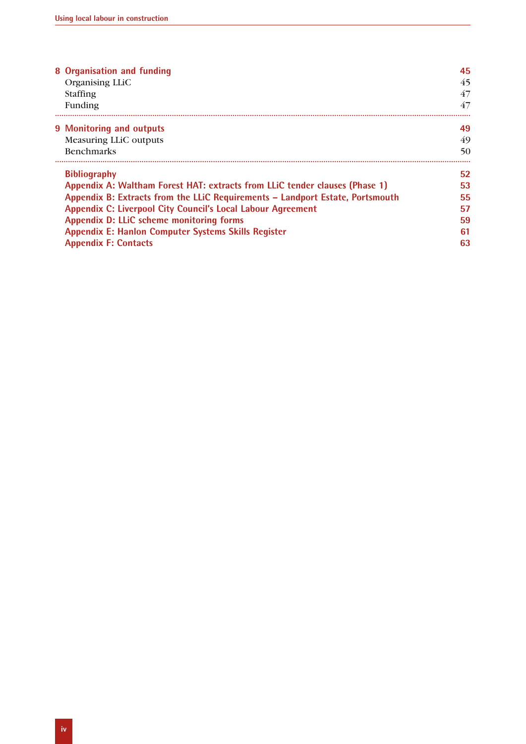| | |
|---|---|
| **8 Organisation and funding** | **45** |
| Organising LLiC | 45 |
| Staffing | 47 |
| Funding | 47 |
| **9 Monitoring and outputs** | **49** |
| Measuring LLiC outputs | 49 |
| Benchmarks | 50 |
| **Bibliography** | **52** |
| **Appendix A: Waltham Forest HAT: extracts from LLiC tender clauses (Phase 1)** | **53** |
| **Appendix B: Extracts from the LLiC Requirements – Landport Estate, Portsmouth** | **55** |
| **Appendix C: Liverpool City Council's Local Labour Agreement** | **57** |
| **Appendix D: LLiC scheme monitoring forms** | **59** |
| **Appendix E: Hanlon Computer Systems Skills Register** | **61** |
| **Appendix F: Contacts** | **63** |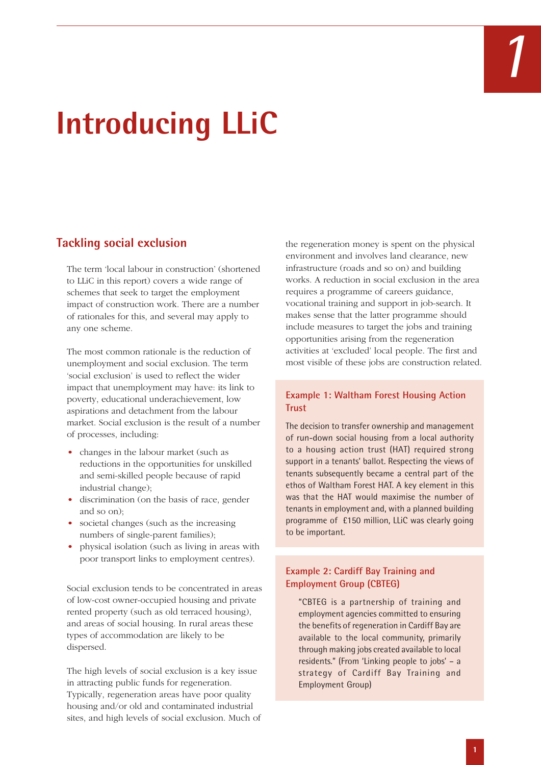# 1

# Introducing LLiC

## Tackling social exclusion

The term 'local labour in construction' (shortened to LLiC in this report) covers a wide range of schemes that seek to target the employment impact of construction work. There are a number of rationales for this, and several may apply to any one scheme.

The most common rationale is the reduction of unemployment and social exclusion. The term 'social exclusion' is used to reflect the wider impact that unemployment may have: its link to poverty, educational underachievement, low aspirations and detachment from the labour market. Social exclusion is the result of a number of processes, including:

- changes in the labour market (such as reductions in the opportunities for unskilled and semi-skilled people because of rapid industrial change);
- discrimination (on the basis of race, gender and so on);
- societal changes (such as the increasing numbers of single-parent families);
- physical isolation (such as living in areas with poor transport links to employment centres).

Social exclusion tends to be concentrated in areas of low-cost owner-occupied housing and private rented property (such as old terraced housing), and areas of social housing. In rural areas these types of accommodation are likely to be dispersed.

The high levels of social exclusion is a key issue in attracting public funds for regeneration. Typically, regeneration areas have poor quality housing and/or old and contaminated industrial sites, and high levels of social exclusion. Much of the regeneration money is spent on the physical environment and involves land clearance, new infrastructure (roads and so on) and building works. A reduction in social exclusion in the area requires a programme of careers guidance, vocational training and support in job-search. It makes sense that the latter programme should include measures to target the jobs and training opportunities arising from the regeneration activities at 'excluded' local people. The first and most visible of these jobs are construction related.

### Example 1: Waltham Forest Housing Action Trust

The decision to transfer ownership and management of run-down social housing from a local authority to a housing action trust (HAT) required strong support in a tenants' ballot. Respecting the views of tenants subsequently became a central part of the ethos of Waltham Forest HAT. A key element in this was that the HAT would maximise the number of tenants in employment and, with a planned building programme of £150 million, LLiC was clearly going to be important.

### Example 2: Cardiff Bay Training and Employment Group (CBTEG)

"CBTEG is a partnership of training and employment agencies committed to ensuring the benefits of regeneration in Cardiff Bay are available to the local community, primarily through making jobs created available to local residents." (From 'Linking people to jobs' – a strategy of Cardiff Bay Training and Employment Group)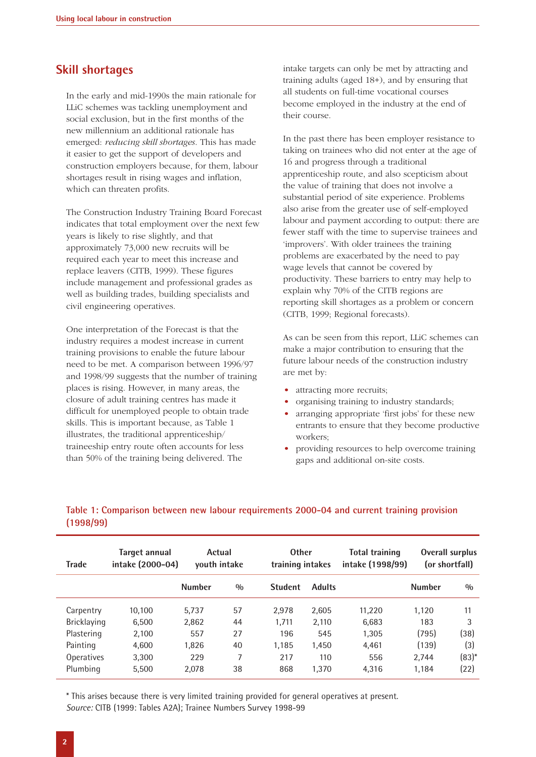## Skill shortages

In the early and mid-1990s the main rationale for LLiC schemes was tackling unemployment and social exclusion, but in the first months of the new millennium an additional rationale has emerged: *reducing skill shortages.* This has made it easier to get the support of developers and construction employers because, for them, labour shortages result in rising wages and inflation, which can threaten profits.

The Construction Industry Training Board Forecast indicates that total employment over the next few years is likely to rise slightly, and that approximately 73,000 new recruits will be required each year to meet this increase and replace leavers (CITB, 1999). These figures include management and professional grades as well as building trades, building specialists and civil engineering operatives.

One interpretation of the Forecast is that the industry requires a modest increase in current training provisions to enable the future labour need to be met. A comparison between 1996/97 and 1998/99 suggests that the number of training places is rising. However, in many areas, the closure of adult training centres has made it difficult for unemployed people to obtain trade skills. This is important because, as Table 1 illustrates, the traditional apprenticeship/ traineeship entry route often accounts for less than 50% of the training being delivered. The intake targets can only be met by attracting and training adults (aged 18+), and by ensuring that all students on full-time vocational courses become employed in the industry at the end of their course.

In the past there has been employer resistance to taking on trainees who did not enter at the age of 16 and progress through a traditional apprenticeship route, and also scepticism about the value of training that does not involve a substantial period of site experience. Problems also arise from the greater use of self-employed labour and payment according to output: there are fewer staff with the time to supervise trainees and 'improvers'. With older trainees the training problems are exacerbated by the need to pay wage levels that cannot be covered by productivity. These barriers to entry may help to explain why 70% of the CITB regions are reporting skill shortages as a problem or concern (CITB, 1999; Regional forecasts).

As can be seen from this report, LLiC schemes can make a major contribution to ensuring that the future labour needs of the construction industry are met by:

- attracting more recruits;
- organising training to industry standards;
- arranging appropriate 'first jobs' for these new entrants to ensure that they become productive workers;
- providing resources to help overcome training gaps and additional on-site costs.

**Table 1: Comparison between new labour requirements 2000-04 and current training provision (1998/99)**

| Trade | Target annual intake (2000-04) | Actual youth intake | | Other training intakes | | Total training intake (1998/99) | Overall surplus (or shortfall) | |
|---|---|---|---|---|---|---|---|---|
| | | Number | % | Student | Adults | | Number | % |
| Carpentry | 10,100 | 5,737 | 57 | 2,978 | 2,605 | 11,220 | 1,120 | 11 |
| Bricklaying | 6,500 | 2,862 | 44 | 1,711 | 2,110 | 6,683 | 183 | 3 |
| Plastering | 2,100 | 557 | 27 | 196 | 545 | 1,305 | (795) | (38) |
| Painting | 4,600 | 1,826 | 40 | 1,185 | 1,450 | 4,461 | (139) | (3) |
| Operatives | 3,300 | 229 | 7 | 217 | 110 | 556 | 2,744 | (83)* |
| Plumbing | 5,500 | 2,078 | 38 | 868 | 1,370 | 4,316 | 1,184 | (22) |

\* This arises because there is very limited training provided for general operatives at present.
*Source:* CITB (1999: Tables A2A); Trainee Numbers Survey 1998-99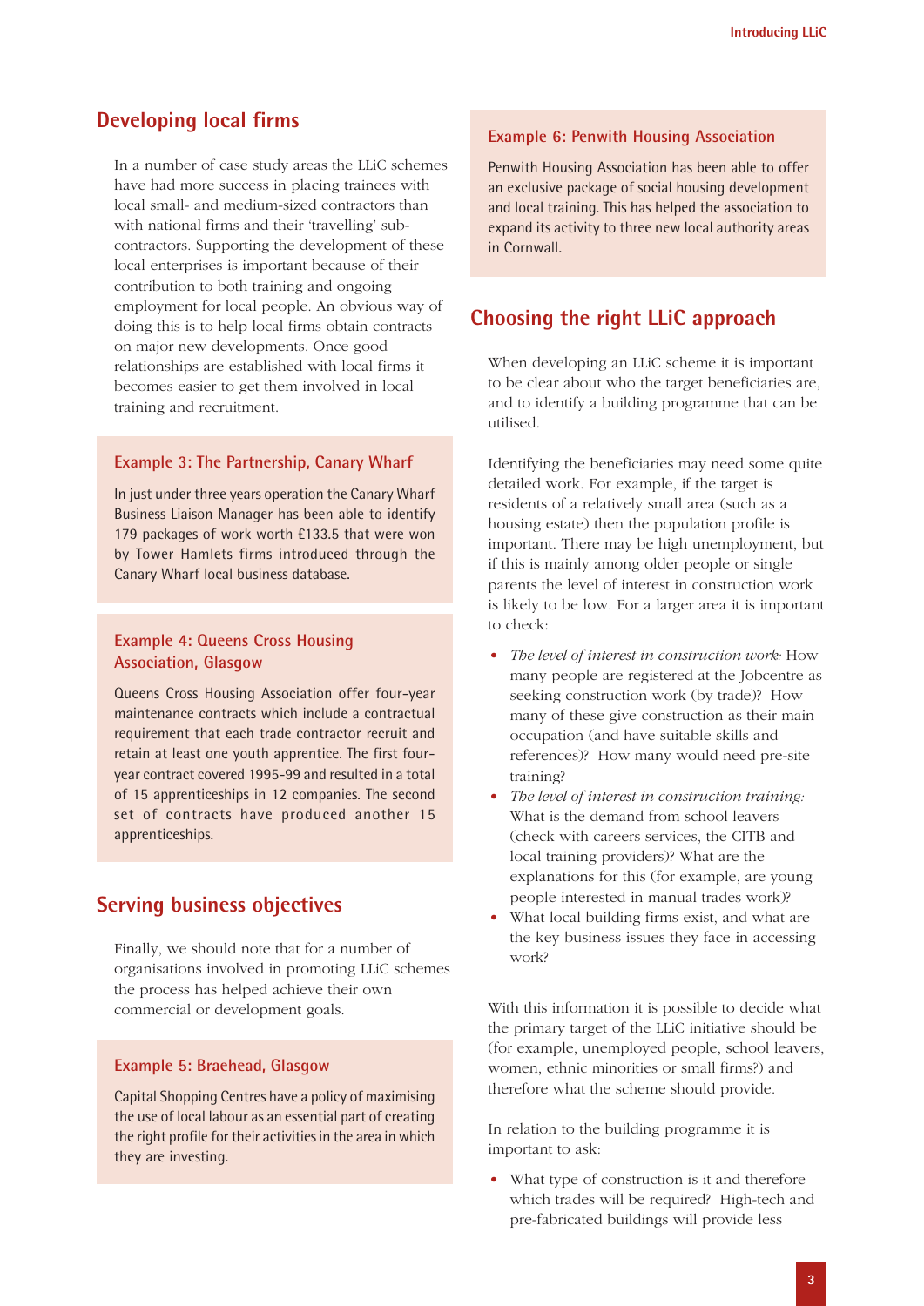## Developing local firms

In a number of case study areas the LLiC schemes have had more success in placing trainees with local small- and medium-sized contractors than with national firms and their 'travelling' sub-contractors. Supporting the development of these local enterprises is important because of their contribution to both training and ongoing employment for local people. An obvious way of doing this is to help local firms obtain contracts on major new developments. Once good relationships are established with local firms it becomes easier to get them involved in local training and recruitment.

### Example 3: The Partnership, Canary Wharf

In just under three years operation the Canary Wharf Business Liaison Manager has been able to identify 179 packages of work worth £133.5 that were won by Tower Hamlets firms introduced through the Canary Wharf local business database.

### Example 4: Queens Cross Housing Association, Glasgow

Queens Cross Housing Association offer four-year maintenance contracts which include a contractual requirement that each trade contractor recruit and retain at least one youth apprentice. The first four-year contract covered 1995-99 and resulted in a total of 15 apprenticeships in 12 companies. The second set of contracts have produced another 15 apprenticeships.

## Serving business objectives

Finally, we should note that for a number of organisations involved in promoting LLiC schemes the process has helped achieve their own commercial or development goals.

### Example 5: Braehead, Glasgow

Capital Shopping Centres have a policy of maximising the use of local labour as an essential part of creating the right profile for their activities in the area in which they are investing.

### Example 6: Penwith Housing Association

Penwith Housing Association has been able to offer an exclusive package of social housing development and local training. This has helped the association to expand its activity to three new local authority areas in Cornwall.

## Choosing the right LLiC approach

When developing an LLiC scheme it is important to be clear about who the target beneficiaries are, and to identify a building programme that can be utilised.

Identifying the beneficiaries may need some quite detailed work. For example, if the target is residents of a relatively small area (such as a housing estate) then the population profile is important. There may be high unemployment, but if this is mainly among older people or single parents the level of interest in construction work is likely to be low. For a larger area it is important to check:

- *The level of interest in construction work:* How many people are registered at the Jobcentre as seeking construction work (by trade)? How many of these give construction as their main occupation (and have suitable skills and references)? How many would need pre-site training?
- *The level of interest in construction training:* What is the demand from school leavers (check with careers services, the CITB and local training providers)? What are the explanations for this (for example, are young people interested in manual trades work)?
- What local building firms exist, and what are the key business issues they face in accessing work?

With this information it is possible to decide what the primary target of the LLiC initiative should be (for example, unemployed people, school leavers, women, ethnic minorities or small firms?) and therefore what the scheme should provide.

In relation to the building programme it is important to ask:

- What type of construction is it and therefore which trades will be required? High-tech and pre-fabricated buildings will provide less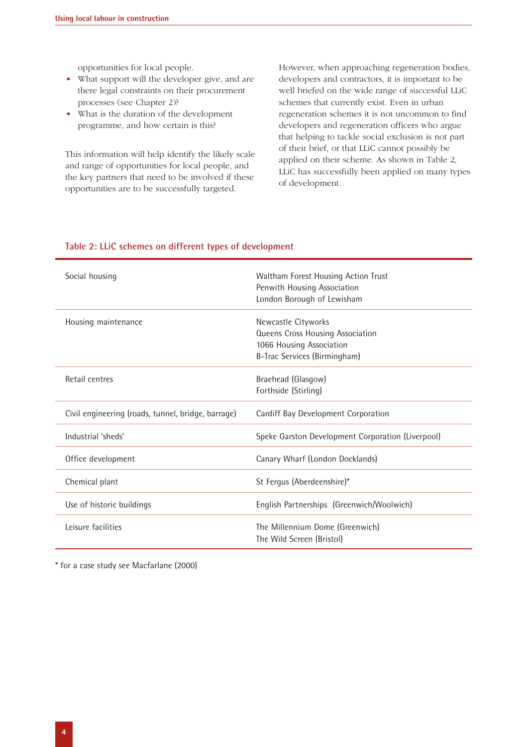opportunities for local people.

- What support will the developer give, and are there legal constraints on their procurement processes (see Chapter 2)?
- What is the duration of the development programme, and how certain is this?

This information will help identify the likely scale and range of opportunities for local people, and the key partners that need to be involved if these opportunities are to be successfully targeted.

However, when approaching regeneration bodies, developers and contractors, it is important to be well briefed on the wide range of successful LLiC schemes that currently exist. Even in urban regeneration schemes it is not uncommon to find developers and regeneration officers who argue that helping to tackle social exclusion is not part of their brief, or that LLiC cannot possibly be applied on their scheme. As shown in Table 2, LLiC has successfully been applied on many types of development.

**Table 2: LLiC schemes on different types of development**

| Type of development | Schemes |
|---|---|
| Social housing | Waltham Forest Housing Action Trust<br>Penwith Housing Association<br>London Borough of Lewisham |
| Housing maintenance | Newcastle Cityworks<br>Queens Cross Housing Association<br>1066 Housing Association<br>B-Trac Services (Birmingham) |
| Retail centres | Braehead (Glasgow)<br>Forthside (Stirling) |
| Civil engineering (roads, tunnel, bridge, barrage) | Cardiff Bay Development Corporation |
| Industrial 'sheds' | Speke Garston Development Corporation (Liverpool) |
| Office development | Canary Wharf (London Docklands) |
| Chemical plant | St Fergus (Aberdeenshire)* |
| Use of historic buildings | English Partnerships (Greenwich/Woolwich) |
| Leisure facilities | The Millennium Dome (Greenwich)<br>The Wild Screen (Bristol) |

* for a case study see Macfarlane (2000)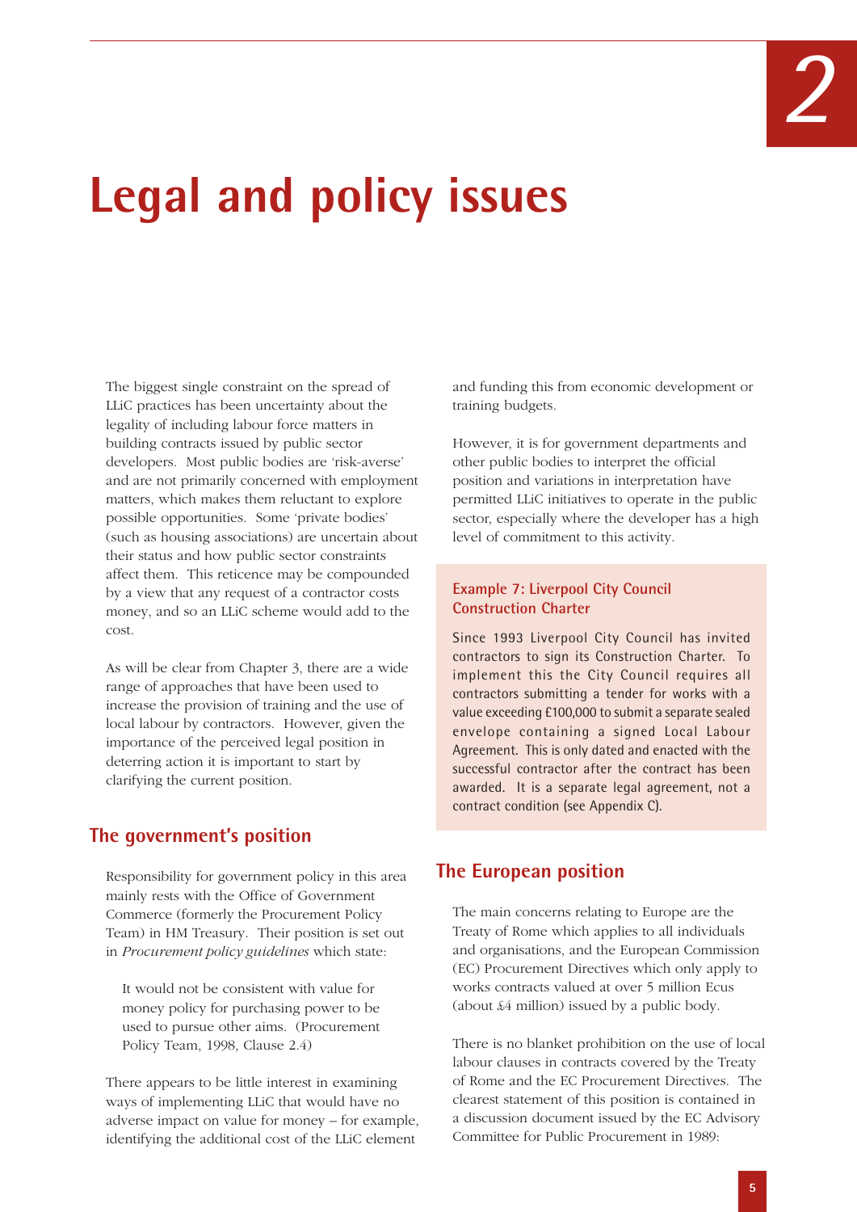// Chapter 2

# Legal and policy issues

The biggest single constraint on the spread of LLiC practices has been uncertainty about the legality of including labour force matters in building contracts issued by public sector developers. Most public bodies are 'risk-averse' and are not primarily concerned with employment matters, which makes them reluctant to explore possible opportunities. Some 'private bodies' (such as housing associations) are uncertain about their status and how public sector constraints affect them. This reticence may be compounded by a view that any request of a contractor costs money, and so an LLiC scheme would add to the cost.

As will be clear from Chapter 3, there are a wide range of approaches that have been used to increase the provision of training and the use of local labour by contractors. However, given the importance of the perceived legal position in deterring action it is important to start by clarifying the current position.

## The government's position

Responsibility for government policy in this area mainly rests with the Office of Government Commerce (formerly the Procurement Policy Team) in HM Treasury. Their position is set out in *Procurement policy guidelines* which state:

> It would not be consistent with value for money policy for purchasing power to be used to pursue other aims. (Procurement Policy Team, 1998, Clause 2.4)

There appears to be little interest in examining ways of implementing LLiC that would have no adverse impact on value for money – for example, identifying the additional cost of the LLiC element and funding this from economic development or training budgets.

However, it is for government departments and other public bodies to interpret the official position and variations in interpretation have permitted LLiC initiatives to operate in the public sector, especially where the developer has a high level of commitment to this activity.

> **Example 7: Liverpool City Council Construction Charter**
>
> Since 1993 Liverpool City Council has invited contractors to sign its Construction Charter. To implement this the City Council requires all contractors submitting a tender for works with a value exceeding £100,000 to submit a separate sealed envelope containing a signed Local Labour Agreement. This is only dated and enacted with the successful contractor after the contract has been awarded. It is a separate legal agreement, not a contract condition (see Appendix C).

## The European position

The main concerns relating to Europe are the Treaty of Rome which applies to all individuals and organisations, and the European Commission (EC) Procurement Directives which only apply to works contracts valued at over 5 million Ecus (about £4 million) issued by a public body.

There is no blanket prohibition on the use of local labour clauses in contracts covered by the Treaty of Rome and the EC Procurement Directives. The clearest statement of this position is contained in a discussion document issued by the EC Advisory Committee for Public Procurement in 1989: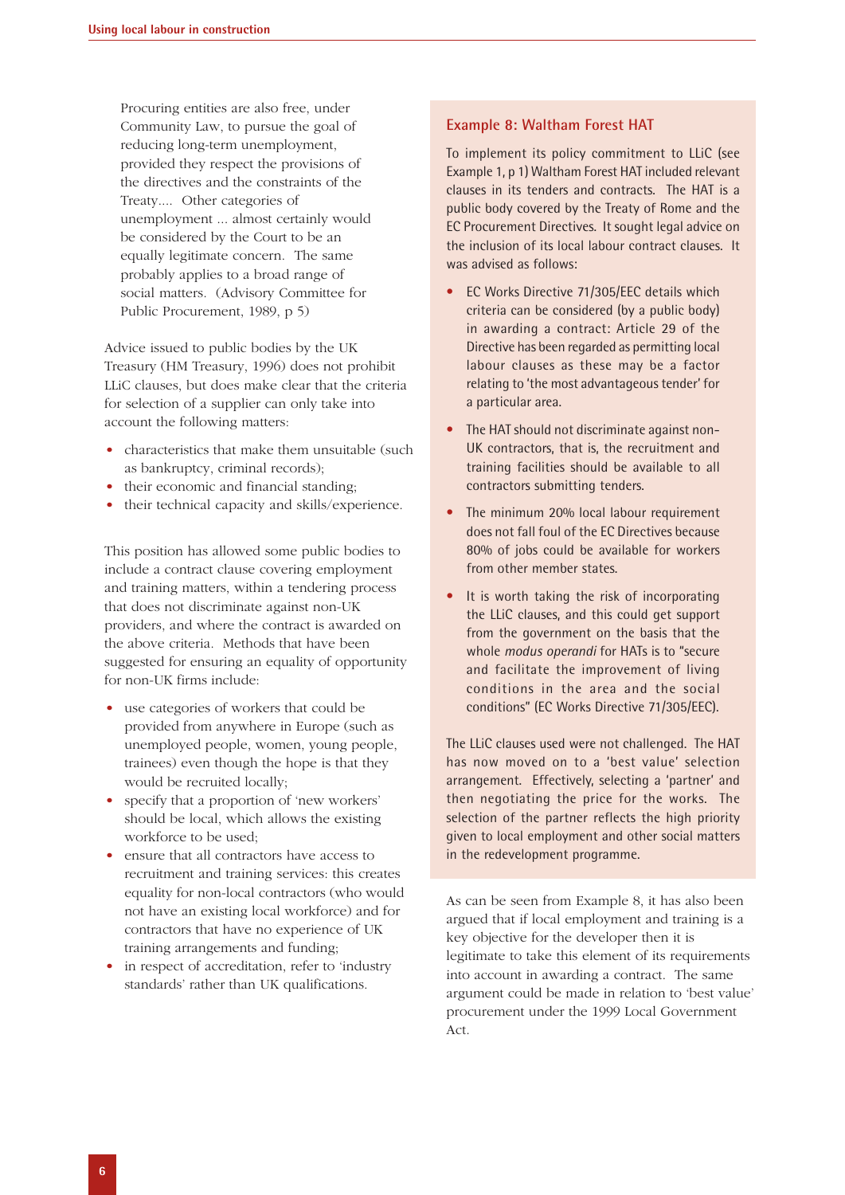> Procuring entities are also free, under Community Law, to pursue the goal of reducing long-term unemployment, provided they respect the provisions of the directives and the constraints of the Treaty.... Other categories of unemployment ... almost certainly would be considered by the Court to be an equally legitimate concern. The same probably applies to a broad range of social matters. (Advisory Committee for Public Procurement, 1989, p 5)

Advice issued to public bodies by the UK Treasury (HM Treasury, 1996) does not prohibit LLiC clauses, but does make clear that the criteria for selection of a supplier can only take into account the following matters:

- characteristics that make them unsuitable (such as bankruptcy, criminal records);
- their economic and financial standing;
- their technical capacity and skills/experience.

This position has allowed some public bodies to include a contract clause covering employment and training matters, within a tendering process that does not discriminate against non-UK providers, and where the contract is awarded on the above criteria. Methods that have been suggested for ensuring an equality of opportunity for non-UK firms include:

- use categories of workers that could be provided from anywhere in Europe (such as unemployed people, women, young people, trainees) even though the hope is that they would be recruited locally;
- specify that a proportion of 'new workers' should be local, which allows the existing workforce to be used;
- ensure that all contractors have access to recruitment and training services: this creates equality for non-local contractors (who would not have an existing local workforce) and for contractors that have no experience of UK training arrangements and funding;
- in respect of accreditation, refer to 'industry standards' rather than UK qualifications.

### Example 8: Waltham Forest HAT

To implement its policy commitment to LLiC (see Example 1, p 1) Waltham Forest HAT included relevant clauses in its tenders and contracts. The HAT is a public body covered by the Treaty of Rome and the EC Procurement Directives. It sought legal advice on the inclusion of its local labour contract clauses. It was advised as follows:

- EC Works Directive 71/305/EEC details which criteria can be considered (by a public body) in awarding a contract: Article 29 of the Directive has been regarded as permitting local labour clauses as these may be a factor relating to 'the most advantageous tender' for a particular area.
- The HAT should not discriminate against non-UK contractors, that is, the recruitment and training facilities should be available to all contractors submitting tenders.
- The minimum 20% local labour requirement does not fall foul of the EC Directives because 80% of jobs could be available for workers from other member states.
- It is worth taking the risk of incorporating the LLiC clauses, and this could get support from the government on the basis that the whole *modus operandi* for HATs is to "secure and facilitate the improvement of living conditions in the area and the social conditions" (EC Works Directive 71/305/EEC).

The LLiC clauses used were not challenged. The HAT has now moved on to a 'best value' selection arrangement. Effectively, selecting a 'partner' and then negotiating the price for the works. The selection of the partner reflects the high priority given to local employment and other social matters in the redevelopment programme.

As can be seen from Example 8, it has also been argued that if local employment and training is a key objective for the developer then it is legitimate to take this element of its requirements into account in awarding a contract. The same argument could be made in relation to 'best value' procurement under the 1999 Local Government Act.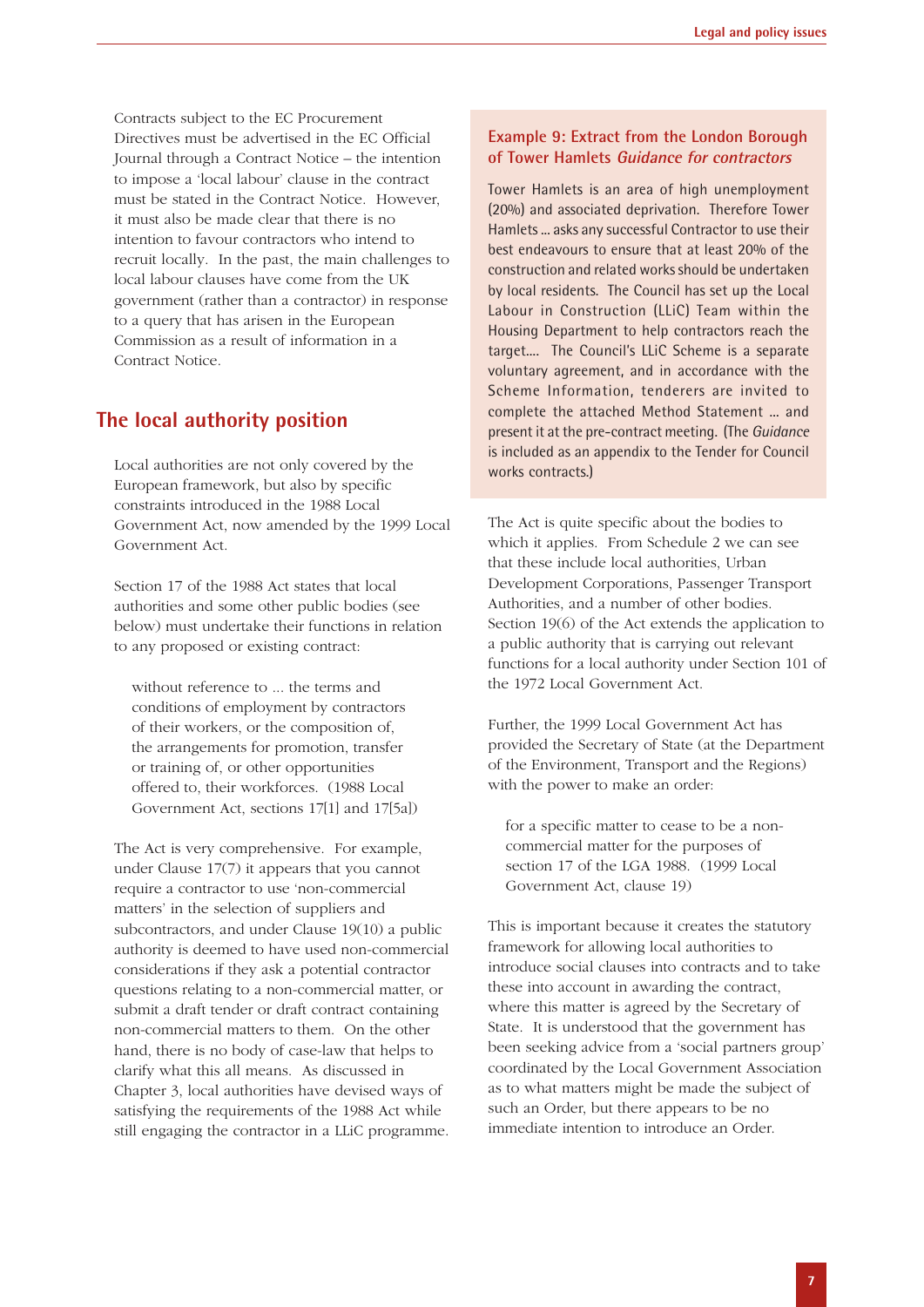Contracts subject to the EC Procurement Directives must be advertised in the EC Official Journal through a Contract Notice – the intention to impose a 'local labour' clause in the contract must be stated in the Contract Notice. However, it must also be made clear that there is no intention to favour contractors who intend to recruit locally. In the past, the main challenges to local labour clauses have come from the UK government (rather than a contractor) in response to a query that has arisen in the European Commission as a result of information in a Contract Notice.

## The local authority position

Local authorities are not only covered by the European framework, but also by specific constraints introduced in the 1988 Local Government Act, now amended by the 1999 Local Government Act.

Section 17 of the 1988 Act states that local authorities and some other public bodies (see below) must undertake their functions in relation to any proposed or existing contract:

> without reference to ... the terms and conditions of employment by contractors of their workers, or the composition of, the arrangements for promotion, transfer or training of, or other opportunities offered to, their workforces. (1988 Local Government Act, sections 17[1] and 17[5a])

The Act is very comprehensive. For example, under Clause 17(7) it appears that you cannot require a contractor to use 'non-commercial matters' in the selection of suppliers and subcontractors, and under Clause 19(10) a public authority is deemed to have used non-commercial considerations if they ask a potential contractor questions relating to a non-commercial matter, or submit a draft tender or draft contract containing non-commercial matters to them. On the other hand, there is no body of case-law that helps to clarify what this all means. As discussed in Chapter 3, local authorities have devised ways of satisfying the requirements of the 1988 Act while still engaging the contractor in a LLiC programme.

### Example 9: Extract from the London Borough of Tower Hamlets *Guidance for contractors*

Tower Hamlets is an area of high unemployment (20%) and associated deprivation. Therefore Tower Hamlets ... asks any successful Contractor to use their best endeavours to ensure that at least 20% of the construction and related works should be undertaken by local residents. The Council has set up the Local Labour in Construction (LLiC) Team within the Housing Department to help contractors reach the target.... The Council's LLiC Scheme is a separate voluntary agreement, and in accordance with the Scheme Information, tenderers are invited to complete the attached Method Statement ... and present it at the pre-contract meeting. (The *Guidance* is included as an appendix to the Tender for Council works contracts.)

The Act is quite specific about the bodies to which it applies. From Schedule 2 we can see that these include local authorities, Urban Development Corporations, Passenger Transport Authorities, and a number of other bodies. Section 19(6) of the Act extends the application to a public authority that is carrying out relevant functions for a local authority under Section 101 of the 1972 Local Government Act.

Further, the 1999 Local Government Act has provided the Secretary of State (at the Department of the Environment, Transport and the Regions) with the power to make an order:

> for a specific matter to cease to be a non-commercial matter for the purposes of section 17 of the LGA 1988. (1999 Local Government Act, clause 19)

This is important because it creates the statutory framework for allowing local authorities to introduce social clauses into contracts and to take these into account in awarding the contract, where this matter is agreed by the Secretary of State. It is understood that the government has been seeking advice from a 'social partners group' coordinated by the Local Government Association as to what matters might be made the subject of such an Order, but there appears to be no immediate intention to introduce an Order.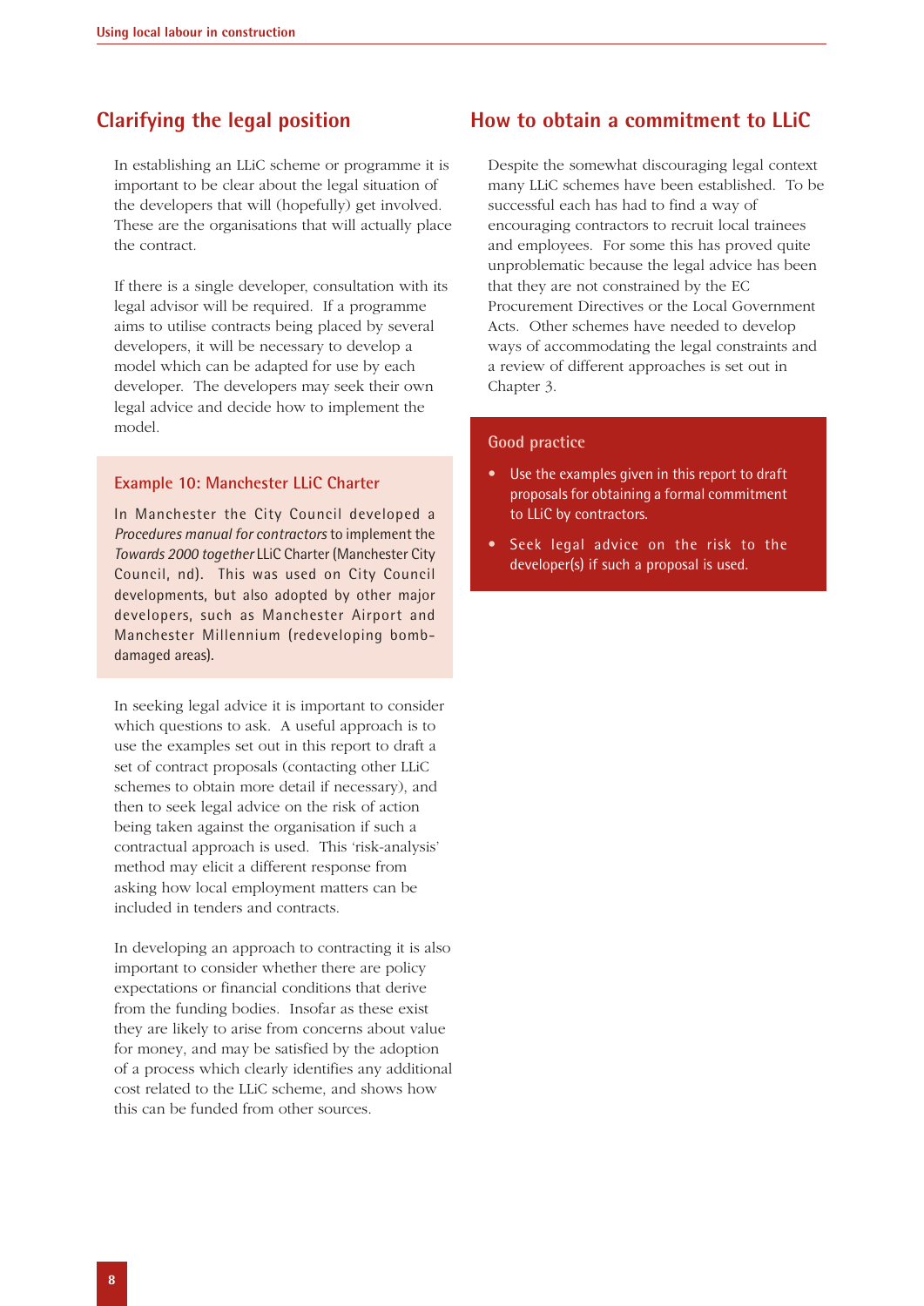## Clarifying the legal position

In establishing an LLiC scheme or programme it is important to be clear about the legal situation of the developers that will (hopefully) get involved. These are the organisations that will actually place the contract.

If there is a single developer, consultation with its legal advisor will be required. If a programme aims to utilise contracts being placed by several developers, it will be necessary to develop a model which can be adapted for use by each developer. The developers may seek their own legal advice and decide how to implement the model.

### Example 10: Manchester LLiC Charter

In Manchester the City Council developed a *Procedures manual for contractors* to implement the *Towards 2000 together* LLiC Charter (Manchester City Council, nd). This was used on City Council developments, but also adopted by other major developers, such as Manchester Airport and Manchester Millennium (redeveloping bomb-damaged areas).

In seeking legal advice it is important to consider which questions to ask. A useful approach is to use the examples set out in this report to draft a set of contract proposals (contacting other LLiC schemes to obtain more detail if necessary), and then to seek legal advice on the risk of action being taken against the organisation if such a contractual approach is used. This 'risk-analysis' method may elicit a different response from asking how local employment matters can be included in tenders and contracts.

In developing an approach to contracting it is also important to consider whether there are policy expectations or financial conditions that derive from the funding bodies. Insofar as these exist they are likely to arise from concerns about value for money, and may be satisfied by the adoption of a process which clearly identifies any additional cost related to the LLiC scheme, and shows how this can be funded from other sources.

## How to obtain a commitment to LLiC

Despite the somewhat discouraging legal context many LLiC schemes have been established. To be successful each has had to find a way of encouraging contractors to recruit local trainees and employees. For some this has proved quite unproblematic because the legal advice has been that they are not constrained by the EC Procurement Directives or the Local Government Acts. Other schemes have needed to develop ways of accommodating the legal constraints and a review of different approaches is set out in Chapter 3.

### Good practice

- Use the examples given in this report to draft proposals for obtaining a formal commitment to LLiC by contractors.
- Seek legal advice on the risk to the developer(s) if such a proposal is used.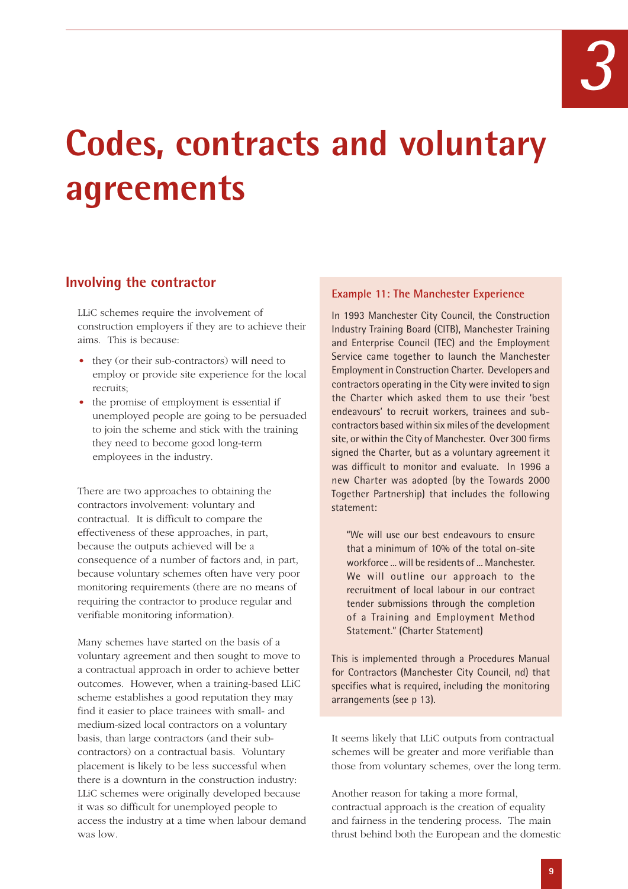# Codes, contracts and voluntary agreements

## Involving the contractor

LLiC schemes require the involvement of construction employers if they are to achieve their aims. This is because:

- they (or their sub-contractors) will need to employ or provide site experience for the local recruits;
- the promise of employment is essential if unemployed people are going to be persuaded to join the scheme and stick with the training they need to become good long-term employees in the industry.

There are two approaches to obtaining the contractors involvement: voluntary and contractual. It is difficult to compare the effectiveness of these approaches, in part, because the outputs achieved will be a consequence of a number of factors and, in part, because voluntary schemes often have very poor monitoring requirements (there are no means of requiring the contractor to produce regular and verifiable monitoring information).

Many schemes have started on the basis of a voluntary agreement and then sought to move to a contractual approach in order to achieve better outcomes. However, when a training-based LLiC scheme establishes a good reputation they may find it easier to place trainees with small- and medium-sized local contractors on a voluntary basis, than large contractors (and their sub-contractors) on a contractual basis. Voluntary placement is likely to be less successful when there is a downturn in the construction industry: LLiC schemes were originally developed because it was so difficult for unemployed people to access the industry at a time when labour demand was low.

### Example 11: The Manchester Experience

In 1993 Manchester City Council, the Construction Industry Training Board (CITB), Manchester Training and Enterprise Council (TEC) and the Employment Service came together to launch the Manchester Employment in Construction Charter. Developers and contractors operating in the City were invited to sign the Charter which asked them to use their 'best endeavours' to recruit workers, trainees and sub-contractors based within six miles of the development site, or within the City of Manchester. Over 300 firms signed the Charter, but as a voluntary agreement it was difficult to monitor and evaluate. In 1996 a new Charter was adopted (by the Towards 2000 Together Partnership) that includes the following statement:

> "We will use our best endeavours to ensure that a minimum of 10% of the total on-site workforce ... will be residents of ... Manchester. We will outline our approach to the recruitment of local labour in our contract tender submissions through the completion of a Training and Employment Method Statement." (Charter Statement)

This is implemented through a Procedures Manual for Contractors (Manchester City Council, nd) that specifies what is required, including the monitoring arrangements (see p 13).

It seems likely that LLiC outputs from contractual schemes will be greater and more verifiable than those from voluntary schemes, over the long term.

Another reason for taking a more formal, contractual approach is the creation of equality and fairness in the tendering process. The main thrust behind both the European and the domestic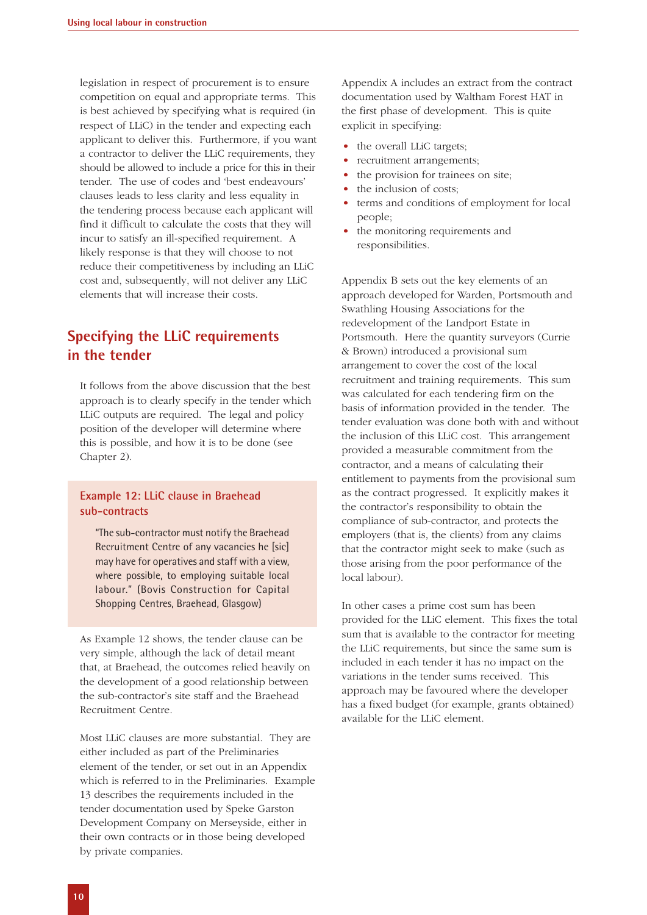legislation in respect of procurement is to ensure competition on equal and appropriate terms. This is best achieved by specifying what is required (in respect of LLiC) in the tender and expecting each applicant to deliver this. Furthermore, if you want a contractor to deliver the LLiC requirements, they should be allowed to include a price for this in their tender. The use of codes and 'best endeavours' clauses leads to less clarity and less equality in the tendering process because each applicant will find it difficult to calculate the costs that they will incur to satisfy an ill-specified requirement. A likely response is that they will choose to not reduce their competitiveness by including an LLiC cost and, subsequently, will not deliver any LLiC elements that will increase their costs.

## Specifying the LLiC requirements in the tender

It follows from the above discussion that the best approach is to clearly specify in the tender which LLiC outputs are required. The legal and policy position of the developer will determine where this is possible, and how it is to be done (see Chapter 2).

### Example 12: LLiC clause in Braehead sub-contracts

"The sub-contractor must notify the Braehead Recruitment Centre of any vacancies he [sic] may have for operatives and staff with a view, where possible, to employing suitable local labour." (Bovis Construction for Capital Shopping Centres, Braehead, Glasgow)

As Example 12 shows, the tender clause can be very simple, although the lack of detail meant that, at Braehead, the outcomes relied heavily on the development of a good relationship between the sub-contractor's site staff and the Braehead Recruitment Centre.

Most LLiC clauses are more substantial. They are either included as part of the Preliminaries element of the tender, or set out in an Appendix which is referred to in the Preliminaries. Example 13 describes the requirements included in the tender documentation used by Speke Garston Development Company on Merseyside, either in their own contracts or in those being developed by private companies.

Appendix A includes an extract from the contract documentation used by Waltham Forest HAT in the first phase of development. This is quite explicit in specifying:

- the overall LLiC targets;
- recruitment arrangements;
- the provision for trainees on site;
- the inclusion of costs;
- terms and conditions of employment for local people;
- the monitoring requirements and responsibilities.

Appendix B sets out the key elements of an approach developed for Warden, Portsmouth and Swathling Housing Associations for the redevelopment of the Landport Estate in Portsmouth. Here the quantity surveyors (Currie & Brown) introduced a provisional sum arrangement to cover the cost of the local recruitment and training requirements. This sum was calculated for each tendering firm on the basis of information provided in the tender. The tender evaluation was done both with and without the inclusion of this LLiC cost. This arrangement provided a measurable commitment from the contractor, and a means of calculating their entitlement to payments from the provisional sum as the contract progressed. It explicitly makes it the contractor's responsibility to obtain the compliance of sub-contractor, and protects the employers (that is, the clients) from any claims that the contractor might seek to make (such as those arising from the poor performance of the local labour).

In other cases a prime cost sum has been provided for the LLiC element. This fixes the total sum that is available to the contractor for meeting the LLiC requirements, but since the same sum is included in each tender it has no impact on the variations in the tender sums received. This approach may be favoured where the developer has a fixed budget (for example, grants obtained) available for the LLiC element.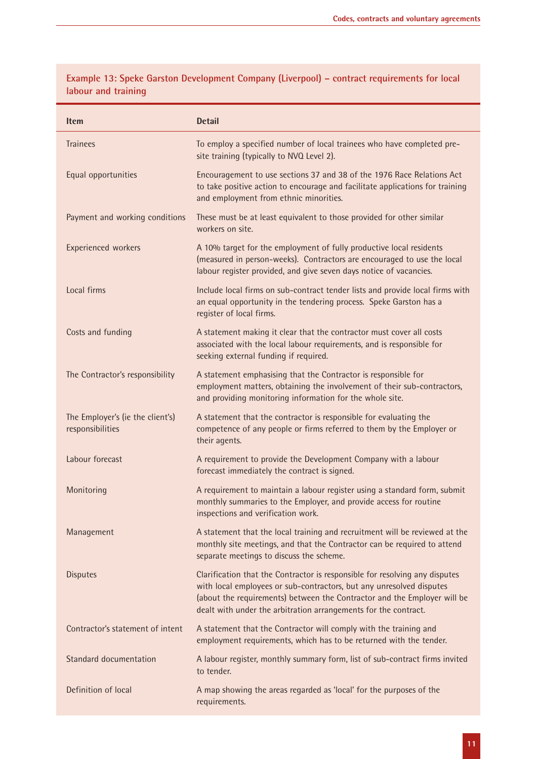### Example 13: Speke Garston Development Company (Liverpool) – contract requirements for local labour and training

| Item | Detail |
|---|---|
| Trainees | To employ a specified number of local trainees who have completed pre-site training (typically to NVQ Level 2). |
| Equal opportunities | Encouragement to use sections 37 and 38 of the 1976 Race Relations Act to take positive action to encourage and facilitate applications for training and employment from ethnic minorities. |
| Payment and working conditions | These must be at least equivalent to those provided for other similar workers on site. |
| Experienced workers | A 10% target for the employment of fully productive local residents (measured in person-weeks). Contractors are encouraged to use the local labour register provided, and give seven days notice of vacancies. |
| Local firms | Include local firms on sub-contract tender lists and provide local firms with an equal opportunity in the tendering process. Speke Garston has a register of local firms. |
| Costs and funding | A statement making it clear that the contractor must cover all costs associated with the local labour requirements, and is responsible for seeking external funding if required. |
| The Contractor's responsibility | A statement emphasising that the Contractor is responsible for employment matters, obtaining the involvement of their sub-contractors, and providing monitoring information for the whole site. |
| The Employer's (ie the client's) responsibilities | A statement that the contractor is responsible for evaluating the competence of any people or firms referred to them by the Employer or their agents. |
| Labour forecast | A requirement to provide the Development Company with a labour forecast immediately the contract is signed. |
| Monitoring | A requirement to maintain a labour register using a standard form, submit monthly summaries to the Employer, and provide access for routine inspections and verification work. |
| Management | A statement that the local training and recruitment will be reviewed at the monthly site meetings, and that the Contractor can be required to attend separate meetings to discuss the scheme. |
| Disputes | Clarification that the Contractor is responsible for resolving any disputes with local employees or sub-contractors, but any unresolved disputes (about the requirements) between the Contractor and the Employer will be dealt with under the arbitration arrangements for the contract. |
| Contractor's statement of intent | A statement that the Contractor will comply with the training and employment requirements, which has to be returned with the tender. |
| Standard documentation | A labour register, monthly summary form, list of sub-contract firms invited to tender. |
| Definition of local | A map showing the areas regarded as 'local' for the purposes of the requirements. |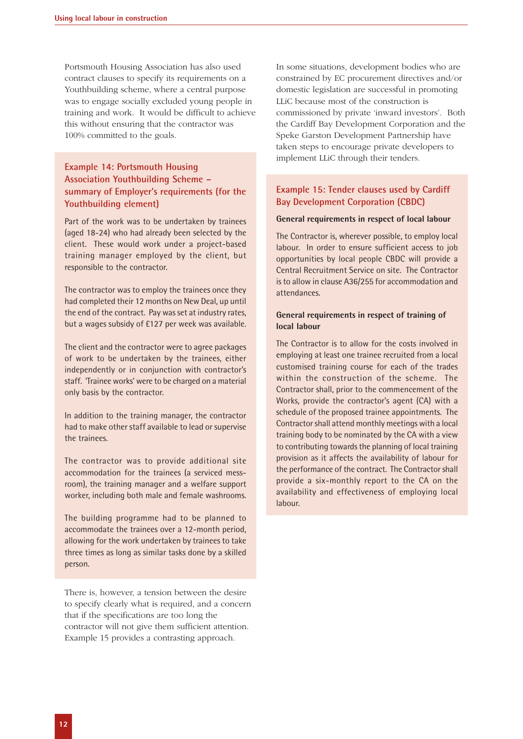Portsmouth Housing Association has also used contract clauses to specify its requirements on a Youthbuilding scheme, where a central purpose was to engage socially excluded young people in training and work. It would be difficult to achieve this without ensuring that the contractor was 100% committed to the goals.

### Example 14: Portsmouth Housing Association Youthbuilding Scheme – summary of Employer's requirements (for the Youthbuilding element)

Part of the work was to be undertaken by trainees (aged 18-24) who had already been selected by the client. These would work under a project-based training manager employed by the client, but responsible to the contractor.

The contractor was to employ the trainees once they had completed their 12 months on New Deal, up until the end of the contract. Pay was set at industry rates, but a wages subsidy of £127 per week was available.

The client and the contractor were to agree packages of work to be undertaken by the trainees, either independently or in conjunction with contractor's staff. 'Trainee works' were to be charged on a material only basis by the contractor.

In addition to the training manager, the contractor had to make other staff available to lead or supervise the trainees.

The contractor was to provide additional site accommodation for the trainees (a serviced mess-room), the training manager and a welfare support worker, including both male and female washrooms.

The building programme had to be planned to accommodate the trainees over a 12-month period, allowing for the work undertaken by trainees to take three times as long as similar tasks done by a skilled person.

There is, however, a tension between the desire to specify clearly what is required, and a concern that if the specifications are too long the contractor will not give them sufficient attention. Example 15 provides a contrasting approach.

In some situations, development bodies who are constrained by EC procurement directives and/or domestic legislation are successful in promoting LLiC because most of the construction is commissioned by private 'inward investors'. Both the Cardiff Bay Development Corporation and the Speke Garston Development Partnership have taken steps to encourage private developers to implement LLiC through their tenders.

### Example 15: Tender clauses used by Cardiff Bay Development Corporation (CBDC)

**General requirements in respect of local labour**

The Contractor is, wherever possible, to employ local labour. In order to ensure sufficient access to job opportunities by local people CBDC will provide a Central Recruitment Service on site. The Contractor is to allow in clause A36/255 for accommodation and attendances.

**General requirements in respect of training of local labour**

The Contractor is to allow for the costs involved in employing at least one trainee recruited from a local customised training course for each of the trades within the construction of the scheme. The Contractor shall, prior to the commencement of the Works, provide the contractor's agent (CA) with a schedule of the proposed trainee appointments. The Contractor shall attend monthly meetings with a local training body to be nominated by the CA with a view to contributing towards the planning of local training provision as it affects the availability of labour for the performance of the contract. The Contractor shall provide a six-monthly report to the CA on the availability and effectiveness of employing local labour.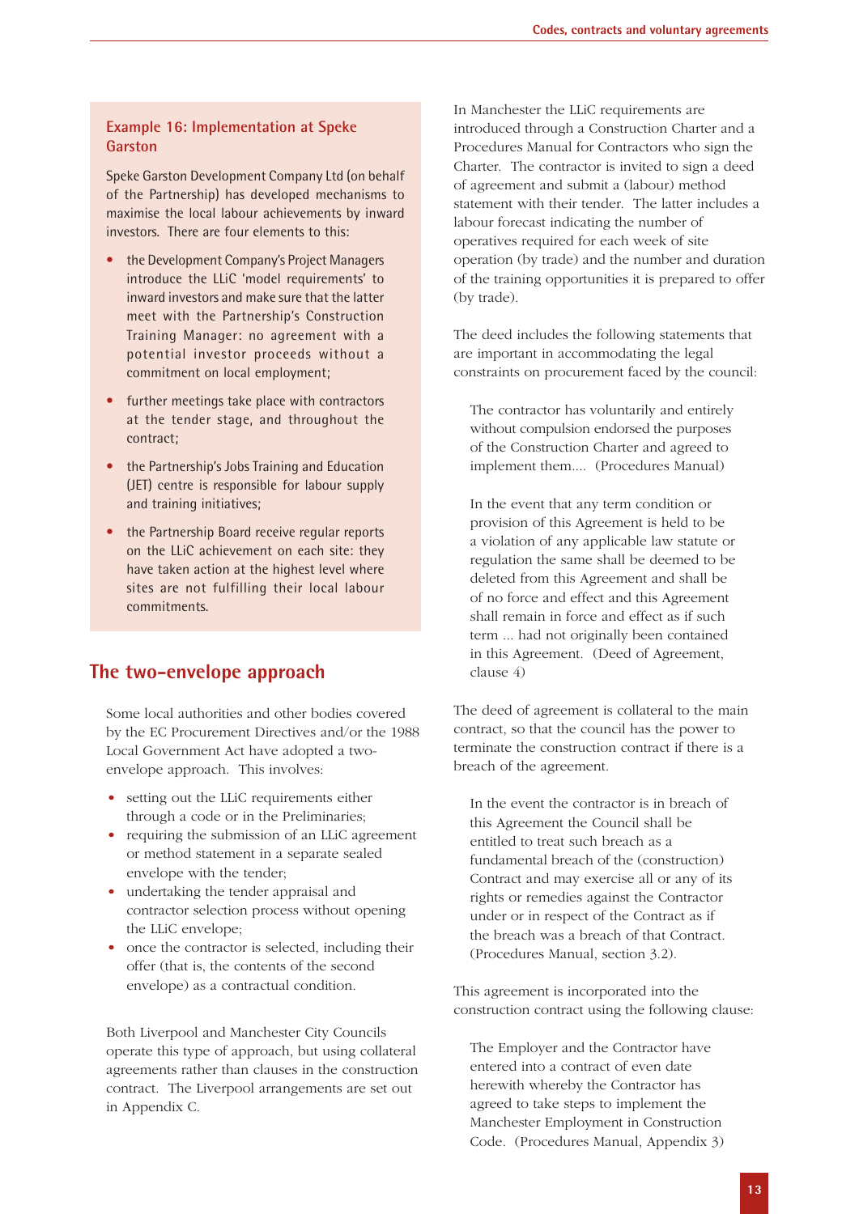### Example 16: Implementation at Speke Garston

Speke Garston Development Company Ltd (on behalf of the Partnership) has developed mechanisms to maximise the local labour achievements by inward investors. There are four elements to this:

- the Development Company's Project Managers introduce the LLiC 'model requirements' to inward investors and make sure that the latter meet with the Partnership's Construction Training Manager: no agreement with a potential investor proceeds without a commitment on local employment;
- further meetings take place with contractors at the tender stage, and throughout the contract;
- the Partnership's Jobs Training and Education (JET) centre is responsible for labour supply and training initiatives;
- the Partnership Board receive regular reports on the LLiC achievement on each site: they have taken action at the highest level where sites are not fulfilling their local labour commitments.

## The two-envelope approach

Some local authorities and other bodies covered by the EC Procurement Directives and/or the 1988 Local Government Act have adopted a two-envelope approach. This involves:

- setting out the LLiC requirements either through a code or in the Preliminaries;
- requiring the submission of an LLiC agreement or method statement in a separate sealed envelope with the tender;
- undertaking the tender appraisal and contractor selection process without opening the LLiC envelope;
- once the contractor is selected, including their offer (that is, the contents of the second envelope) as a contractual condition.

Both Liverpool and Manchester City Councils operate this type of approach, but using collateral agreements rather than clauses in the construction contract. The Liverpool arrangements are set out in Appendix C.

In Manchester the LLiC requirements are introduced through a Construction Charter and a Procedures Manual for Contractors who sign the Charter. The contractor is invited to sign a deed of agreement and submit a (labour) method statement with their tender. The latter includes a labour forecast indicating the number of operatives required for each week of site operation (by trade) and the number and duration of the training opportunities it is prepared to offer (by trade).

The deed includes the following statements that are important in accommodating the legal constraints on procurement faced by the council:

> The contractor has voluntarily and entirely without compulsion endorsed the purposes of the Construction Charter and agreed to implement them.... (Procedures Manual)

> In the event that any term condition or provision of this Agreement is held to be a violation of any applicable law statute or regulation the same shall be deemed to be deleted from this Agreement and shall be of no force and effect and this Agreement shall remain in force and effect as if such term ... had not originally been contained in this Agreement. (Deed of Agreement, clause 4)

The deed of agreement is collateral to the main contract, so that the council has the power to terminate the construction contract if there is a breach of the agreement.

> In the event the contractor is in breach of this Agreement the Council shall be entitled to treat such breach as a fundamental breach of the (construction) Contract and may exercise all or any of its rights or remedies against the Contractor under or in respect of the Contract as if the breach was a breach of that Contract. (Procedures Manual, section 3.2).

This agreement is incorporated into the construction contract using the following clause:

> The Employer and the Contractor have entered into a contract of even date herewith whereby the Contractor has agreed to take steps to implement the Manchester Employment in Construction Code. (Procedures Manual, Appendix 3)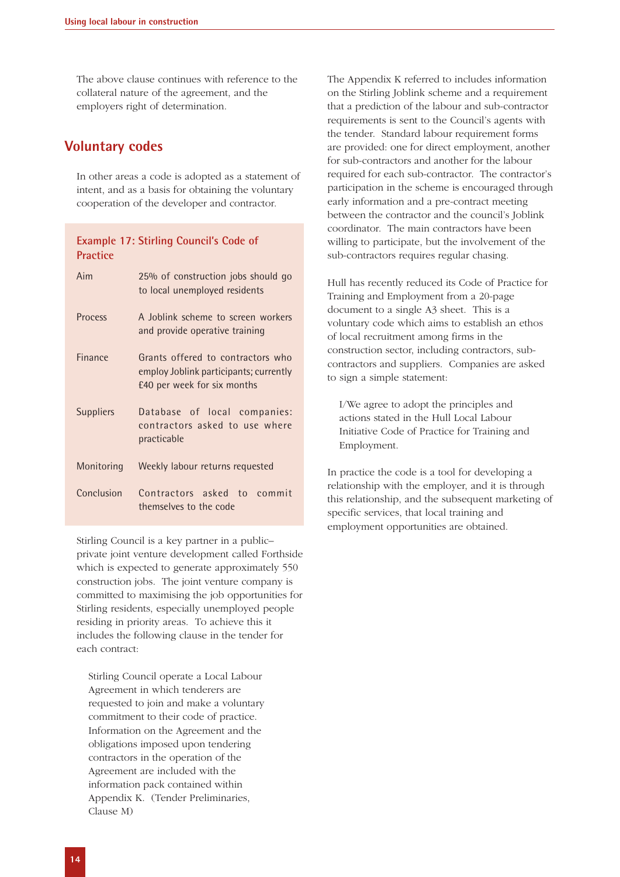The above clause continues with reference to the collateral nature of the agreement, and the employers right of determination.

## Voluntary codes

In other areas a code is adopted as a statement of intent, and as a basis for obtaining the voluntary cooperation of the developer and contractor.

### Example 17: Stirling Council's Code of Practice

| | |
|---|---|
| Aim | 25% of construction jobs should go to local unemployed residents |
| Process | A Joblink scheme to screen workers and provide operative training |
| Finance | Grants offered to contractors who employ Joblink participants; currently £40 per week for six months |
| Suppliers | Database of local companies: contractors asked to use where practicable |
| Monitoring | Weekly labour returns requested |
| Conclusion | Contractors asked to commit themselves to the code |

Stirling Council is a key partner in a public–private joint venture development called Forthside which is expected to generate approximately 550 construction jobs. The joint venture company is committed to maximising the job opportunities for Stirling residents, especially unemployed people residing in priority areas. To achieve this it includes the following clause in the tender for each contract:

> Stirling Council operate a Local Labour Agreement in which tenderers are requested to join and make a voluntary commitment to their code of practice. Information on the Agreement and the obligations imposed upon tendering contractors in the operation of the Agreement are included with the information pack contained within Appendix K. (Tender Preliminaries, Clause M)

The Appendix K referred to includes information on the Stirling Joblink scheme and a requirement that a prediction of the labour and sub-contractor requirements is sent to the Council's agents with the tender. Standard labour requirement forms are provided: one for direct employment, another for sub-contractors and another for the labour required for each sub-contractor. The contractor's participation in the scheme is encouraged through early information and a pre-contract meeting between the contractor and the council's Joblink coordinator. The main contractors have been willing to participate, but the involvement of the sub-contractors requires regular chasing.

Hull has recently reduced its Code of Practice for Training and Employment from a 20-page document to a single A3 sheet. This is a voluntary code which aims to establish an ethos of local recruitment among firms in the construction sector, including contractors, sub-contractors and suppliers. Companies are asked to sign a simple statement:

> I/We agree to adopt the principles and actions stated in the Hull Local Labour Initiative Code of Practice for Training and Employment.

In practice the code is a tool for developing a relationship with the employer, and it is through this relationship, and the subsequent marketing of specific services, that local training and employment opportunities are obtained.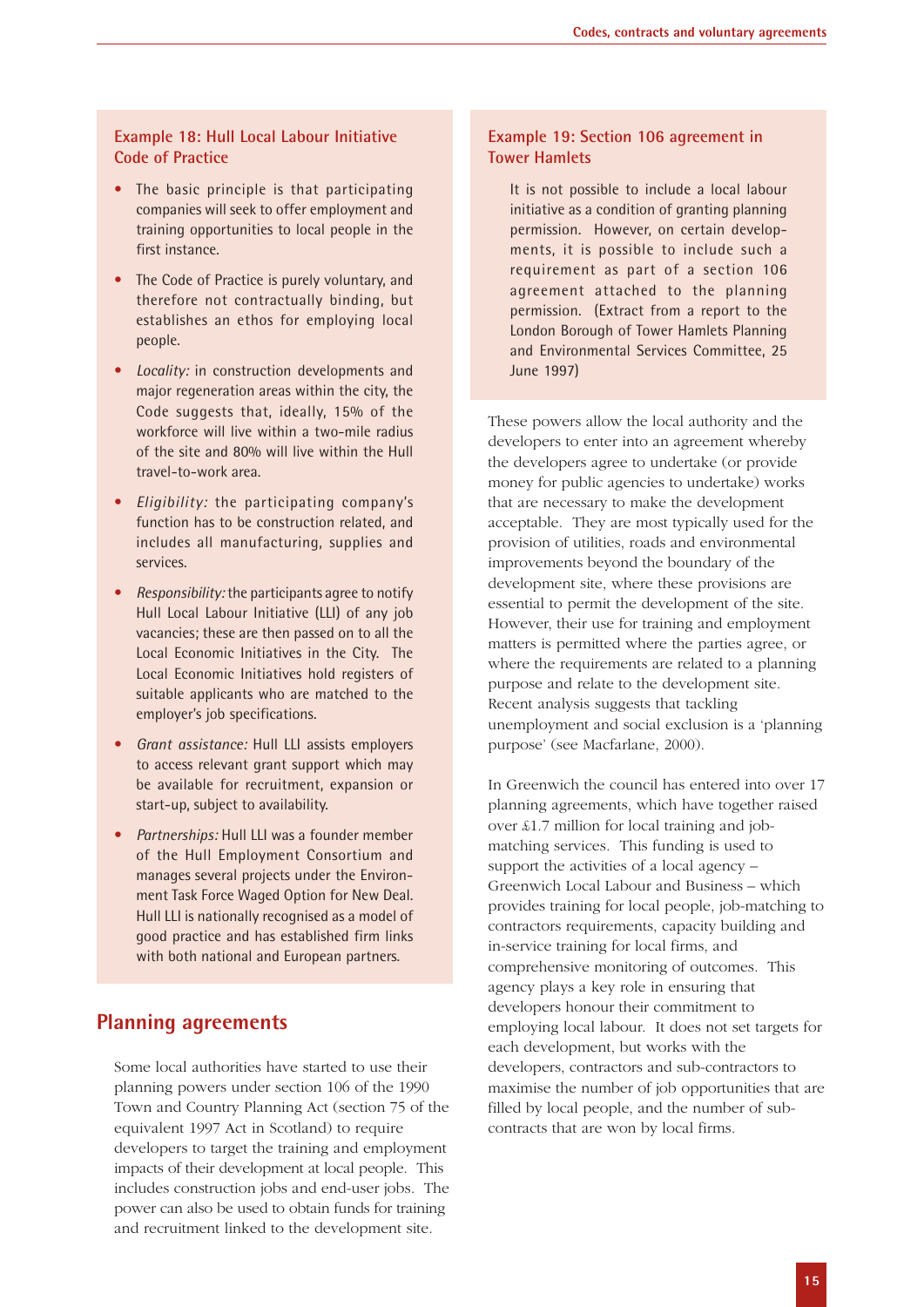### Example 18: Hull Local Labour Initiative Code of Practice

- The basic principle is that participating companies will seek to offer employment and training opportunities to local people in the first instance.
- The Code of Practice is purely voluntary, and therefore not contractually binding, but establishes an ethos for employing local people.
- *Locality:* in construction developments and major regeneration areas within the city, the Code suggests that, ideally, 15% of the workforce will live within a two-mile radius of the site and 80% will live within the Hull travel-to-work area.
- *Eligibility:* the participating company's function has to be construction related, and includes all manufacturing, supplies and services.
- *Responsibility:* the participants agree to notify Hull Local Labour Initiative (LLI) of any job vacancies; these are then passed on to all the Local Economic Initiatives in the City. The Local Economic Initiatives hold registers of suitable applicants who are matched to the employer's job specifications.
- *Grant assistance:* Hull LLI assists employers to access relevant grant support which may be available for recruitment, expansion or start-up, subject to availability.
- *Partnerships:* Hull LLI was a founder member of the Hull Employment Consortium and manages several projects under the Environment Task Force Waged Option for New Deal. Hull LLI is nationally recognised as a model of good practice and has established firm links with both national and European partners.

## Planning agreements

Some local authorities have started to use their planning powers under section 106 of the 1990 Town and Country Planning Act (section 75 of the equivalent 1997 Act in Scotland) to require developers to target the training and employment impacts of their development at local people. This includes construction jobs and end-user jobs. The power can also be used to obtain funds for training and recruitment linked to the development site.

### Example 19: Section 106 agreement in Tower Hamlets

> It is not possible to include a local labour initiative as a condition of granting planning permission. However, on certain developments, it is possible to include such a requirement as part of a section 106 agreement attached to the planning permission. (Extract from a report to the London Borough of Tower Hamlets Planning and Environmental Services Committee, 25 June 1997)

These powers allow the local authority and the developers to enter into an agreement whereby the developers agree to undertake (or provide money for public agencies to undertake) works that are necessary to make the development acceptable. They are most typically used for the provision of utilities, roads and environmental improvements beyond the boundary of the development site, where these provisions are essential to permit the development of the site. However, their use for training and employment matters is permitted where the parties agree, or where the requirements are related to a planning purpose and relate to the development site. Recent analysis suggests that tackling unemployment and social exclusion is a 'planning purpose' (see Macfarlane, 2000).

In Greenwich the council has entered into over 17 planning agreements, which have together raised over £1.7 million for local training and job-matching services. This funding is used to support the activities of a local agency – Greenwich Local Labour and Business – which provides training for local people, job-matching to contractors requirements, capacity building and in-service training for local firms, and comprehensive monitoring of outcomes. This agency plays a key role in ensuring that developers honour their commitment to employing local labour. It does not set targets for each development, but works with the developers, contractors and sub-contractors to maximise the number of job opportunities that are filled by local people, and the number of sub-contracts that are won by local firms.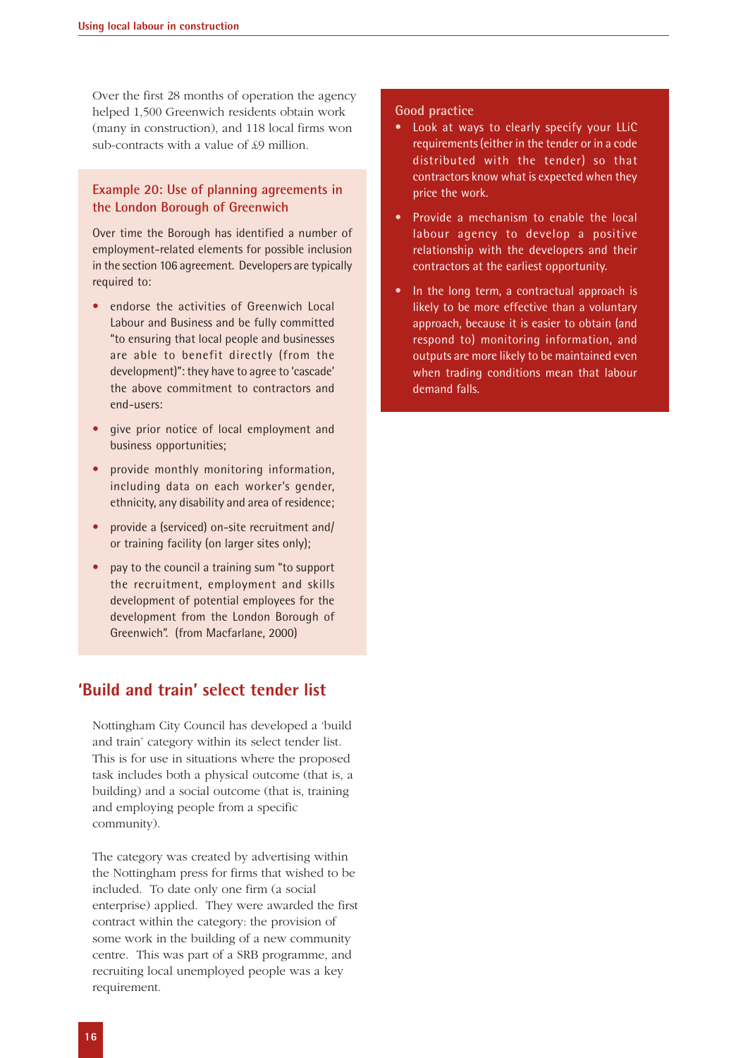Over the first 28 months of operation the agency helped 1,500 Greenwich residents obtain work (many in construction), and 118 local firms won sub-contracts with a value of £9 million.

### Example 20: Use of planning agreements in the London Borough of Greenwich

Over time the Borough has identified a number of employment-related elements for possible inclusion in the section 106 agreement. Developers are typically required to:

- endorse the activities of Greenwich Local Labour and Business and be fully committed "to ensuring that local people and businesses are able to benefit directly (from the development)": they have to agree to 'cascade' the above commitment to contractors and end-users:
- give prior notice of local employment and business opportunities;
- provide monthly monitoring information, including data on each worker's gender, ethnicity, any disability and area of residence;
- provide a (serviced) on-site recruitment and/ or training facility (on larger sites only);
- pay to the council a training sum "to support the recruitment, employment and skills development of potential employees for the development from the London Borough of Greenwich". (from Macfarlane, 2000)

## 'Build and train' select tender list

Nottingham City Council has developed a 'build and train' category within its select tender list. This is for use in situations where the proposed task includes both a physical outcome (that is, a building) and a social outcome (that is, training and employing people from a specific community).

The category was created by advertising within the Nottingham press for firms that wished to be included. To date only one firm (a social enterprise) applied. They were awarded the first contract within the category: the provision of some work in the building of a new community centre. This was part of a SRB programme, and recruiting local unemployed people was a key requirement.

### Good practice

- Look at ways to clearly specify your LLiC requirements (either in the tender or in a code distributed with the tender) so that contractors know what is expected when they price the work.
- Provide a mechanism to enable the local labour agency to develop a positive relationship with the developers and their contractors at the earliest opportunity.
- In the long term, a contractual approach is likely to be more effective than a voluntary approach, because it is easier to obtain (and respond to) monitoring information, and outputs are more likely to be maintained even when trading conditions mean that labour demand falls.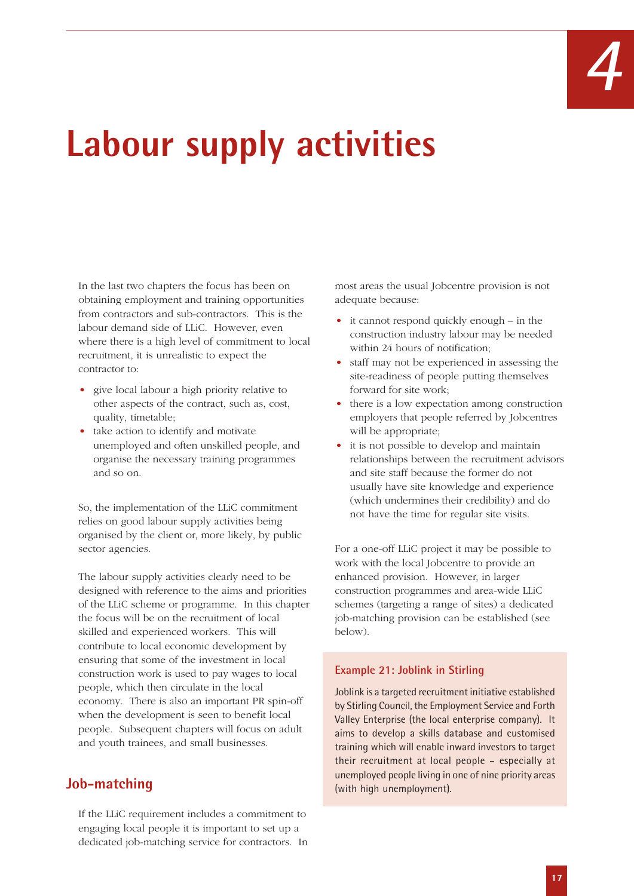# 4

# Labour supply activities

In the last two chapters the focus has been on obtaining employment and training opportunities from contractors and sub-contractors. This is the labour demand side of LLiC. However, even where there is a high level of commitment to local recruitment, it is unrealistic to expect the contractor to:

- give local labour a high priority relative to other aspects of the contract, such as, cost, quality, timetable;
- take action to identify and motivate unemployed and often unskilled people, and organise the necessary training programmes and so on.

So, the implementation of the LLiC commitment relies on good labour supply activities being organised by the client or, more likely, by public sector agencies.

The labour supply activities clearly need to be designed with reference to the aims and priorities of the LLiC scheme or programme. In this chapter the focus will be on the recruitment of local skilled and experienced workers. This will contribute to local economic development by ensuring that some of the investment in local construction work is used to pay wages to local people, which then circulate in the local economy. There is also an important PR spin-off when the development is seen to benefit local people. Subsequent chapters will focus on adult and youth trainees, and small businesses.

## Job-matching

If the LLiC requirement includes a commitment to engaging local people it is important to set up a dedicated job-matching service for contractors. In most areas the usual Jobcentre provision is not adequate because:

- it cannot respond quickly enough – in the construction industry labour may be needed within 24 hours of notification;
- staff may not be experienced in assessing the site-readiness of people putting themselves forward for site work;
- there is a low expectation among construction employers that people referred by Jobcentres will be appropriate;
- it is not possible to develop and maintain relationships between the recruitment advisors and site staff because the former do not usually have site knowledge and experience (which undermines their credibility) and do not have the time for regular site visits.

For a one-off LLiC project it may be possible to work with the local Jobcentre to provide an enhanced provision. However, in larger construction programmes and area-wide LLiC schemes (targeting a range of sites) a dedicated job-matching provision can be established (see below).

### Example 21: Joblink in Stirling

Joblink is a targeted recruitment initiative established by Stirling Council, the Employment Service and Forth Valley Enterprise (the local enterprise company). It aims to develop a skills database and customised training which will enable inward investors to target their recruitment at local people – especially at unemployed people living in one of nine priority areas (with high unemployment).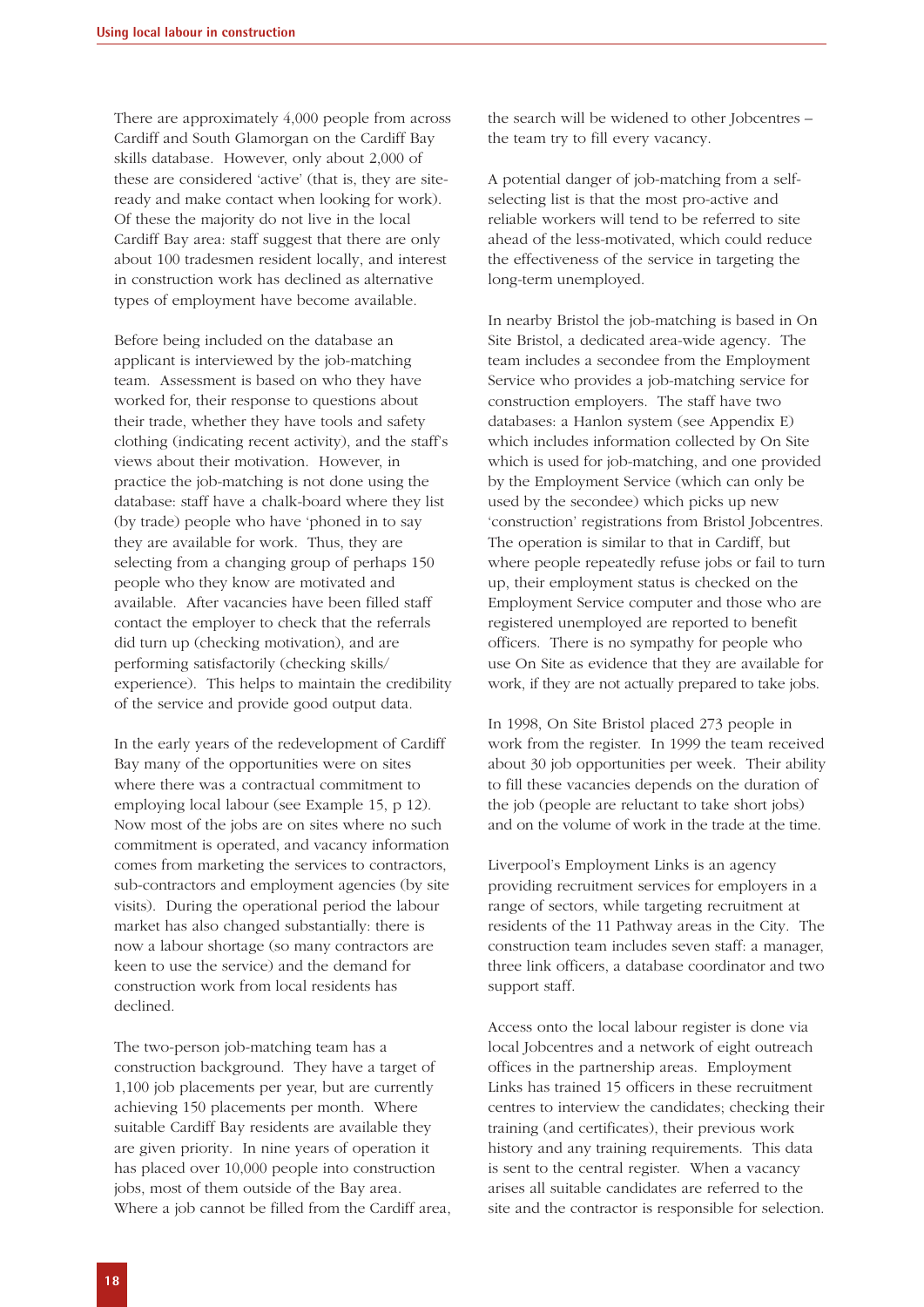There are approximately 4,000 people from across Cardiff and South Glamorgan on the Cardiff Bay skills database. However, only about 2,000 of these are considered 'active' (that is, they are site-ready and make contact when looking for work). Of these the majority do not live in the local Cardiff Bay area: staff suggest that there are only about 100 tradesmen resident locally, and interest in construction work has declined as alternative types of employment have become available.

Before being included on the database an applicant is interviewed by the job-matching team. Assessment is based on who they have worked for, their response to questions about their trade, whether they have tools and safety clothing (indicating recent activity), and the staff's views about their motivation. However, in practice the job-matching is not done using the database: staff have a chalk-board where they list (by trade) people who have 'phoned in to say they are available for work. Thus, they are selecting from a changing group of perhaps 150 people who they know are motivated and available. After vacancies have been filled staff contact the employer to check that the referrals did turn up (checking motivation), and are performing satisfactorily (checking skills/experience). This helps to maintain the credibility of the service and provide good output data.

In the early years of the redevelopment of Cardiff Bay many of the opportunities were on sites where there was a contractual commitment to employing local labour (see Example 15, p 12). Now most of the jobs are on sites where no such commitment is operated, and vacancy information comes from marketing the services to contractors, sub-contractors and employment agencies (by site visits). During the operational period the labour market has also changed substantially: there is now a labour shortage (so many contractors are keen to use the service) and the demand for construction work from local residents has declined.

The two-person job-matching team has a construction background. They have a target of 1,100 job placements per year, but are currently achieving 150 placements per month. Where suitable Cardiff Bay residents are available they are given priority. In nine years of operation it has placed over 10,000 people into construction jobs, most of them outside of the Bay area. Where a job cannot be filled from the Cardiff area, the search will be widened to other Jobcentres – the team try to fill every vacancy.

A potential danger of job-matching from a self-selecting list is that the most pro-active and reliable workers will tend to be referred to site ahead of the less-motivated, which could reduce the effectiveness of the service in targeting the long-term unemployed.

In nearby Bristol the job-matching is based in On Site Bristol, a dedicated area-wide agency. The team includes a secondee from the Employment Service who provides a job-matching service for construction employers. The staff have two databases: a Hanlon system (see Appendix E) which includes information collected by On Site which is used for job-matching, and one provided by the Employment Service (which can only be used by the secondee) which picks up new 'construction' registrations from Bristol Jobcentres. The operation is similar to that in Cardiff, but where people repeatedly refuse jobs or fail to turn up, their employment status is checked on the Employment Service computer and those who are registered unemployed are reported to benefit officers. There is no sympathy for people who use On Site as evidence that they are available for work, if they are not actually prepared to take jobs.

In 1998, On Site Bristol placed 273 people in work from the register. In 1999 the team received about 30 job opportunities per week. Their ability to fill these vacancies depends on the duration of the job (people are reluctant to take short jobs) and on the volume of work in the trade at the time.

Liverpool's Employment Links is an agency providing recruitment services for employers in a range of sectors, while targeting recruitment at residents of the 11 Pathway areas in the City. The construction team includes seven staff: a manager, three link officers, a database coordinator and two support staff.

Access onto the local labour register is done via local Jobcentres and a network of eight outreach offices in the partnership areas. Employment Links has trained 15 officers in these recruitment centres to interview the candidates; checking their training (and certificates), their previous work history and any training requirements. This data is sent to the central register. When a vacancy arises all suitable candidates are referred to the site and the contractor is responsible for selection.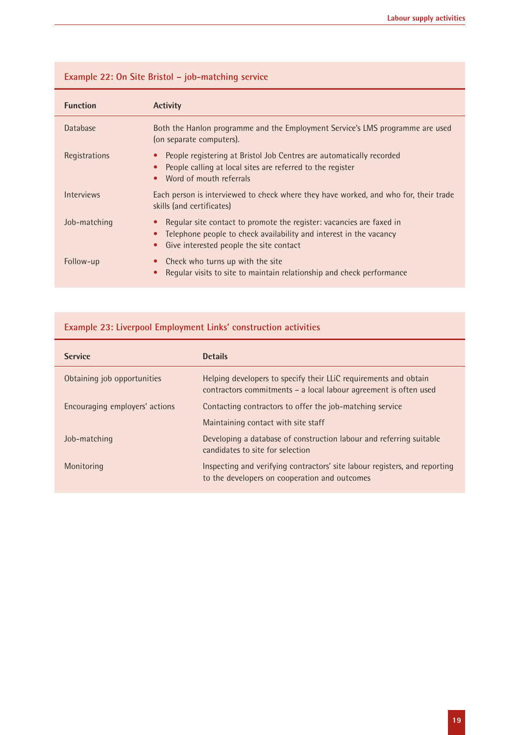### Example 22: On Site Bristol – job-matching service

| Function | Activity |
|---|---|
| Database | Both the Hanlon programme and the Employment Service's LMS programme are used (on separate computers). |
| Registrations | • People registering at Bristol Job Centres are automatically recorded<br>• People calling at local sites are referred to the register<br>• Word of mouth referrals |
| Interviews | Each person is interviewed to check where they have worked, and who for, their trade skills (and certificates) |
| Job-matching | • Regular site contact to promote the register: vacancies are faxed in<br>• Telephone people to check availability and interest in the vacancy<br>• Give interested people the site contact |
| Follow-up | • Check who turns up with the site<br>• Regular visits to site to maintain relationship and check performance |

### Example 23: Liverpool Employment Links' construction activities

| Service | Details |
|---|---|
| Obtaining job opportunities | Helping developers to specify their LLiC requirements and obtain contractors commitments – a local labour agreement is often used |
| Encouraging employers' actions | Contacting contractors to offer the job-matching service |
| | Maintaining contact with site staff |
| Job-matching | Developing a database of construction labour and referring suitable candidates to site for selection |
| Monitoring | Inspecting and verifying contractors' site labour registers, and reporting to the developers on cooperation and outcomes |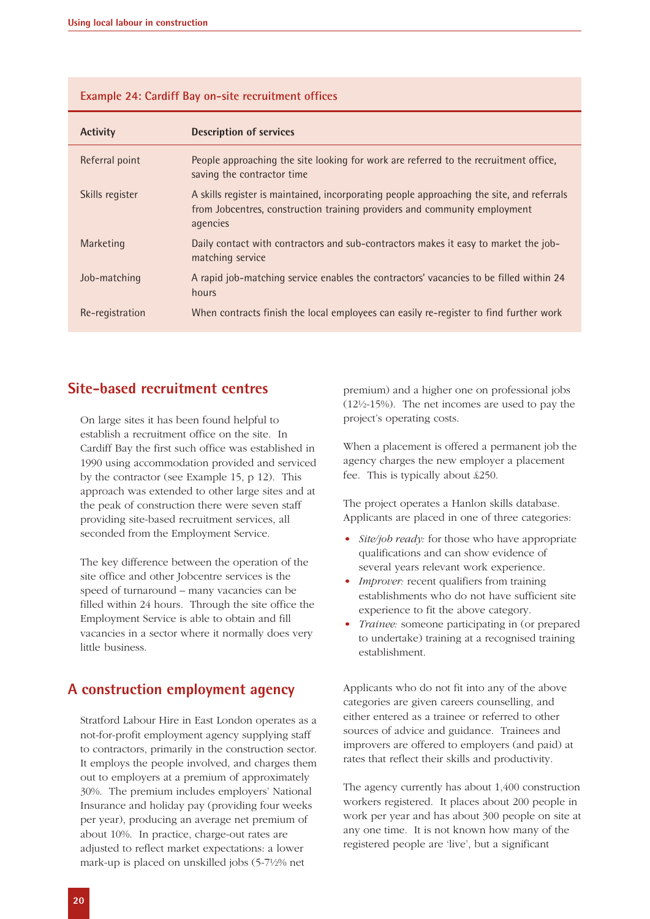**Example 24: Cardiff Bay on-site recruitment offices**

| Activity | Description of services |
|---|---|
| Referral point | People approaching the site looking for work are referred to the recruitment office, saving the contractor time |
| Skills register | A skills register is maintained, incorporating people approaching the site, and referrals from Jobcentres, construction training providers and community employment agencies |
| Marketing | Daily contact with contractors and sub-contractors makes it easy to market the job-matching service |
| Job-matching | A rapid job-matching service enables the contractors' vacancies to be filled within 24 hours |
| Re-registration | When contracts finish the local employees can easily re-register to find further work |

## Site-based recruitment centres

On large sites it has been found helpful to establish a recruitment office on the site. In Cardiff Bay the first such office was established in 1990 using accommodation provided and serviced by the contractor (see Example 15, p 12). This approach was extended to other large sites and at the peak of construction there were seven staff providing site-based recruitment services, all seconded from the Employment Service.

The key difference between the operation of the site office and other Jobcentre services is the speed of turnaround – many vacancies can be filled within 24 hours. Through the site office the Employment Service is able to obtain and fill vacancies in a sector where it normally does very little business.

## A construction employment agency

Stratford Labour Hire in East London operates as a not-for-profit employment agency supplying staff to contractors, primarily in the construction sector. It employs the people involved, and charges them out to employers at a premium of approximately 30%. The premium includes employers' National Insurance and holiday pay (providing four weeks per year), producing an average net premium of about 10%. In practice, charge-out rates are adjusted to reflect market expectations: a lower mark-up is placed on unskilled jobs (5-7½% net premium) and a higher one on professional jobs (12½-15%). The net incomes are used to pay the project's operating costs.

When a placement is offered a permanent job the agency charges the new employer a placement fee. This is typically about £250.

The project operates a Hanlon skills database. Applicants are placed in one of three categories:

- *Site/job ready:* for those who have appropriate qualifications and can show evidence of several years relevant work experience.
- *Improver:* recent qualifiers from training establishments who do not have sufficient site experience to fit the above category.
- *Trainee:* someone participating in (or prepared to undertake) training at a recognised training establishment.

Applicants who do not fit into any of the above categories are given careers counselling, and either entered as a trainee or referred to other sources of advice and guidance. Trainees and improvers are offered to employers (and paid) at rates that reflect their skills and productivity.

The agency currently has about 1,400 construction workers registered. It places about 200 people in work per year and has about 300 people on site at any one time. It is not known how many of the registered people are 'live', but a significant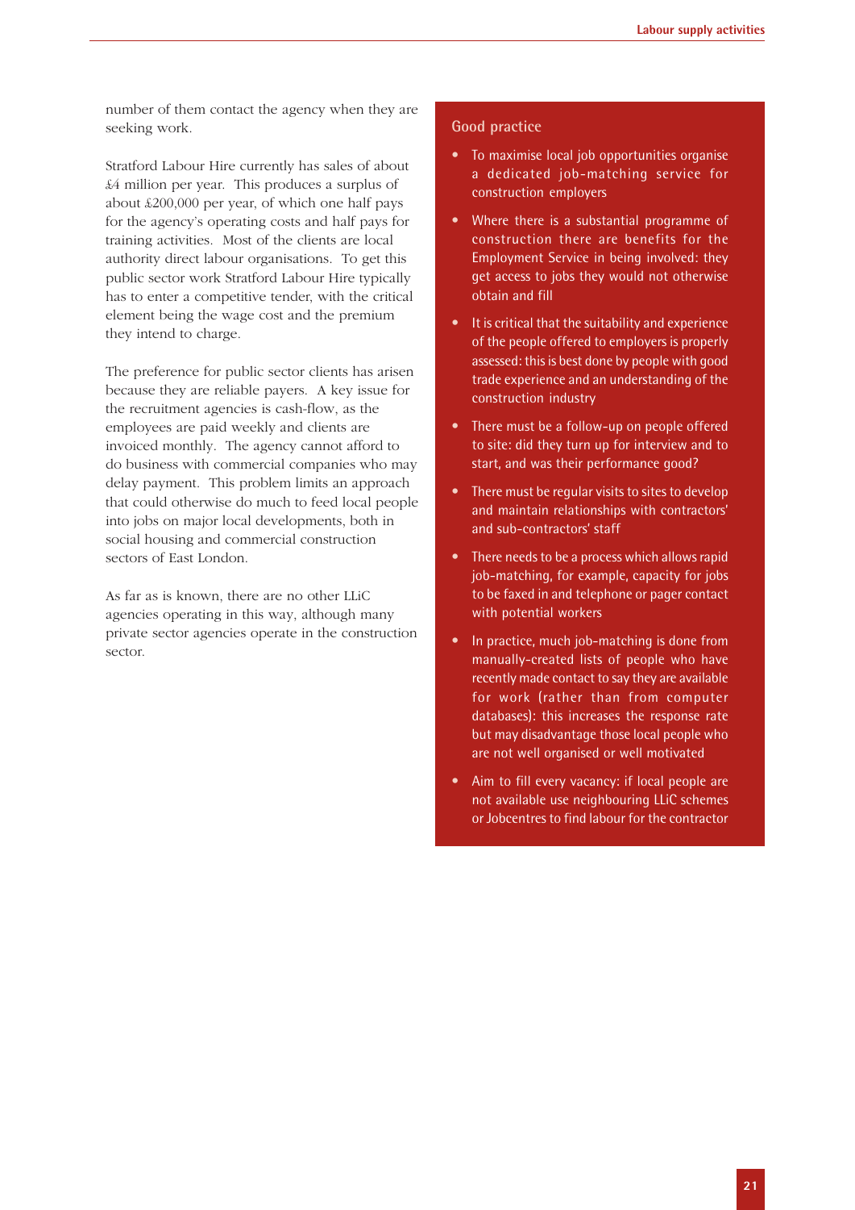number of them contact the agency when they are seeking work.

Stratford Labour Hire currently has sales of about £4 million per year. This produces a surplus of about £200,000 per year, of which one half pays for the agency's operating costs and half pays for training activities. Most of the clients are local authority direct labour organisations. To get this public sector work Stratford Labour Hire typically has to enter a competitive tender, with the critical element being the wage cost and the premium they intend to charge.

The preference for public sector clients has arisen because they are reliable payers. A key issue for the recruitment agencies is cash-flow, as the employees are paid weekly and clients are invoiced monthly. The agency cannot afford to do business with commercial companies who may delay payment. This problem limits an approach that could otherwise do much to feed local people into jobs on major local developments, both in social housing and commercial construction sectors of East London.

As far as is known, there are no other LLiC agencies operating in this way, although many private sector agencies operate in the construction sector.

## Good practice

- To maximise local job opportunities organise a dedicated job-matching service for construction employers
- Where there is a substantial programme of construction there are benefits for the Employment Service in being involved: they get access to jobs they would not otherwise obtain and fill
- It is critical that the suitability and experience of the people offered to employers is properly assessed: this is best done by people with good trade experience and an understanding of the construction industry
- There must be a follow-up on people offered to site: did they turn up for interview and to start, and was their performance good?
- There must be regular visits to sites to develop and maintain relationships with contractors' and sub-contractors' staff
- There needs to be a process which allows rapid job-matching, for example, capacity for jobs to be faxed in and telephone or pager contact with potential workers
- In practice, much job-matching is done from manually-created lists of people who have recently made contact to say they are available for work (rather than from computer databases): this increases the response rate but may disadvantage those local people who are not well organised or well motivated
- Aim to fill every vacancy: if local people are not available use neighbouring LLiC schemes or Jobcentres to find labour for the contractor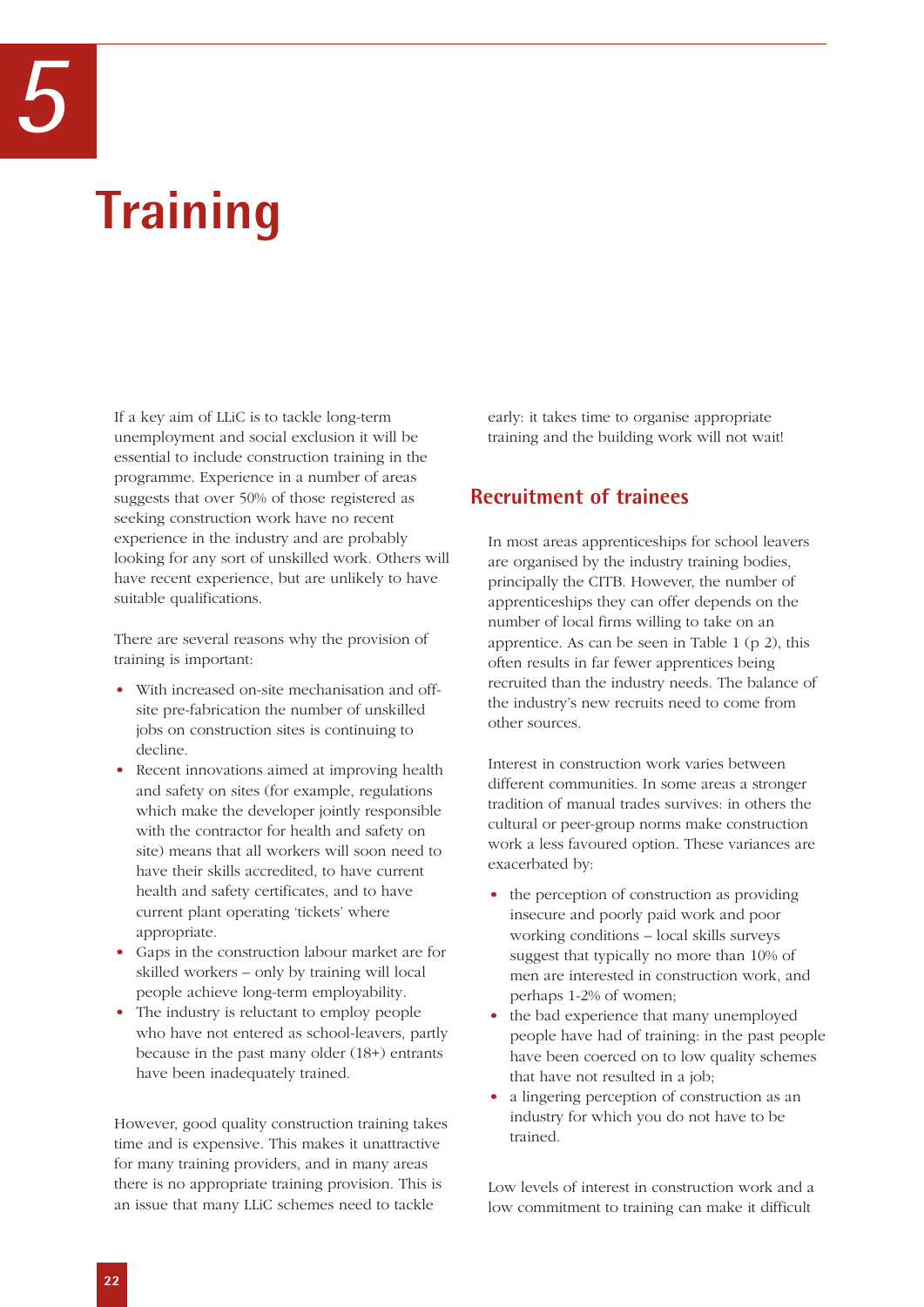# 5

# Training

If a key aim of LLiC is to tackle long-term unemployment and social exclusion it will be essential to include construction training in the programme. Experience in a number of areas suggests that over 50% of those registered as seeking construction work have no recent experience in the industry and are probably looking for any sort of unskilled work. Others will have recent experience, but are unlikely to have suitable qualifications.

There are several reasons why the provision of training is important:

- With increased on-site mechanisation and off-site pre-fabrication the number of unskilled jobs on construction sites is continuing to decline.
- Recent innovations aimed at improving health and safety on sites (for example, regulations which make the developer jointly responsible with the contractor for health and safety on site) means that all workers will soon need to have their skills accredited, to have current health and safety certificates, and to have current plant operating 'tickets' where appropriate.
- Gaps in the construction labour market are for skilled workers – only by training will local people achieve long-term employability.
- The industry is reluctant to employ people who have not entered as school-leavers, partly because in the past many older (18+) entrants have been inadequately trained.

However, good quality construction training takes time and is expensive. This makes it unattractive for many training providers, and in many areas there is no appropriate training provision. This is an issue that many LLiC schemes need to tackle early: it takes time to organise appropriate training and the building work will not wait!

## Recruitment of trainees

In most areas apprenticeships for school leavers are organised by the industry training bodies, principally the CITB. However, the number of apprenticeships they can offer depends on the number of local firms willing to take on an apprentice. As can be seen in Table 1 (p 2), this often results in far fewer apprentices being recruited than the industry needs. The balance of the industry's new recruits need to come from other sources.

Interest in construction work varies between different communities. In some areas a stronger tradition of manual trades survives: in others the cultural or peer-group norms make construction work a less favoured option. These variances are exacerbated by:

- the perception of construction as providing insecure and poorly paid work and poor working conditions – local skills surveys suggest that typically no more than 10% of men are interested in construction work, and perhaps 1-2% of women;
- the bad experience that many unemployed people have had of training: in the past people have been coerced on to low quality schemes that have not resulted in a job;
- a lingering perception of construction as an industry for which you do not have to be trained.

Low levels of interest in construction work and a low commitment to training can make it difficult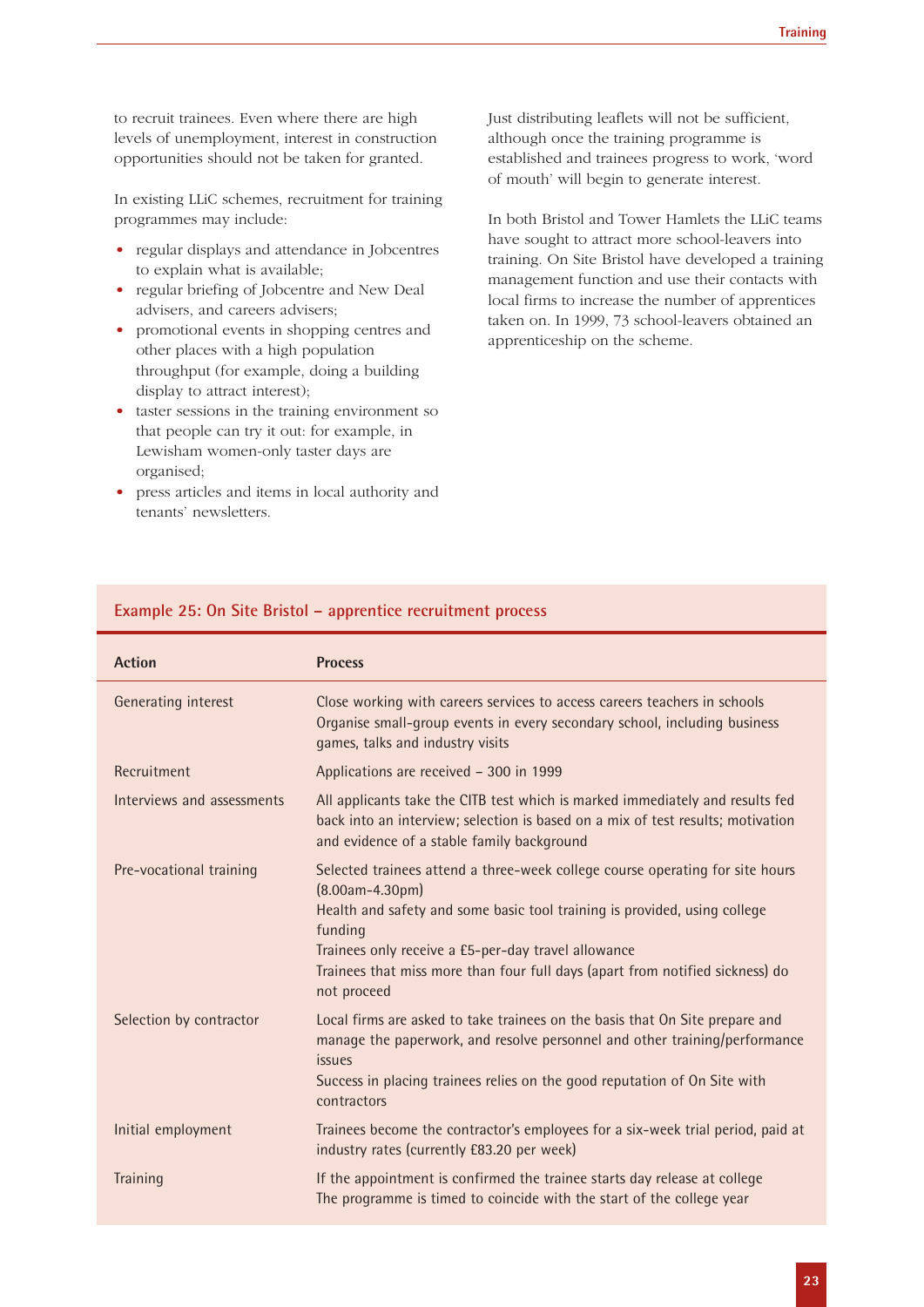to recruit trainees. Even where there are high levels of unemployment, interest in construction opportunities should not be taken for granted.

In existing LLiC schemes, recruitment for training programmes may include:

- regular displays and attendance in Jobcentres to explain what is available;
- regular briefing of Jobcentre and New Deal advisers, and careers advisers;
- promotional events in shopping centres and other places with a high population throughput (for example, doing a building display to attract interest);
- taster sessions in the training environment so that people can try it out: for example, in Lewisham women-only taster days are organised;
- press articles and items in local authority and tenants' newsletters.

Just distributing leaflets will not be sufficient, although once the training programme is established and trainees progress to work, 'word of mouth' will begin to generate interest.

In both Bristol and Tower Hamlets the LLiC teams have sought to attract more school-leavers into training. On Site Bristol have developed a training management function and use their contacts with local firms to increase the number of apprentices taken on. In 1999, 73 school-leavers obtained an apprenticeship on the scheme.

**Example 25: On Site Bristol – apprentice recruitment process**

| Action | Process |
|---|---|
| Generating interest | Close working with careers services to access careers teachers in schools<br>Organise small-group events in every secondary school, including business games, talks and industry visits |
| Recruitment | Applications are received – 300 in 1999 |
| Interviews and assessments | All applicants take the CITB test which is marked immediately and results fed back into an interview; selection is based on a mix of test results; motivation and evidence of a stable family background |
| Pre-vocational training | Selected trainees attend a three-week college course operating for site hours (8.00am–4.30pm)<br>Health and safety and some basic tool training is provided, using college funding<br>Trainees only receive a £5-per-day travel allowance<br>Trainees that miss more than four full days (apart from notified sickness) do not proceed |
| Selection by contractor | Local firms are asked to take trainees on the basis that On Site prepare and manage the paperwork, and resolve personnel and other training/performance issues<br>Success in placing trainees relies on the good reputation of On Site with contractors |
| Initial employment | Trainees become the contractor's employees for a six-week trial period, paid at industry rates (currently £83.20 per week) |
| Training | If the appointment is confirmed the trainee starts day release at college<br>The programme is timed to coincide with the start of the college year |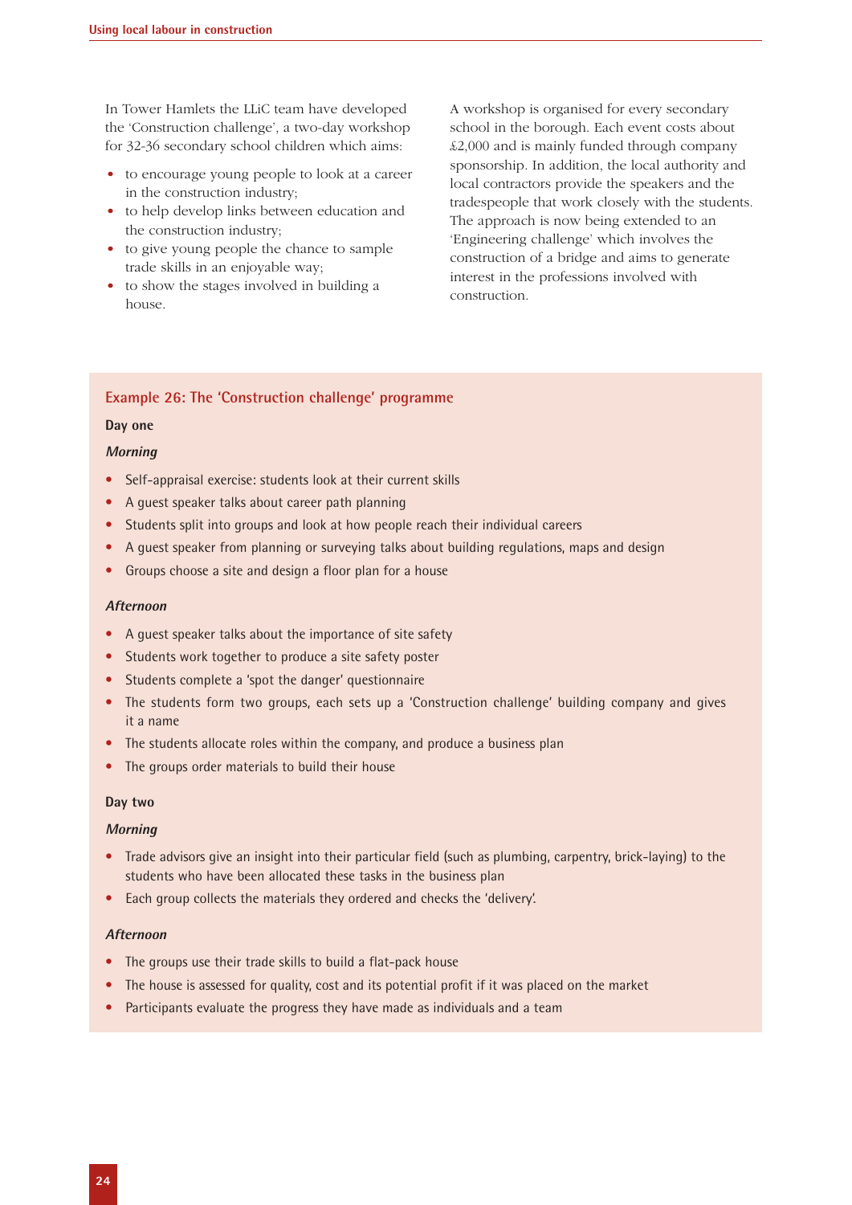In Tower Hamlets the LLiC team have developed the 'Construction challenge', a two-day workshop for 32-36 secondary school children which aims:

- to encourage young people to look at a career in the construction industry;
- to help develop links between education and the construction industry;
- to give young people the chance to sample trade skills in an enjoyable way;
- to show the stages involved in building a house.

A workshop is organised for every secondary school in the borough. Each event costs about £2,000 and is mainly funded through company sponsorship. In addition, the local authority and local contractors provide the speakers and the tradespeople that work closely with the students. The approach is now being extended to an 'Engineering challenge' which involves the construction of a bridge and aims to generate interest in the professions involved with construction.

## Example 26: The 'Construction challenge' programme

**Day one**

***Morning***

- Self-appraisal exercise: students look at their current skills
- A guest speaker talks about career path planning
- Students split into groups and look at how people reach their individual careers
- A guest speaker from planning or surveying talks about building regulations, maps and design
- Groups choose a site and design a floor plan for a house

***Afternoon***

- A guest speaker talks about the importance of site safety
- Students work together to produce a site safety poster
- Students complete a 'spot the danger' questionnaire
- The students form two groups, each sets up a 'Construction challenge' building company and gives it a name
- The students allocate roles within the company, and produce a business plan
- The groups order materials to build their house

**Day two**

***Morning***

- Trade advisors give an insight into their particular field (such as plumbing, carpentry, brick-laying) to the students who have been allocated these tasks in the business plan
- Each group collects the materials they ordered and checks the 'delivery'.

***Afternoon***

- The groups use their trade skills to build a flat-pack house
- The house is assessed for quality, cost and its potential profit if it was placed on the market
- Participants evaluate the progress they have made as individuals and a team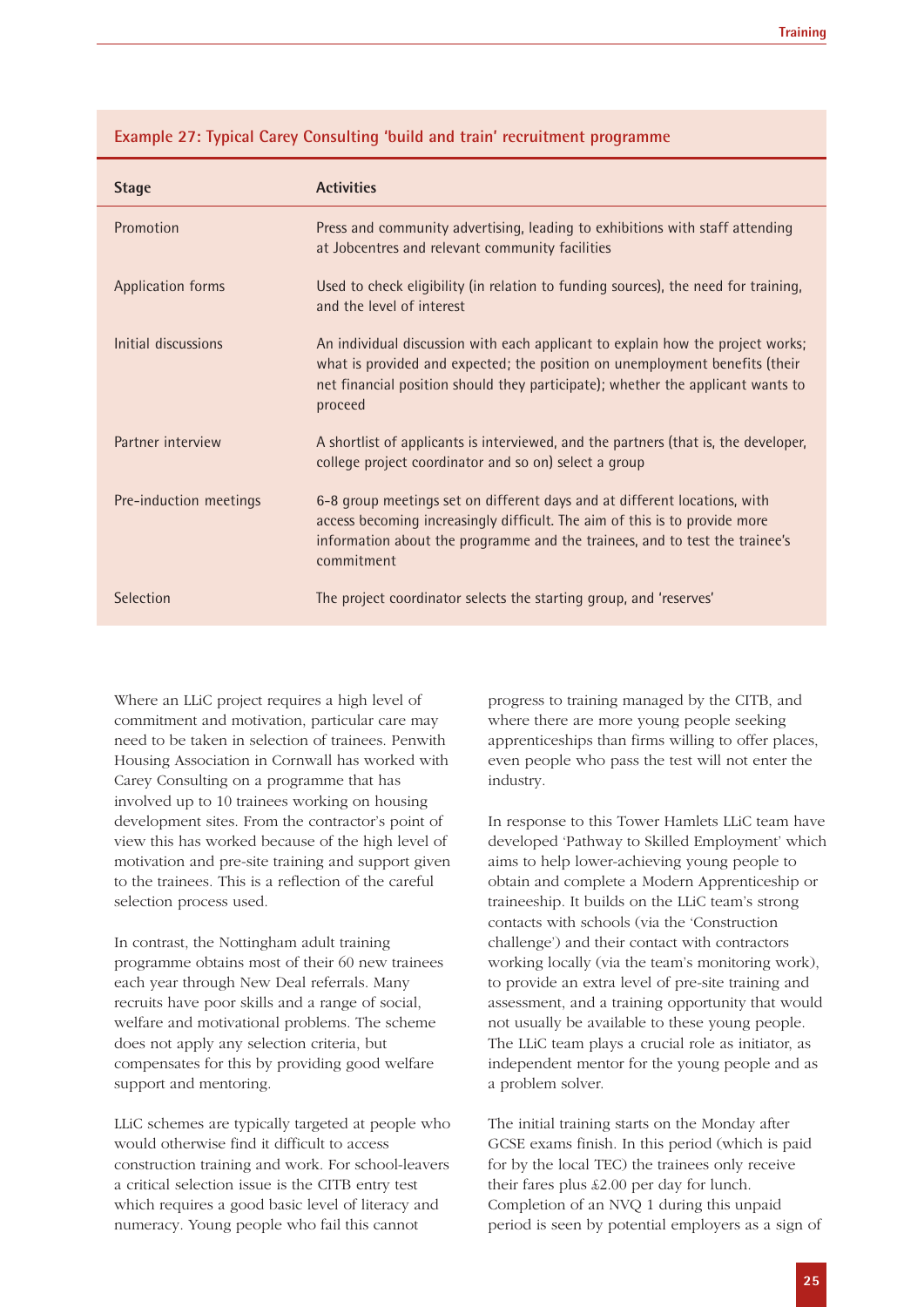**Example 27: Typical Carey Consulting 'build and train' recruitment programme**

| Stage | Activities |
|---|---|
| Promotion | Press and community advertising, leading to exhibitions with staff attending at Jobcentres and relevant community facilities |
| Application forms | Used to check eligibility (in relation to funding sources), the need for training, and the level of interest |
| Initial discussions | An individual discussion with each applicant to explain how the project works; what is provided and expected; the position on unemployment benefits (their net financial position should they participate); whether the applicant wants to proceed |
| Partner interview | A shortlist of applicants is interviewed, and the partners (that is, the developer, college project coordinator and so on) select a group |
| Pre-induction meetings | 6-8 group meetings set on different days and at different locations, with access becoming increasingly difficult. The aim of this is to provide more information about the programme and the trainees, and to test the trainee's commitment |
| Selection | The project coordinator selects the starting group, and 'reserves' |

Where an LLiC project requires a high level of commitment and motivation, particular care may need to be taken in selection of trainees. Penwith Housing Association in Cornwall has worked with Carey Consulting on a programme that has involved up to 10 trainees working on housing development sites. From the contractor's point of view this has worked because of the high level of motivation and pre-site training and support given to the trainees. This is a reflection of the careful selection process used.

In contrast, the Nottingham adult training programme obtains most of their 60 new trainees each year through New Deal referrals. Many recruits have poor skills and a range of social, welfare and motivational problems. The scheme does not apply any selection criteria, but compensates for this by providing good welfare support and mentoring.

LLiC schemes are typically targeted at people who would otherwise find it difficult to access construction training and work. For school-leavers a critical selection issue is the CITB entry test which requires a good basic level of literacy and numeracy. Young people who fail this cannot progress to training managed by the CITB, and where there are more young people seeking apprenticeships than firms willing to offer places, even people who pass the test will not enter the industry.

In response to this Tower Hamlets LLiC team have developed 'Pathway to Skilled Employment' which aims to help lower-achieving young people to obtain and complete a Modern Apprenticeship or traineeship. It builds on the LLiC team's strong contacts with schools (via the 'Construction challenge') and their contact with contractors working locally (via the team's monitoring work), to provide an extra level of pre-site training and assessment, and a training opportunity that would not usually be available to these young people. The LLiC team plays a crucial role as initiator, as independent mentor for the young people and as a problem solver.

The initial training starts on the Monday after GCSE exams finish. In this period (which is paid for by the local TEC) the trainees only receive their fares plus £2.00 per day for lunch. Completion of an NVQ 1 during this unpaid period is seen by potential employers as a sign of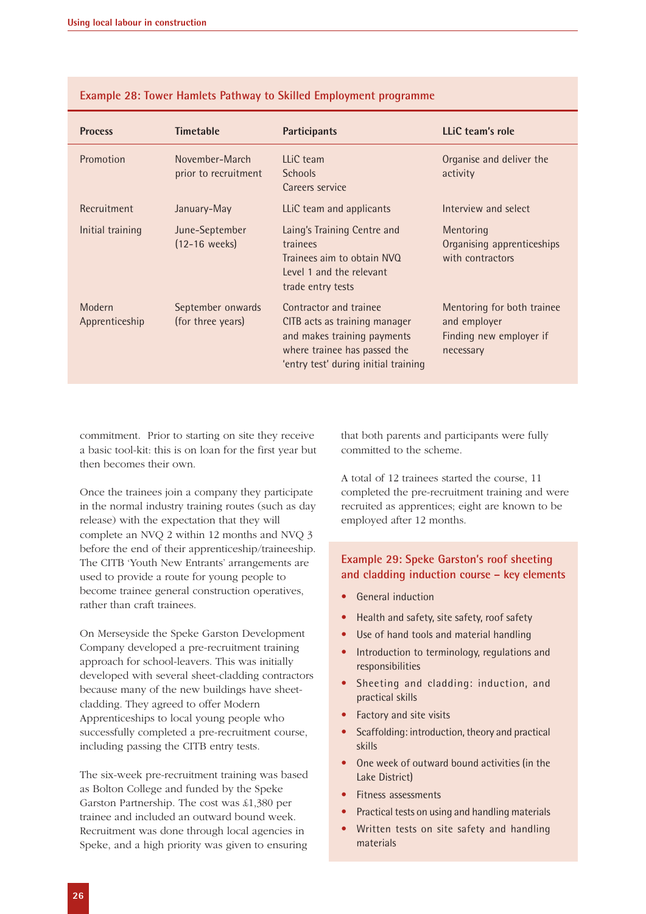**Example 28: Tower Hamlets Pathway to Skilled Employment programme**

| Process | Timetable | Participants | LLiC team's role |
|---|---|---|---|
| Promotion | November-March prior to recruitment | LLiC team<br>Schools<br>Careers service | Organise and deliver the activity |
| Recruitment | January-May | LLiC team and applicants | Interview and select |
| Initial training | June-September (12-16 weeks) | Laing's Training Centre and trainees<br>Trainees aim to obtain NVQ Level 1 and the relevant trade entry tests | Mentoring<br>Organising apprenticeships with contractors |
| Modern Apprenticeship | September onwards (for three years) | Contractor and trainee<br>CITB acts as training manager and makes training payments where trainee has passed the 'entry test' during initial training | Mentoring for both trainee and employer<br>Finding new employer if necessary |

commitment. Prior to starting on site they receive a basic tool-kit: this is on loan for the first year but then becomes their own.

Once the trainees join a company they participate in the normal industry training routes (such as day release) with the expectation that they will complete an NVQ 2 within 12 months and NVQ 3 before the end of their apprenticeship/traineeship. The CITB 'Youth New Entrants' arrangements are used to provide a route for young people to become trainee general construction operatives, rather than craft trainees.

On Merseyside the Speke Garston Development Company developed a pre-recruitment training approach for school-leavers. This was initially developed with several sheet-cladding contractors because many of the new buildings have sheet-cladding. They agreed to offer Modern Apprenticeships to local young people who successfully completed a pre-recruitment course, including passing the CITB entry tests.

The six-week pre-recruitment training was based as Bolton College and funded by the Speke Garston Partnership. The cost was £1,380 per trainee and included an outward bound week. Recruitment was done through local agencies in Speke, and a high priority was given to ensuring that both parents and participants were fully committed to the scheme.

A total of 12 trainees started the course, 11 completed the pre-recruitment training and were recruited as apprentices; eight are known to be employed after 12 months.

**Example 29: Speke Garston's roof sheeting and cladding induction course – key elements**

- General induction
- Health and safety, site safety, roof safety
- Use of hand tools and material handling
- Introduction to terminology, regulations and responsibilities
- Sheeting and cladding: induction, and practical skills
- Factory and site visits
- Scaffolding: introduction, theory and practical skills
- One week of outward bound activities (in the Lake District)
- Fitness assessments
- Practical tests on using and handling materials
- Written tests on site safety and handling materials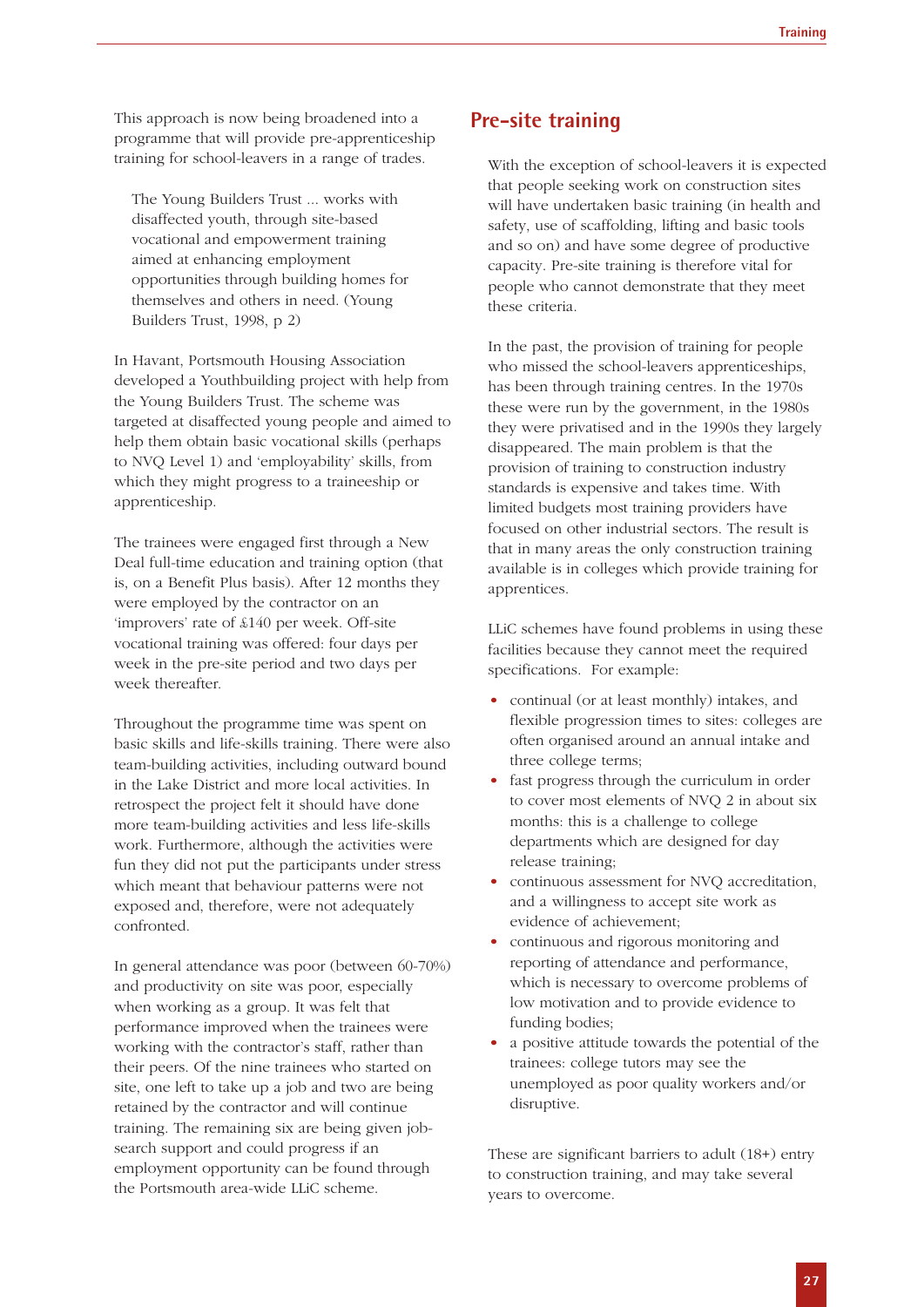This approach is now being broadened into a programme that will provide pre-apprenticeship training for school-leavers in a range of trades.

> The Young Builders Trust ... works with disaffected youth, through site-based vocational and empowerment training aimed at enhancing employment opportunities through building homes for themselves and others in need. (Young Builders Trust, 1998, p 2)

In Havant, Portsmouth Housing Association developed a Youthbuilding project with help from the Young Builders Trust. The scheme was targeted at disaffected young people and aimed to help them obtain basic vocational skills (perhaps to NVQ Level 1) and 'employability' skills, from which they might progress to a traineeship or apprenticeship.

The trainees were engaged first through a New Deal full-time education and training option (that is, on a Benefit Plus basis). After 12 months they were employed by the contractor on an 'improvers' rate of £140 per week. Off-site vocational training was offered: four days per week in the pre-site period and two days per week thereafter.

Throughout the programme time was spent on basic skills and life-skills training. There were also team-building activities, including outward bound in the Lake District and more local activities. In retrospect the project felt it should have done more team-building activities and less life-skills work. Furthermore, although the activities were fun they did not put the participants under stress which meant that behaviour patterns were not exposed and, therefore, were not adequately confronted.

In general attendance was poor (between 60-70%) and productivity on site was poor, especially when working as a group. It was felt that performance improved when the trainees were working with the contractor's staff, rather than their peers. Of the nine trainees who started on site, one left to take up a job and two are being retained by the contractor and will continue training. The remaining six are being given job-search support and could progress if an employment opportunity can be found through the Portsmouth area-wide LLiC scheme.

## Pre-site training

With the exception of school-leavers it is expected that people seeking work on construction sites will have undertaken basic training (in health and safety, use of scaffolding, lifting and basic tools and so on) and have some degree of productive capacity. Pre-site training is therefore vital for people who cannot demonstrate that they meet these criteria.

In the past, the provision of training for people who missed the school-leavers apprenticeships, has been through training centres. In the 1970s these were run by the government, in the 1980s they were privatised and in the 1990s they largely disappeared. The main problem is that the provision of training to construction industry standards is expensive and takes time. With limited budgets most training providers have focused on other industrial sectors. The result is that in many areas the only construction training available is in colleges which provide training for apprentices.

LLiC schemes have found problems in using these facilities because they cannot meet the required specifications. For example:

- continual (or at least monthly) intakes, and flexible progression times to sites: colleges are often organised around an annual intake and three college terms;
- fast progress through the curriculum in order to cover most elements of NVQ 2 in about six months: this is a challenge to college departments which are designed for day release training;
- continuous assessment for NVQ accreditation, and a willingness to accept site work as evidence of achievement;
- continuous and rigorous monitoring and reporting of attendance and performance, which is necessary to overcome problems of low motivation and to provide evidence to funding bodies;
- a positive attitude towards the potential of the trainees: college tutors may see the unemployed as poor quality workers and/or disruptive.

These are significant barriers to adult (18+) entry to construction training, and may take several years to overcome.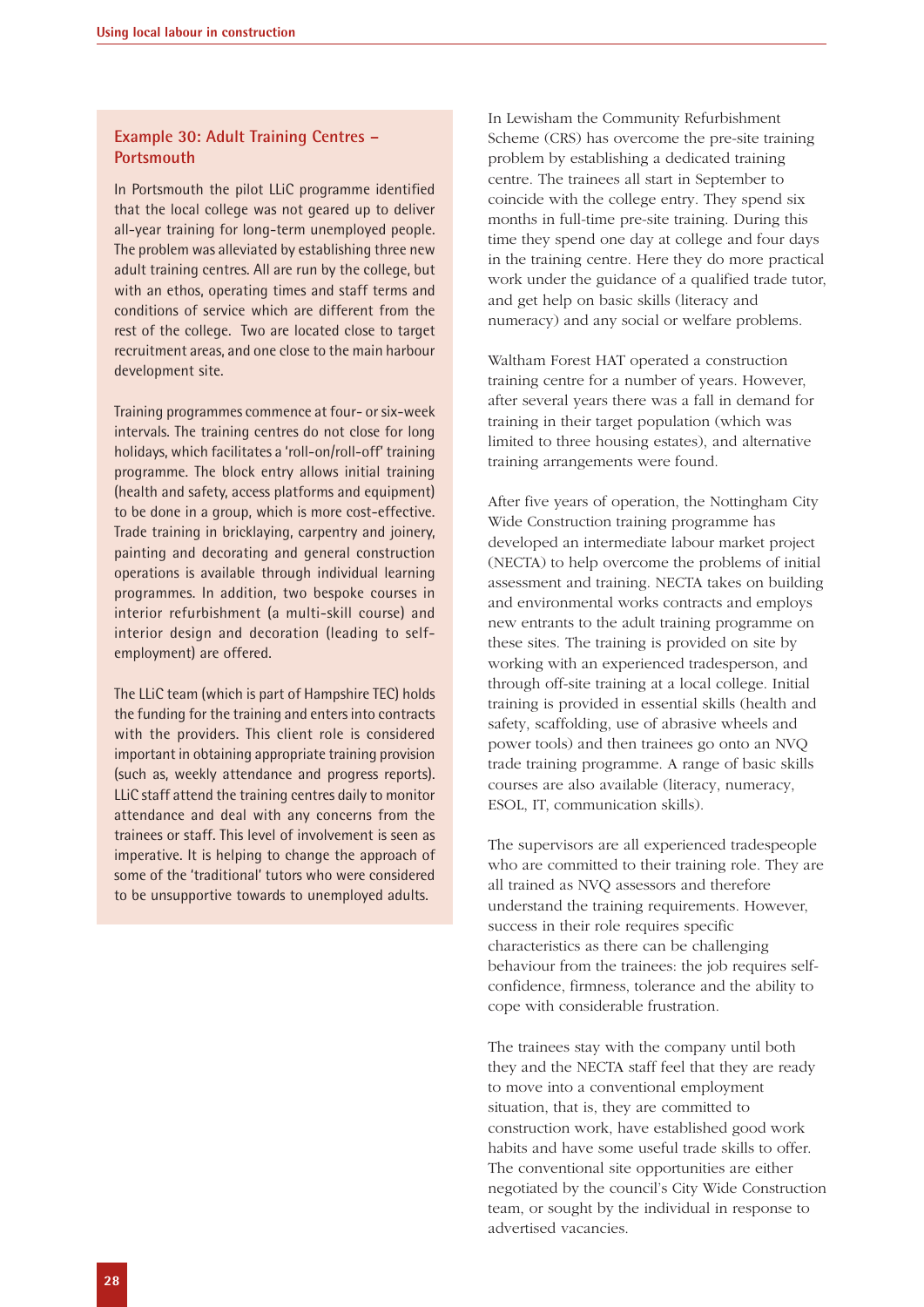### Example 30: Adult Training Centres – Portsmouth

In Portsmouth the pilot LLiC programme identified that the local college was not geared up to deliver all-year training for long-term unemployed people. The problem was alleviated by establishing three new adult training centres. All are run by the college, but with an ethos, operating times and staff terms and conditions of service which are different from the rest of the college. Two are located close to target recruitment areas, and one close to the main harbour development site.

Training programmes commence at four- or six-week intervals. The training centres do not close for long holidays, which facilitates a 'roll-on/roll-off' training programme. The block entry allows initial training (health and safety, access platforms and equipment) to be done in a group, which is more cost-effective. Trade training in bricklaying, carpentry and joinery, painting and decorating and general construction operations is available through individual learning programmes. In addition, two bespoke courses in interior refurbishment (a multi-skill course) and interior design and decoration (leading to self-employment) are offered.

The LLiC team (which is part of Hampshire TEC) holds the funding for the training and enters into contracts with the providers. This client role is considered important in obtaining appropriate training provision (such as, weekly attendance and progress reports). LLiC staff attend the training centres daily to monitor attendance and deal with any concerns from the trainees or staff. This level of involvement is seen as imperative. It is helping to change the approach of some of the 'traditional' tutors who were considered to be unsupportive towards to unemployed adults.

In Lewisham the Community Refurbishment Scheme (CRS) has overcome the pre-site training problem by establishing a dedicated training centre. The trainees all start in September to coincide with the college entry. They spend six months in full-time pre-site training. During this time they spend one day at college and four days in the training centre. Here they do more practical work under the guidance of a qualified trade tutor, and get help on basic skills (literacy and numeracy) and any social or welfare problems.

Waltham Forest HAT operated a construction training centre for a number of years. However, after several years there was a fall in demand for training in their target population (which was limited to three housing estates), and alternative training arrangements were found.

After five years of operation, the Nottingham City Wide Construction training programme has developed an intermediate labour market project (NECTA) to help overcome the problems of initial assessment and training. NECTA takes on building and environmental works contracts and employs new entrants to the adult training programme on these sites. The training is provided on site by working with an experienced tradesperson, and through off-site training at a local college. Initial training is provided in essential skills (health and safety, scaffolding, use of abrasive wheels and power tools) and then trainees go onto an NVQ trade training programme. A range of basic skills courses are also available (literacy, numeracy, ESOL, IT, communication skills).

The supervisors are all experienced tradespeople who are committed to their training role. They are all trained as NVQ assessors and therefore understand the training requirements. However, success in their role requires specific characteristics as there can be challenging behaviour from the trainees: the job requires self-confidence, firmness, tolerance and the ability to cope with considerable frustration.

The trainees stay with the company until both they and the NECTA staff feel that they are ready to move into a conventional employment situation, that is, they are committed to construction work, have established good work habits and have some useful trade skills to offer. The conventional site opportunities are either negotiated by the council's City Wide Construction team, or sought by the individual in response to advertised vacancies.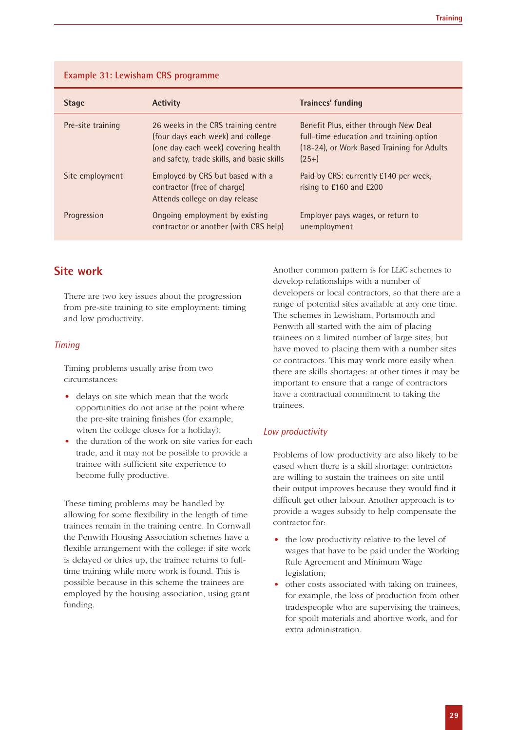**Example 31: Lewisham CRS programme**

| Stage | Activity | Trainees' funding |
|---|---|---|
| Pre-site training | 26 weeks in the CRS training centre (four days each week) and college (one day each week) covering health and safety, trade skills, and basic skills | Benefit Plus, either through New Deal full-time education and training option (18-24), or Work Based Training for Adults (25+) |
| Site employment | Employed by CRS but based with a contractor (free of charge)<br>Attends college on day release | Paid by CRS: currently £140 per week, rising to £160 and £200 |
| Progression | Ongoing employment by existing contractor or another (with CRS help) | Employer pays wages, or return to unemployment |

## Site work

There are two key issues about the progression from pre-site training to site employment: timing and low productivity.

### *Timing*

Timing problems usually arise from two circumstances:

- delays on site which mean that the work opportunities do not arise at the point where the pre-site training finishes (for example, when the college closes for a holiday);
- the duration of the work on site varies for each trade, and it may not be possible to provide a trainee with sufficient site experience to become fully productive.

These timing problems may be handled by allowing for some flexibility in the length of time trainees remain in the training centre. In Cornwall the Penwith Housing Association schemes have a flexible arrangement with the college: if site work is delayed or dries up, the trainee returns to full-time training while more work is found. This is possible because in this scheme the trainees are employed by the housing association, using grant funding.

Another common pattern is for LLiC schemes to develop relationships with a number of developers or local contractors, so that there are a range of potential sites available at any one time. The schemes in Lewisham, Portsmouth and Penwith all started with the aim of placing trainees on a limited number of large sites, but have moved to placing them with a number sites or contractors. This may work more easily when there are skills shortages: at other times it may be important to ensure that a range of contractors have a contractual commitment to taking the trainees.

### *Low productivity*

Problems of low productivity are also likely to be eased when there is a skill shortage: contractors are willing to sustain the trainees on site until their output improves because they would find it difficult get other labour. Another approach is to provide a wages subsidy to help compensate the contractor for:

- the low productivity relative to the level of wages that have to be paid under the Working Rule Agreement and Minimum Wage legislation;
- other costs associated with taking on trainees, for example, the loss of production from other tradespeople who are supervising the trainees, for spoilt materials and abortive work, and for extra administration.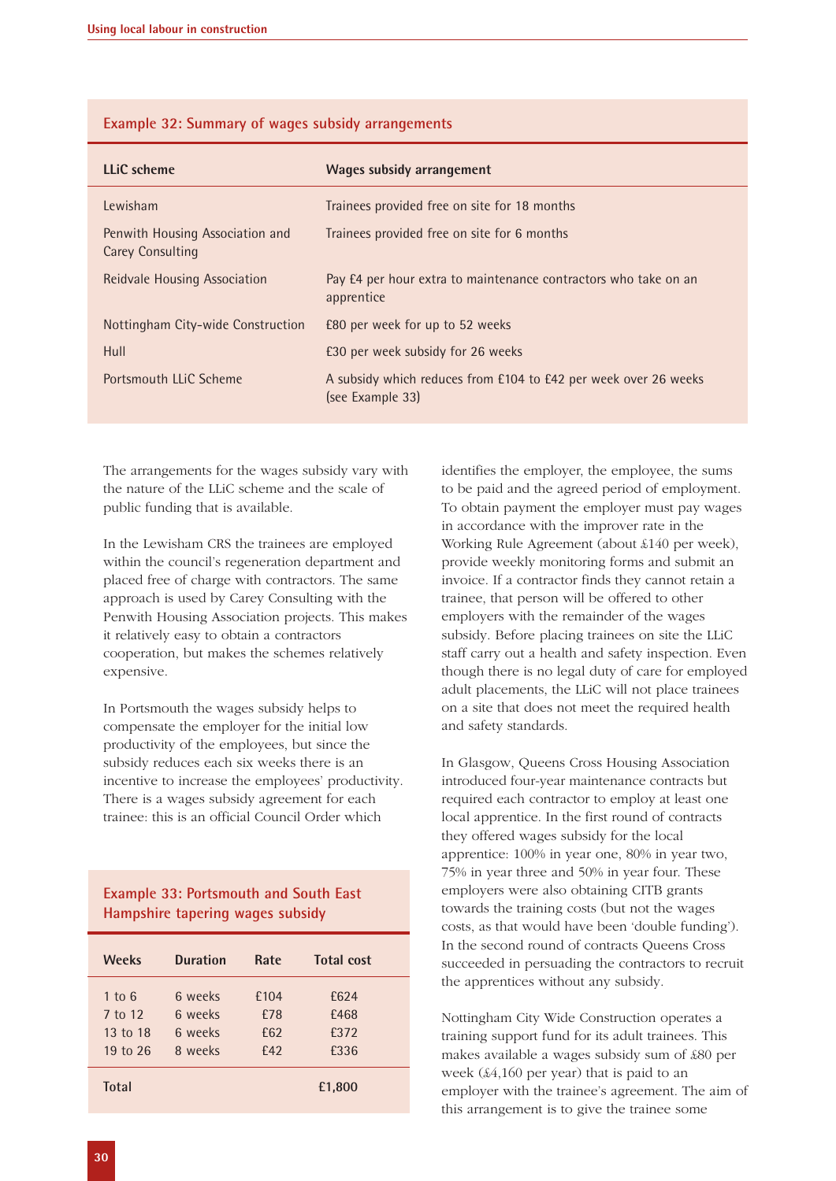### Example 32: Summary of wages subsidy arrangements

| LLiC scheme | Wages subsidy arrangement |
|---|---|
| Lewisham | Trainees provided free on site for 18 months |
| Penwith Housing Association and Carey Consulting | Trainees provided free on site for 6 months |
| Reidvale Housing Association | Pay £4 per hour extra to maintenance contractors who take on an apprentice |
| Nottingham City-wide Construction | £80 per week for up to 52 weeks |
| Hull | £30 per week subsidy for 26 weeks |
| Portsmouth LLiC Scheme | A subsidy which reduces from £104 to £42 per week over 26 weeks (see Example 33) |

The arrangements for the wages subsidy vary with the nature of the LLiC scheme and the scale of public funding that is available.

In the Lewisham CRS the trainees are employed within the council's regeneration department and placed free of charge with contractors. The same approach is used by Carey Consulting with the Penwith Housing Association projects. This makes it relatively easy to obtain a contractors cooperation, but makes the schemes relatively expensive.

In Portsmouth the wages subsidy helps to compensate the employer for the initial low productivity of the employees, but since the subsidy reduces each six weeks there is an incentive to increase the employees' productivity. There is a wages subsidy agreement for each trainee: this is an official Council Order which identifies the employer, the employee, the sums to be paid and the agreed period of employment. To obtain payment the employer must pay wages in accordance with the improver rate in the Working Rule Agreement (about £140 per week), provide weekly monitoring forms and submit an invoice. If a contractor finds they cannot retain a trainee, that person will be offered to other employers with the remainder of the wages subsidy. Before placing trainees on site the LLiC staff carry out a health and safety inspection. Even though there is no legal duty of care for employed adult placements, the LLiC will not place trainees on a site that does not meet the required health and safety standards.

### Example 33: Portsmouth and South East Hampshire tapering wages subsidy

| Weeks | Duration | Rate | Total cost |
|---|---|---|---|
| 1 to 6 | 6 weeks | £104 | £624 |
| 7 to 12 | 6 weeks | £78 | £468 |
| 13 to 18 | 6 weeks | £62 | £372 |
| 19 to 26 | 8 weeks | £42 | £336 |
| **Total** | | | **£1,800** |

In Glasgow, Queens Cross Housing Association introduced four-year maintenance contracts but required each contractor to employ at least one local apprentice. In the first round of contracts they offered wages subsidy for the local apprentice: 100% in year one, 80% in year two, 75% in year three and 50% in year four. These employers were also obtaining CITB grants towards the training costs (but not the wages costs, as that would have been 'double funding'). In the second round of contracts Queens Cross succeeded in persuading the contractors to recruit the apprentices without any subsidy.

Nottingham City Wide Construction operates a training support fund for its adult trainees. This makes available a wages subsidy sum of £80 per week (£4,160 per year) that is paid to an employer with the trainee's agreement. The aim of this arrangement is to give the trainee some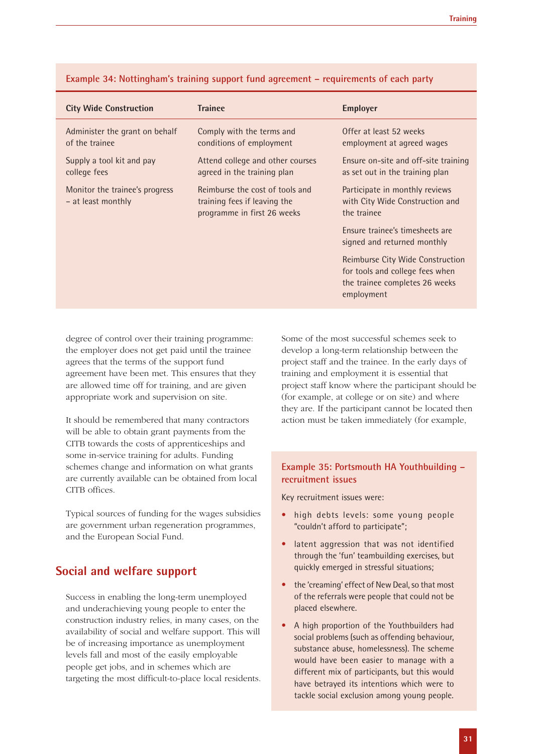**Example 34: Nottingham's training support fund agreement – requirements of each party**

| City Wide Construction | Trainee | Employer |
|---|---|---|
| Administer the grant on behalf of the trainee | Comply with the terms and conditions of employment | Offer at least 52 weeks employment at agreed wages |
| Supply a tool kit and pay college fees | Attend college and other courses agreed in the training plan | Ensure on-site and off-site training as set out in the training plan |
| Monitor the trainee's progress – at least monthly | Reimburse the cost of tools and training fees if leaving the programme in first 26 weeks | Participate in monthly reviews with City Wide Construction and the trainee |
| | | Ensure trainee's timesheets are signed and returned monthly |
| | | Reimburse City Wide Construction for tools and college fees when the trainee completes 26 weeks employment |

degree of control over their training programme: the employer does not get paid until the trainee agrees that the terms of the support fund agreement have been met. This ensures that they are allowed time off for training, and are given appropriate work and supervision on site.

It should be remembered that many contractors will be able to obtain grant payments from the CITB towards the costs of apprenticeships and some in-service training for adults. Funding schemes change and information on what grants are currently available can be obtained from local CITB offices.

Typical sources of funding for the wages subsidies are government urban regeneration programmes, and the European Social Fund.

## Social and welfare support

Success in enabling the long-term unemployed and underachieving young people to enter the construction industry relies, in many cases, on the availability of social and welfare support. This will be of increasing importance as unemployment levels fall and most of the easily employable people get jobs, and in schemes which are targeting the most difficult-to-place local residents.

Some of the most successful schemes seek to develop a long-term relationship between the project staff and the trainee. In the early days of training and employment it is essential that project staff know where the participant should be (for example, at college or on site) and where they are. If the participant cannot be located then action must be taken immediately (for example,

**Example 35: Portsmouth HA Youthbuilding – recruitment issues**

Key recruitment issues were:

- high debts levels: some young people "couldn't afford to participate";
- latent aggression that was not identified through the 'fun' teambuilding exercises, but quickly emerged in stressful situations;
- the 'creaming' effect of New Deal, so that most of the referrals were people that could not be placed elsewhere.
- A high proportion of the Youthbuilders had social problems (such as offending behaviour, substance abuse, homelessness). The scheme would have been easier to manage with a different mix of participants, but this would have betrayed its intentions which were to tackle social exclusion among young people.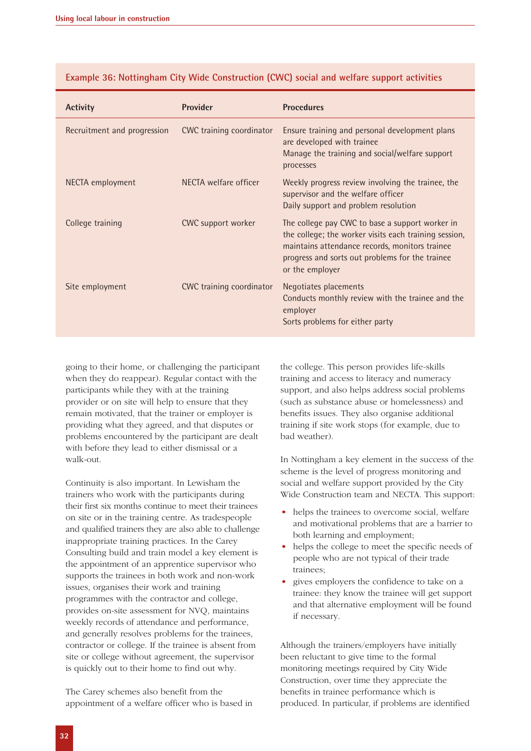**Example 36: Nottingham City Wide Construction (CWC) social and welfare support activities**

| Activity | Provider | Procedures |
|---|---|---|
| Recruitment and progression | CWC training coordinator | Ensure training and personal development plans are developed with trainee<br>Manage the training and social/welfare support processes |
| NECTA employment | NECTA welfare officer | Weekly progress review involving the trainee, the supervisor and the welfare officer<br>Daily support and problem resolution |
| College training | CWC support worker | The college pay CWC to base a support worker in the college; the worker visits each training session, maintains attendance records, monitors trainee progress and sorts out problems for the trainee or the employer |
| Site employment | CWC training coordinator | Negotiates placements<br>Conducts monthly review with the trainee and the employer<br>Sorts problems for either party |

going to their home, or challenging the participant when they do reappear). Regular contact with the participants while they with at the training provider or on site will help to ensure that they remain motivated, that the trainer or employer is providing what they agreed, and that disputes or problems encountered by the participant are dealt with before they lead to either dismissal or a walk-out.

Continuity is also important. In Lewisham the trainers who work with the participants during their first six months continue to meet their trainees on site or in the training centre. As tradespeople and qualified trainers they are also able to challenge inappropriate training practices. In the Carey Consulting build and train model a key element is the appointment of an apprentice supervisor who supports the trainees in both work and non-work issues, organises their work and training programmes with the contractor and college, provides on-site assessment for NVQ, maintains weekly records of attendance and performance, and generally resolves problems for the trainees, contractor or college. If the trainee is absent from site or college without agreement, the supervisor is quickly out to their home to find out why.

The Carey schemes also benefit from the appointment of a welfare officer who is based in the college. This person provides life-skills training and access to literacy and numeracy support, and also helps address social problems (such as substance abuse or homelessness) and benefits issues. They also organise additional training if site work stops (for example, due to bad weather).

In Nottingham a key element in the success of the scheme is the level of progress monitoring and social and welfare support provided by the City Wide Construction team and NECTA. This support:

- helps the trainees to overcome social, welfare and motivational problems that are a barrier to both learning and employment;
- helps the college to meet the specific needs of people who are not typical of their trade trainees;
- gives employers the confidence to take on a trainee: they know the trainee will get support and that alternative employment will be found if necessary.

Although the trainers/employers have initially been reluctant to give time to the formal monitoring meetings required by City Wide Construction, over time they appreciate the benefits in trainee performance which is produced. In particular, if problems are identified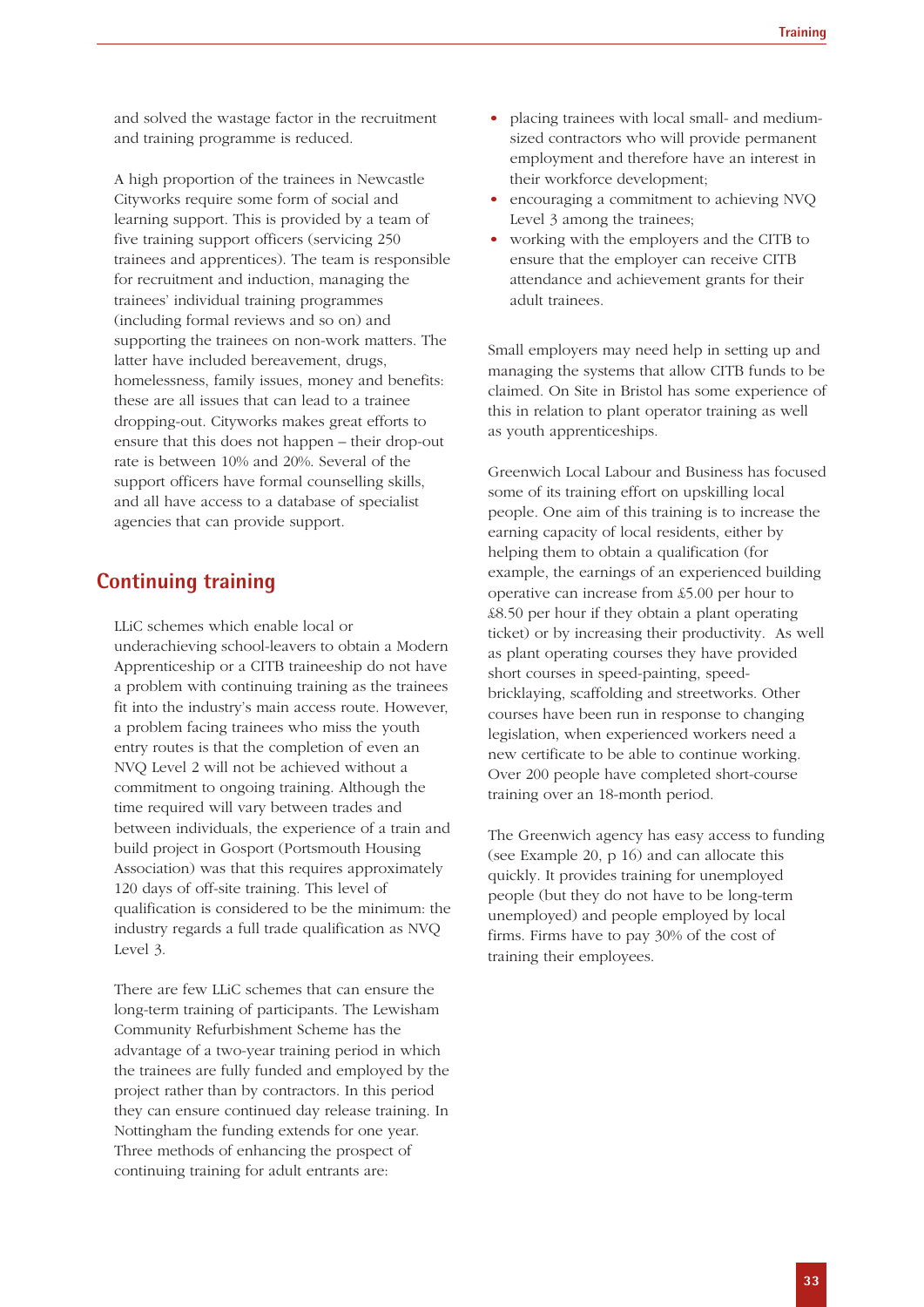and solved the wastage factor in the recruitment and training programme is reduced.

A high proportion of the trainees in Newcastle Cityworks require some form of social and learning support. This is provided by a team of five training support officers (servicing 250 trainees and apprentices). The team is responsible for recruitment and induction, managing the trainees' individual training programmes (including formal reviews and so on) and supporting the trainees on non-work matters. The latter have included bereavement, drugs, homelessness, family issues, money and benefits: these are all issues that can lead to a trainee dropping-out. Cityworks makes great efforts to ensure that this does not happen – their drop-out rate is between 10% and 20%. Several of the support officers have formal counselling skills, and all have access to a database of specialist agencies that can provide support.

## Continuing training

LLiC schemes which enable local or underachieving school-leavers to obtain a Modern Apprenticeship or a CITB traineeship do not have a problem with continuing training as the trainees fit into the industry's main access route. However, a problem facing trainees who miss the youth entry routes is that the completion of even an NVQ Level 2 will not be achieved without a commitment to ongoing training. Although the time required will vary between trades and between individuals, the experience of a train and build project in Gosport (Portsmouth Housing Association) was that this requires approximately 120 days of off-site training. This level of qualification is considered to be the minimum: the industry regards a full trade qualification as NVQ Level 3.

There are few LLiC schemes that can ensure the long-term training of participants. The Lewisham Community Refurbishment Scheme has the advantage of a two-year training period in which the trainees are fully funded and employed by the project rather than by contractors. In this period they can ensure continued day release training. In Nottingham the funding extends for one year. Three methods of enhancing the prospect of continuing training for adult entrants are:

- placing trainees with local small- and medium-sized contractors who will provide permanent employment and therefore have an interest in their workforce development;
- encouraging a commitment to achieving NVQ Level 3 among the trainees;
- working with the employers and the CITB to ensure that the employer can receive CITB attendance and achievement grants for their adult trainees.

Small employers may need help in setting up and managing the systems that allow CITB funds to be claimed. On Site in Bristol has some experience of this in relation to plant operator training as well as youth apprenticeships.

Greenwich Local Labour and Business has focused some of its training effort on upskilling local people. One aim of this training is to increase the earning capacity of local residents, either by helping them to obtain a qualification (for example, the earnings of an experienced building operative can increase from £5.00 per hour to £8.50 per hour if they obtain a plant operating ticket) or by increasing their productivity. As well as plant operating courses they have provided short courses in speed-painting, speed-bricklaying, scaffolding and streetworks. Other courses have been run in response to changing legislation, when experienced workers need a new certificate to be able to continue working. Over 200 people have completed short-course training over an 18-month period.

The Greenwich agency has easy access to funding (see Example 20, p 16) and can allocate this quickly. It provides training for unemployed people (but they do not have to be long-term unemployed) and people employed by local firms. Firms have to pay 30% of the cost of training their employees.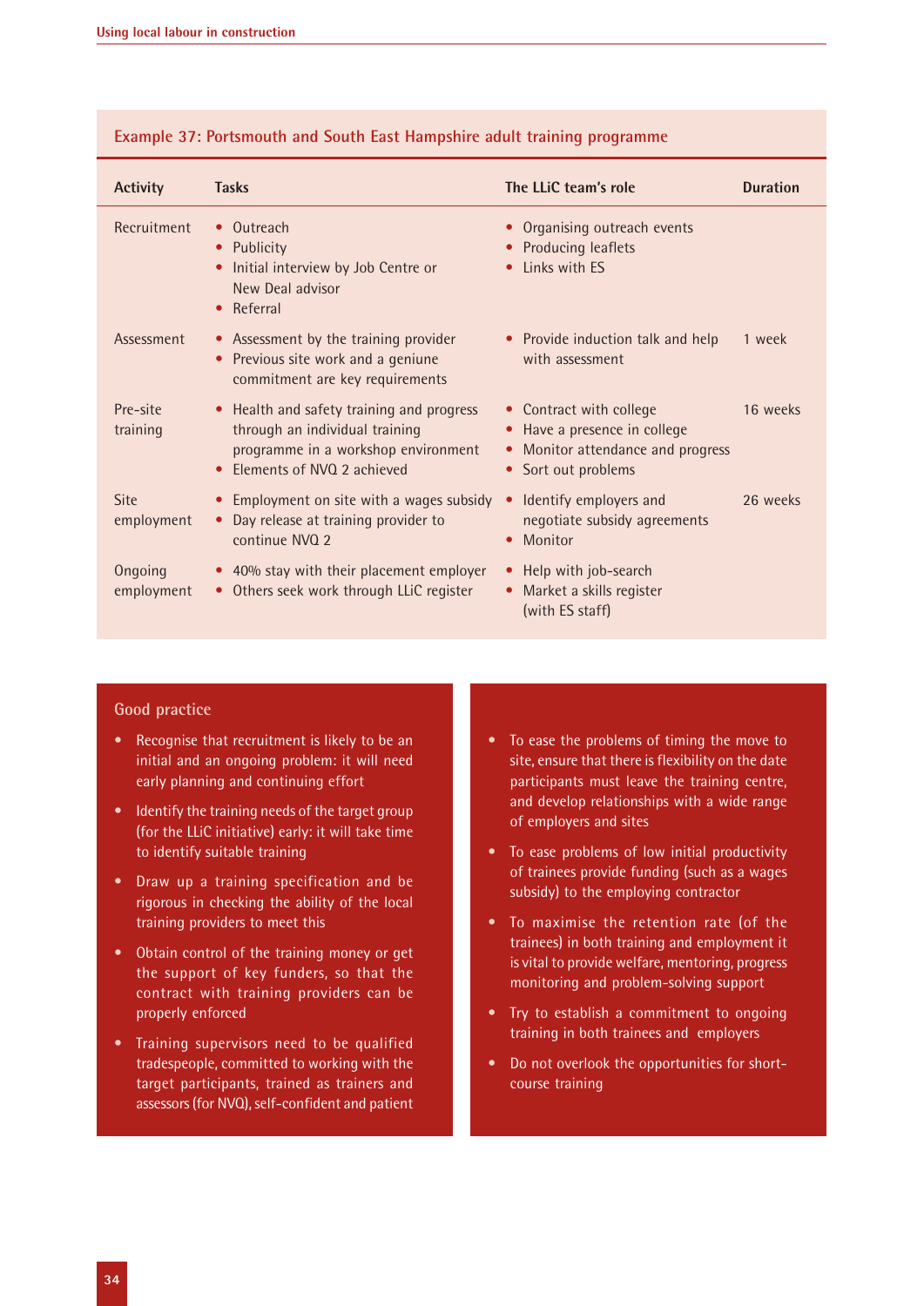## Example 37: Portsmouth and South East Hampshire adult training programme

| Activity | Tasks | The LLiC team's role | Duration |
|---|---|---|---|
| Recruitment | • Outreach<br>• Publicity<br>• Initial interview by Job Centre or New Deal advisor<br>• Referral | • Organising outreach events<br>• Producing leaflets<br>• Links with ES | |
| Assessment | • Assessment by the training provider<br>• Previous site work and a geniune commitment are key requirements | • Provide induction talk and help with assessment | 1 week |
| Pre-site training | • Health and safety training and progress through an individual training programme in a workshop environment<br>• Elements of NVQ 2 achieved | • Contract with college<br>• Have a presence in college<br>• Monitor attendance and progress<br>• Sort out problems | 16 weeks |
| Site employment | • Employment on site with a wages subsidy<br>• Day release at training provider to continue NVQ 2 | • Identify employers and negotiate subsidy agreements<br>• Monitor | 26 weeks |
| Ongoing employment | • 40% stay with their placement employer<br>• Others seek work through LLiC register | • Help with job-search<br>• Market a skills register (with ES staff) | |

### Good practice

- Recognise that recruitment is likely to be an initial and an ongoing problem: it will need early planning and continuing effort
- Identify the training needs of the target group (for the LLiC initiative) early: it will take time to identify suitable training
- Draw up a training specification and be rigorous in checking the ability of the local training providers to meet this
- Obtain control of the training money or get the support of key funders, so that the contract with training providers can be properly enforced
- Training supervisors need to be qualified tradespeople, committed to working with the target participants, trained as trainers and assessors (for NVQ), self-confident and patient
- To ease the problems of timing the move to site, ensure that there is flexibility on the date participants must leave the training centre, and develop relationships with a wide range of employers and sites
- To ease problems of low initial productivity of trainees provide funding (such as a wages subsidy) to the employing contractor
- To maximise the retention rate (of the trainees) in both training and employment it is vital to provide welfare, mentoring, progress monitoring and problem-solving support
- Try to establish a commitment to ongoing training in both trainees and employers
- Do not overlook the opportunities for short-course training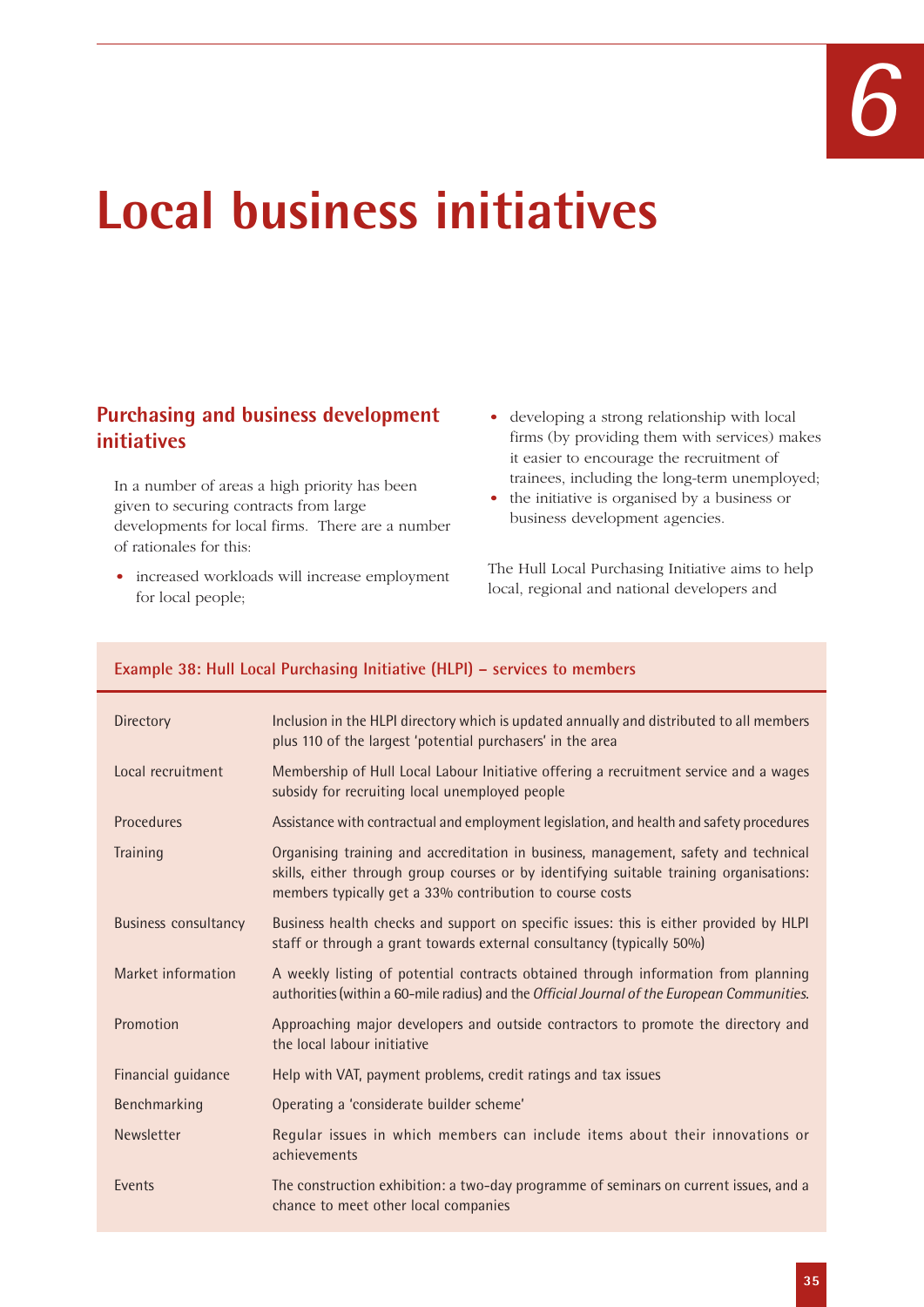# 6

# Local business initiatives

## Purchasing and business development initiatives

In a number of areas a high priority has been given to securing contracts from large developments for local firms. There are a number of rationales for this:

- increased workloads will increase employment for local people;
- developing a strong relationship with local firms (by providing them with services) makes it easier to encourage the recruitment of trainees, including the long-term unemployed;
- the initiative is organised by a business or business development agencies.

The Hull Local Purchasing Initiative aims to help local, regional and national developers and

**Example 38: Hull Local Purchasing Initiative (HLPI) – services to members**

| | |
|---|---|
| Directory | Inclusion in the HLPI directory which is updated annually and distributed to all members plus 110 of the largest 'potential purchasers' in the area |
| Local recruitment | Membership of Hull Local Labour Initiative offering a recruitment service and a wages subsidy for recruiting local unemployed people |
| Procedures | Assistance with contractual and employment legislation, and health and safety procedures |
| Training | Organising training and accreditation in business, management, safety and technical skills, either through group courses or by identifying suitable training organisations: members typically get a 33% contribution to course costs |
| Business consultancy | Business health checks and support on specific issues: this is either provided by HLPI staff or through a grant towards external consultancy (typically 50%) |
| Market information | A weekly listing of potential contracts obtained through information from planning authorities (within a 60-mile radius) and the *Official Journal of the European Communities*. |
| Promotion | Approaching major developers and outside contractors to promote the directory and the local labour initiative |
| Financial guidance | Help with VAT, payment problems, credit ratings and tax issues |
| Benchmarking | Operating a 'considerate builder scheme' |
| Newsletter | Regular issues in which members can include items about their innovations or achievements |
| Events | The construction exhibition: a two-day programme of seminars on current issues, and a chance to meet other local companies |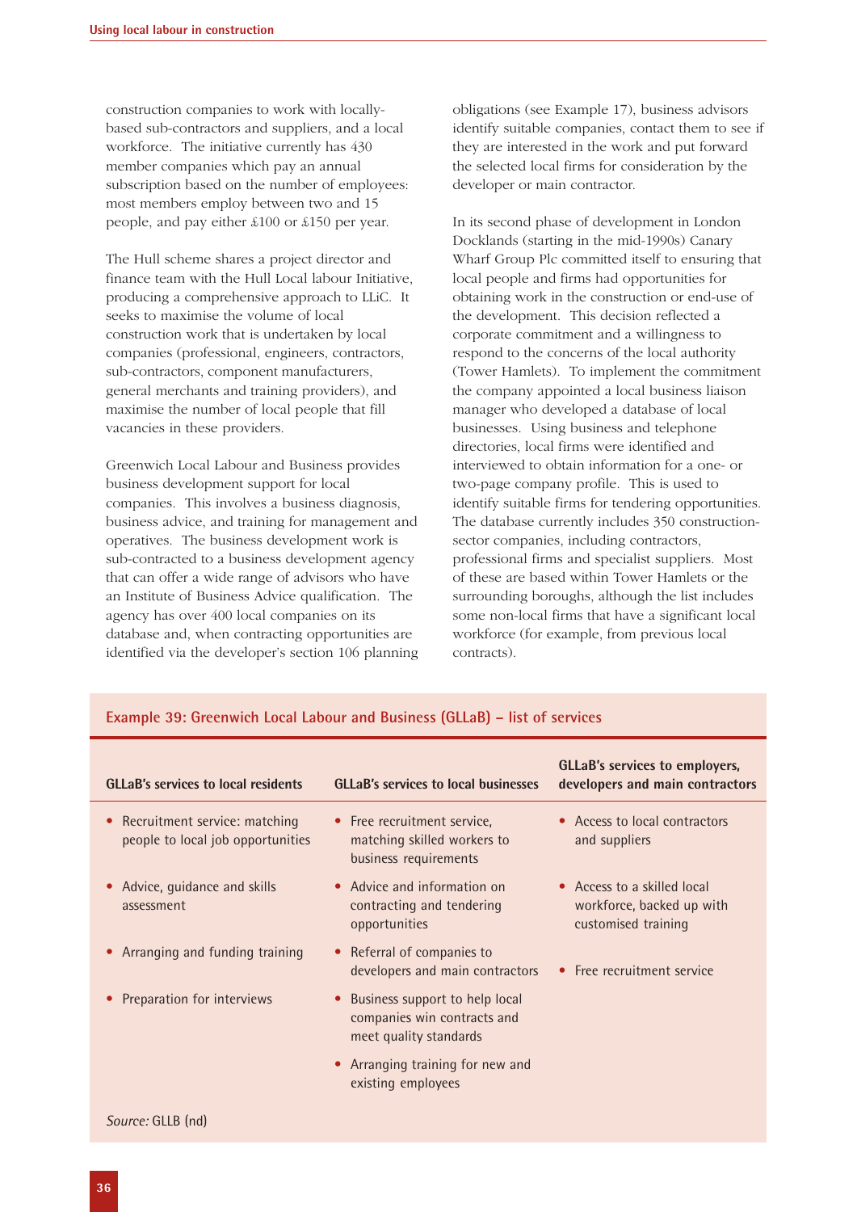construction companies to work with locally-based sub-contractors and suppliers, and a local workforce. The initiative currently has 430 member companies which pay an annual subscription based on the number of employees: most members employ between two and 15 people, and pay either £100 or £150 per year.

The Hull scheme shares a project director and finance team with the Hull Local labour Initiative, producing a comprehensive approach to LLiC. It seeks to maximise the volume of local construction work that is undertaken by local companies (professional, engineers, contractors, sub-contractors, component manufacturers, general merchants and training providers), and maximise the number of local people that fill vacancies in these providers.

Greenwich Local Labour and Business provides business development support for local companies. This involves a business diagnosis, business advice, and training for management and operatives. The business development work is sub-contracted to a business development agency that can offer a wide range of advisors who have an Institute of Business Advice qualification. The agency has over 400 local companies on its database and, when contracting opportunities are identified via the developer's section 106 planning obligations (see Example 17), business advisors identify suitable companies, contact them to see if they are interested in the work and put forward the selected local firms for consideration by the developer or main contractor.

In its second phase of development in London Docklands (starting in the mid-1990s) Canary Wharf Group Plc committed itself to ensuring that local people and firms had opportunities for obtaining work in the construction or end-use of the development. This decision reflected a corporate commitment and a willingness to respond to the concerns of the local authority (Tower Hamlets). To implement the commitment the company appointed a local business liaison manager who developed a database of local businesses. Using business and telephone directories, local firms were identified and interviewed to obtain information for a one- or two-page company profile. This is used to identify suitable firms for tendering opportunities. The database currently includes 350 construction-sector companies, including contractors, professional firms and specialist suppliers. Most of these are based within Tower Hamlets or the surrounding boroughs, although the list includes some non-local firms that have a significant local workforce (for example, from previous local contracts).

**Example 39: Greenwich Local Labour and Business (GLLaB) – list of services**

| GLLaB's services to local residents | GLLaB's services to local businesses | GLLaB's services to employers, developers and main contractors |
|---|---|---|
| • Recruitment service: matching people to local job opportunities | • Free recruitment service, matching skilled workers to business requirements | • Access to local contractors and suppliers |
| • Advice, guidance and skills assessment | • Advice and information on contracting and tendering opportunities | • Access to a skilled local workforce, backed up with customised training |
| • Arranging and funding training | • Referral of companies to developers and main contractors | • Free recruitment service |
| • Preparation for interviews | • Business support to help local companies win contracts and meet quality standards | |
| | • Arranging training for new and existing employees | |

*Source:* GLLB (nd)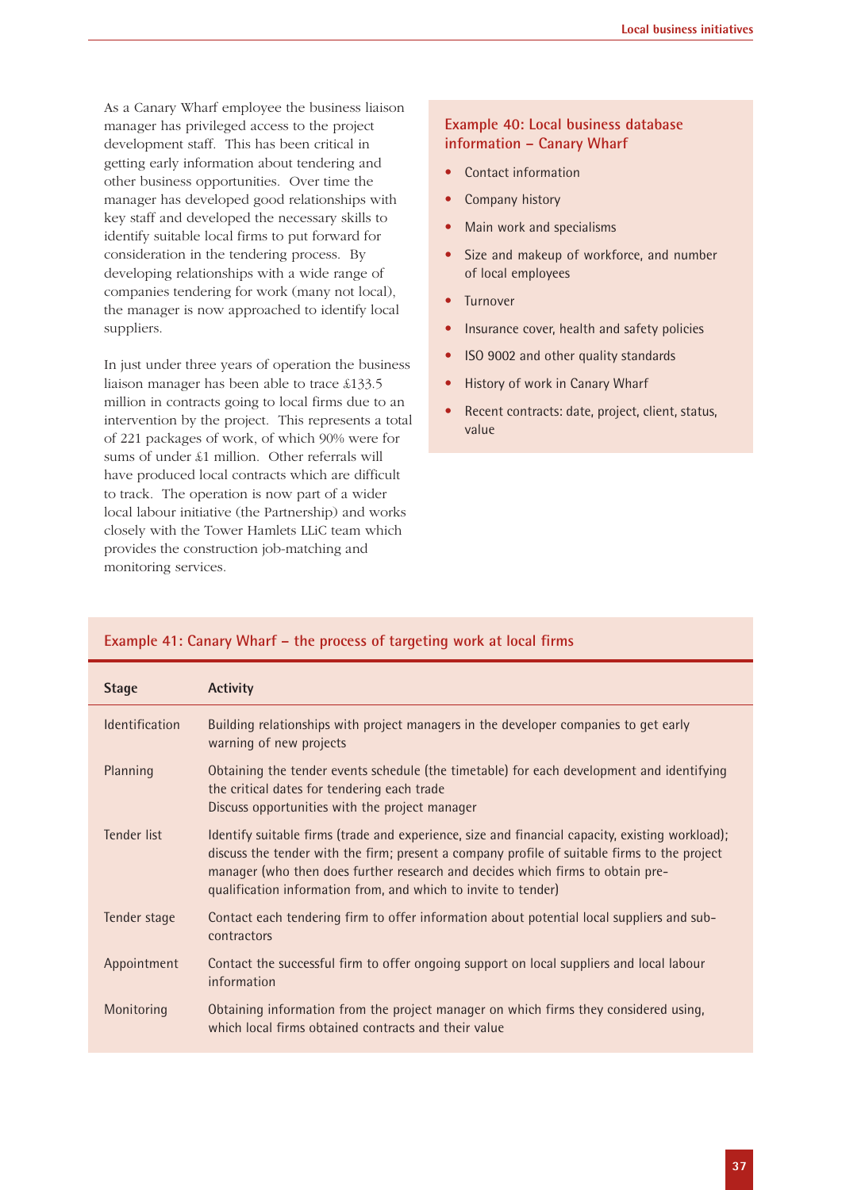As a Canary Wharf employee the business liaison manager has privileged access to the project development staff. This has been critical in getting early information about tendering and other business opportunities. Over time the manager has developed good relationships with key staff and developed the necessary skills to identify suitable local firms to put forward for consideration in the tendering process. By developing relationships with a wide range of companies tendering for work (many not local), the manager is now approached to identify local suppliers.

In just under three years of operation the business liaison manager has been able to trace £133.5 million in contracts going to local firms due to an intervention by the project. This represents a total of 221 packages of work, of which 90% were for sums of under £1 million. Other referrals will have produced local contracts which are difficult to track. The operation is now part of a wider local labour initiative (the Partnership) and works closely with the Tower Hamlets LLiC team which provides the construction job-matching and monitoring services.

### Example 40: Local business database information – Canary Wharf

- Contact information
- Company history
- Main work and specialisms
- Size and makeup of workforce, and number of local employees
- Turnover
- Insurance cover, health and safety policies
- ISO 9002 and other quality standards
- History of work in Canary Wharf
- Recent contracts: date, project, client, status, value

### Example 41: Canary Wharf – the process of targeting work at local firms

| Stage | Activity |
|---|---|
| Identification | Building relationships with project managers in the developer companies to get early warning of new projects |
| Planning | Obtaining the tender events schedule (the timetable) for each development and identifying the critical dates for tendering each trade<br>Discuss opportunities with the project manager |
| Tender list | Identify suitable firms (trade and experience, size and financial capacity, existing workload); discuss the tender with the firm; present a company profile of suitable firms to the project manager (who then does further research and decides which firms to obtain pre-qualification information from, and which to invite to tender) |
| Tender stage | Contact each tendering firm to offer information about potential local suppliers and sub-contractors |
| Appointment | Contact the successful firm to offer ongoing support on local suppliers and local labour information |
| Monitoring | Obtaining information from the project manager on which firms they considered using, which local firms obtained contracts and their value |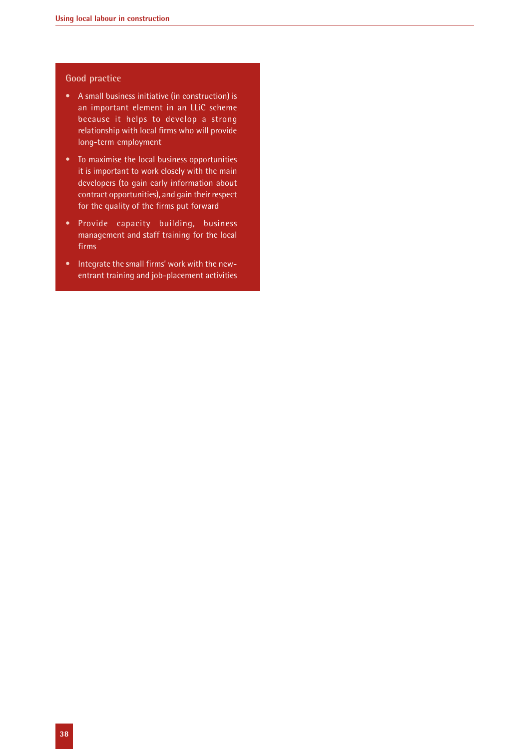### Good practice

- A small business initiative (in construction) is an important element in an LLiC scheme because it helps to develop a strong relationship with local firms who will provide long-term employment
- To maximise the local business opportunities it is important to work closely with the main developers (to gain early information about contract opportunities), and gain their respect for the quality of the firms put forward
- Provide capacity building, business management and staff training for the local firms
- Integrate the small firms' work with the new-entrant training and job-placement activities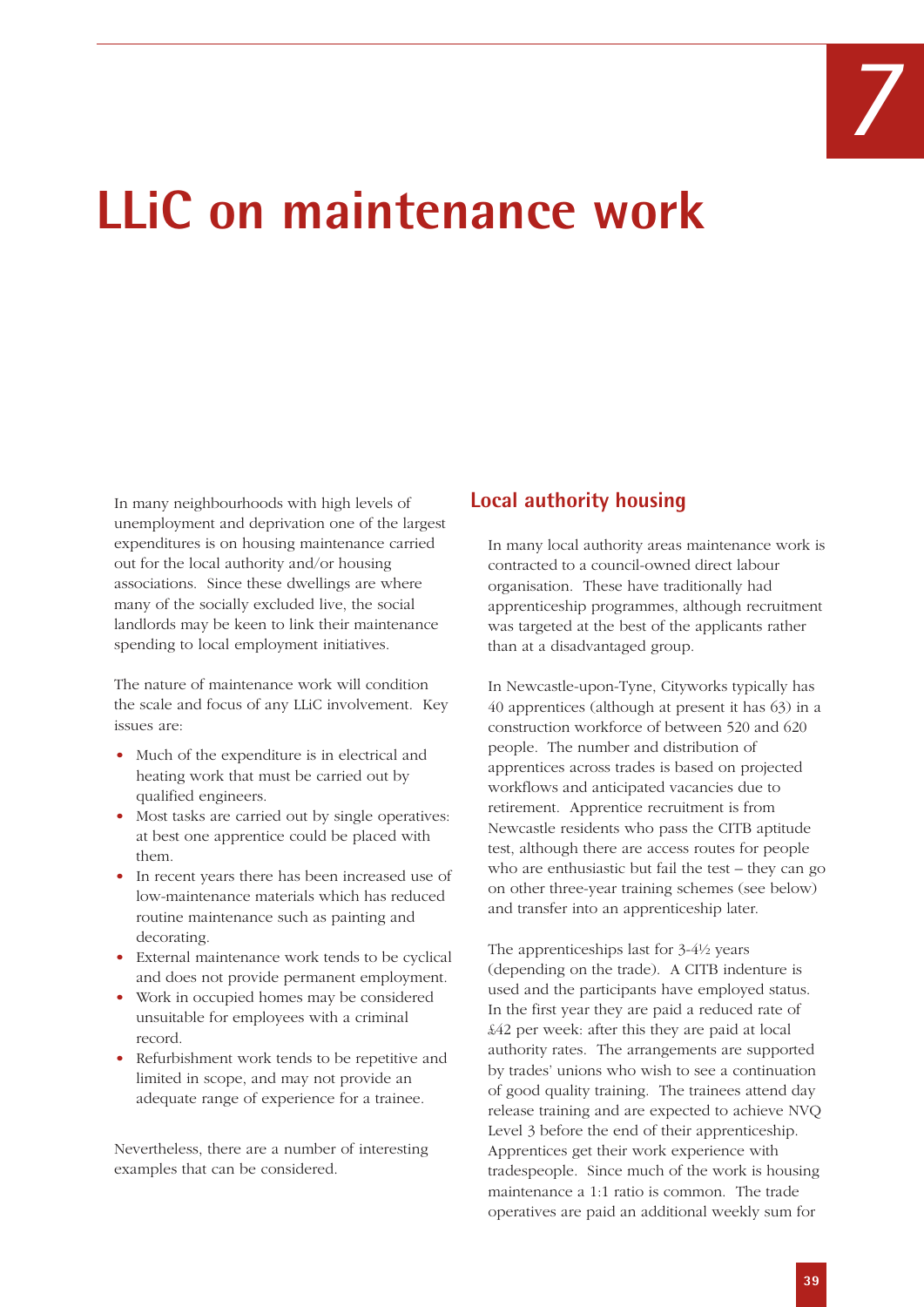# 7

# LLiC on maintenance work

In many neighbourhoods with high levels of unemployment and deprivation one of the largest expenditures is on housing maintenance carried out for the local authority and/or housing associations. Since these dwellings are where many of the socially excluded live, the social landlords may be keen to link their maintenance spending to local employment initiatives.

The nature of maintenance work will condition the scale and focus of any LLiC involvement. Key issues are:

- Much of the expenditure is in electrical and heating work that must be carried out by qualified engineers.
- Most tasks are carried out by single operatives: at best one apprentice could be placed with them.
- In recent years there has been increased use of low-maintenance materials which has reduced routine maintenance such as painting and decorating.
- External maintenance work tends to be cyclical and does not provide permanent employment.
- Work in occupied homes may be considered unsuitable for employees with a criminal record.
- Refurbishment work tends to be repetitive and limited in scope, and may not provide an adequate range of experience for a trainee.

Nevertheless, there are a number of interesting examples that can be considered.

## Local authority housing

In many local authority areas maintenance work is contracted to a council-owned direct labour organisation. These have traditionally had apprenticeship programmes, although recruitment was targeted at the best of the applicants rather than at a disadvantaged group.

In Newcastle-upon-Tyne, Cityworks typically has 40 apprentices (although at present it has 63) in a construction workforce of between 520 and 620 people. The number and distribution of apprentices across trades is based on projected workflows and anticipated vacancies due to retirement. Apprentice recruitment is from Newcastle residents who pass the CITB aptitude test, although there are access routes for people who are enthusiastic but fail the test – they can go on other three-year training schemes (see below) and transfer into an apprenticeship later.

The apprenticeships last for 3-4½ years (depending on the trade). A CITB indenture is used and the participants have employed status. In the first year they are paid a reduced rate of £42 per week: after this they are paid at local authority rates. The arrangements are supported by trades' unions who wish to see a continuation of good quality training. The trainees attend day release training and are expected to achieve NVQ Level 3 before the end of their apprenticeship. Apprentices get their work experience with tradespeople. Since much of the work is housing maintenance a 1:1 ratio is common. The trade operatives are paid an additional weekly sum for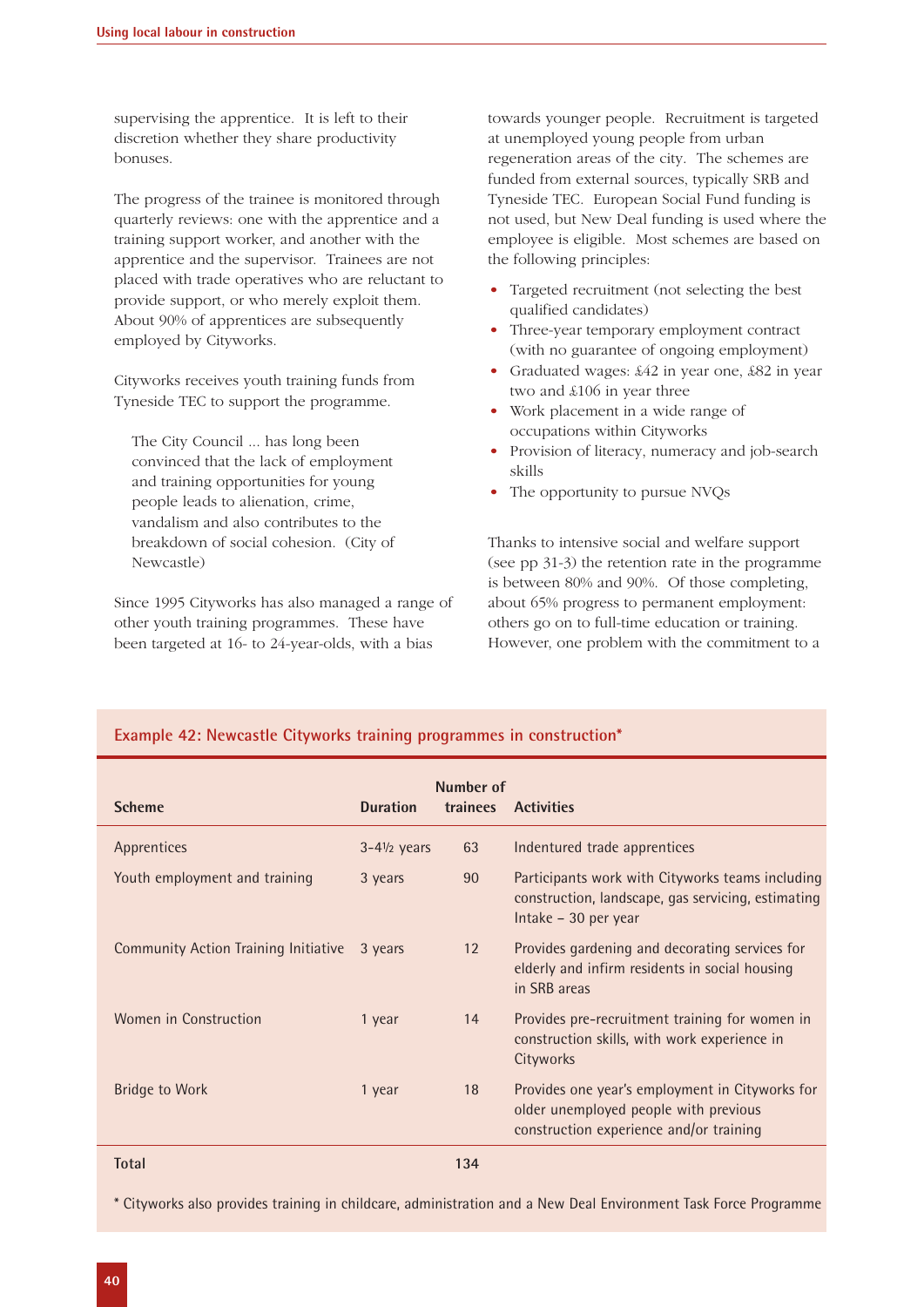supervising the apprentice. It is left to their discretion whether they share productivity bonuses.

The progress of the trainee is monitored through quarterly reviews: one with the apprentice and a training support worker, and another with the apprentice and the supervisor. Trainees are not placed with trade operatives who are reluctant to provide support, or who merely exploit them. About 90% of apprentices are subsequently employed by Cityworks.

Cityworks receives youth training funds from Tyneside TEC to support the programme.

> The City Council ... has long been convinced that the lack of employment and training opportunities for young people leads to alienation, crime, vandalism and also contributes to the breakdown of social cohesion. (City of Newcastle)

Since 1995 Cityworks has also managed a range of other youth training programmes. These have been targeted at 16- to 24-year-olds, with a bias towards younger people. Recruitment is targeted at unemployed young people from urban regeneration areas of the city. The schemes are funded from external sources, typically SRB and Tyneside TEC. European Social Fund funding is not used, but New Deal funding is used where the employee is eligible. Most schemes are based on the following principles:

- Targeted recruitment (not selecting the best qualified candidates)
- Three-year temporary employment contract (with no guarantee of ongoing employment)
- Graduated wages: £42 in year one, £82 in year two and £106 in year three
- Work placement in a wide range of occupations within Cityworks
- Provision of literacy, numeracy and job-search skills
- The opportunity to pursue NVQs

Thanks to intensive social and welfare support (see pp 31-3) the retention rate in the programme is between 80% and 90%. Of those completing, about 65% progress to permanent employment: others go on to full-time education or training. However, one problem with the commitment to a

**Example 42: Newcastle Cityworks training programmes in construction***

| Scheme | Duration | Number of trainees | Activities |
|---|---|---|---|
| Apprentices | 3-4½ years | 63 | Indentured trade apprentices |
| Youth employment and training | 3 years | 90 | Participants work with Cityworks teams including construction, landscape, gas servicing, estimating Intake – 30 per year |
| Community Action Training Initiative | 3 years | 12 | Provides gardening and decorating services for elderly and infirm residents in social housing in SRB areas |
| Women in Construction | 1 year | 14 | Provides pre-recruitment training for women in construction skills, with work experience in Cityworks |
| Bridge to Work | 1 year | 18 | Provides one year's employment in Cityworks for older unemployed people with previous construction experience and/or training |
| **Total** | | **134** | |

* Cityworks also provides training in childcare, administration and a New Deal Environment Task Force Programme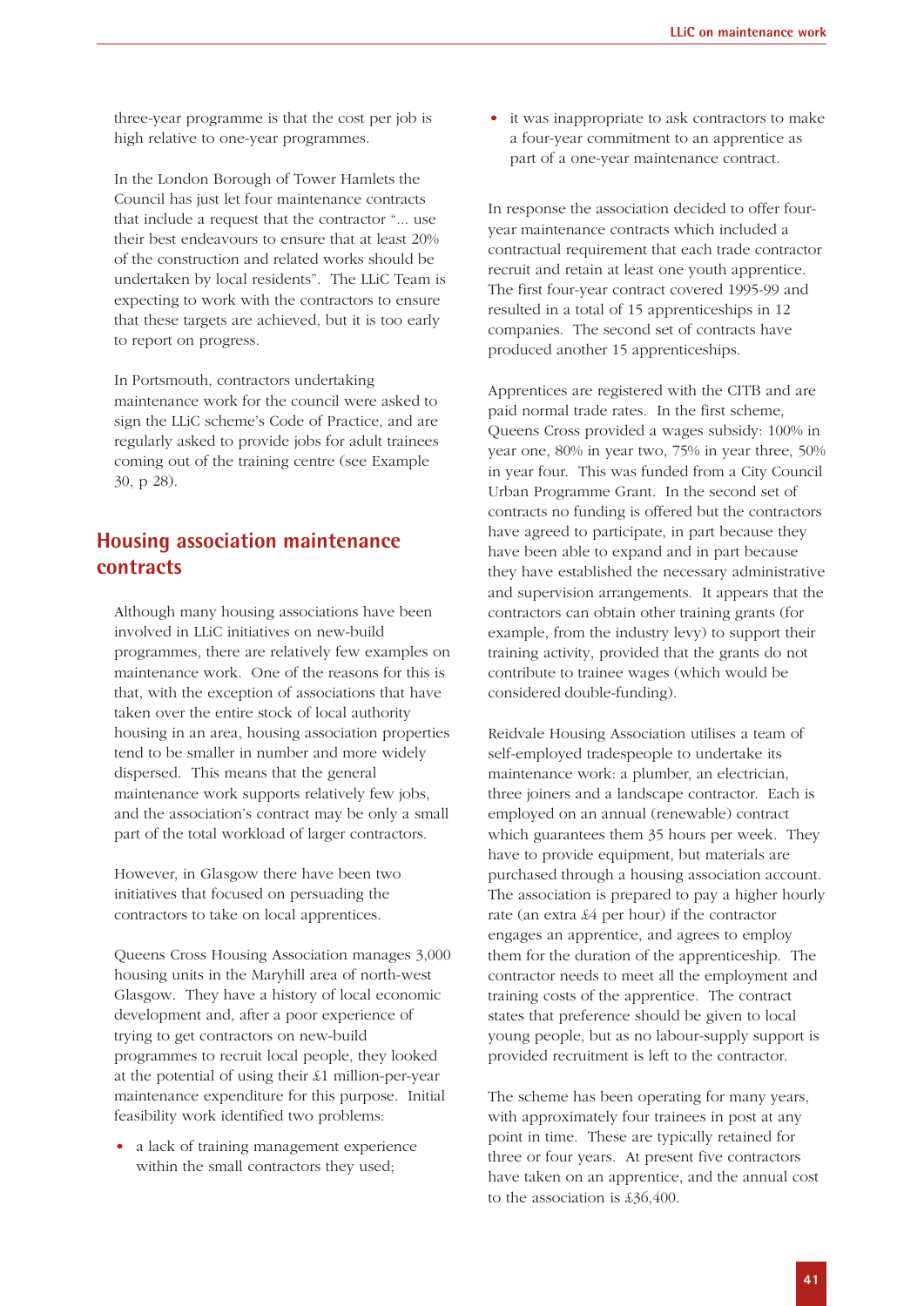three-year programme is that the cost per job is high relative to one-year programmes.

In the London Borough of Tower Hamlets the Council has just let four maintenance contracts that include a request that the contractor "... use their best endeavours to ensure that at least 20% of the construction and related works should be undertaken by local residents". The LLiC Team is expecting to work with the contractors to ensure that these targets are achieved, but it is too early to report on progress.

In Portsmouth, contractors undertaking maintenance work for the council were asked to sign the LLiC scheme's Code of Practice, and are regularly asked to provide jobs for adult trainees coming out of the training centre (see Example 30, p 28).

## Housing association maintenance contracts

Although many housing associations have been involved in LLiC initiatives on new-build programmes, there are relatively few examples on maintenance work. One of the reasons for this is that, with the exception of associations that have taken over the entire stock of local authority housing in an area, housing association properties tend to be smaller in number and more widely dispersed. This means that the general maintenance work supports relatively few jobs, and the association's contract may be only a small part of the total workload of larger contractors.

However, in Glasgow there have been two initiatives that focused on persuading the contractors to take on local apprentices.

Queens Cross Housing Association manages 3,000 housing units in the Maryhill area of north-west Glasgow. They have a history of local economic development and, after a poor experience of trying to get contractors on new-build programmes to recruit local people, they looked at the potential of using their £1 million-per-year maintenance expenditure for this purpose. Initial feasibility work identified two problems:

- a lack of training management experience within the small contractors they used;
- it was inappropriate to ask contractors to make a four-year commitment to an apprentice as part of a one-year maintenance contract.

In response the association decided to offer four-year maintenance contracts which included a contractual requirement that each trade contractor recruit and retain at least one youth apprentice. The first four-year contract covered 1995-99 and resulted in a total of 15 apprenticeships in 12 companies. The second set of contracts have produced another 15 apprenticeships.

Apprentices are registered with the CITB and are paid normal trade rates. In the first scheme, Queens Cross provided a wages subsidy: 100% in year one, 80% in year two, 75% in year three, 50% in year four. This was funded from a City Council Urban Programme Grant. In the second set of contracts no funding is offered but the contractors have agreed to participate, in part because they have been able to expand and in part because they have established the necessary administrative and supervision arrangements. It appears that the contractors can obtain other training grants (for example, from the industry levy) to support their training activity, provided that the grants do not contribute to trainee wages (which would be considered double-funding).

Reidvale Housing Association utilises a team of self-employed tradespeople to undertake its maintenance work: a plumber, an electrician, three joiners and a landscape contractor. Each is employed on an annual (renewable) contract which guarantees them 35 hours per week. They have to provide equipment, but materials are purchased through a housing association account. The association is prepared to pay a higher hourly rate (an extra £4 per hour) if the contractor engages an apprentice, and agrees to employ them for the duration of the apprenticeship. The contractor needs to meet all the employment and training costs of the apprentice. The contract states that preference should be given to local young people, but as no labour-supply support is provided recruitment is left to the contractor.

The scheme has been operating for many years, with approximately four trainees in post at any point in time. These are typically retained for three or four years. At present five contractors have taken on an apprentice, and the annual cost to the association is £36,400.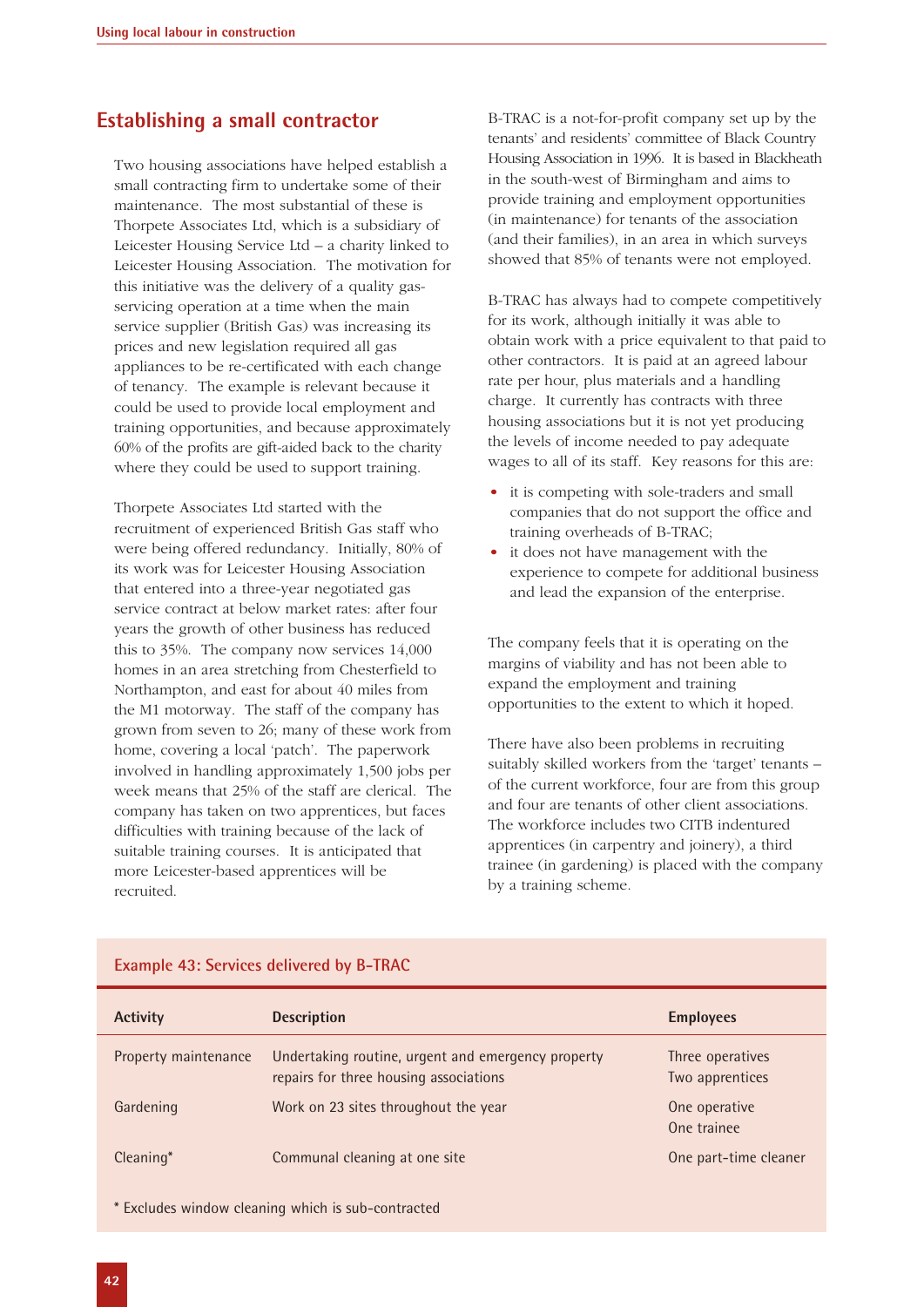## Establishing a small contractor

Two housing associations have helped establish a small contracting firm to undertake some of their maintenance. The most substantial of these is Thorpete Associates Ltd, which is a subsidiary of Leicester Housing Service Ltd – a charity linked to Leicester Housing Association. The motivation for this initiative was the delivery of a quality gas-servicing operation at a time when the main service supplier (British Gas) was increasing its prices and new legislation required all gas appliances to be re-certificated with each change of tenancy. The example is relevant because it could be used to provide local employment and training opportunities, and because approximately 60% of the profits are gift-aided back to the charity where they could be used to support training.

Thorpete Associates Ltd started with the recruitment of experienced British Gas staff who were being offered redundancy. Initially, 80% of its work was for Leicester Housing Association that entered into a three-year negotiated gas service contract at below market rates: after four years the growth of other business has reduced this to 35%. The company now services 14,000 homes in an area stretching from Chesterfield to Northampton, and east for about 40 miles from the M1 motorway. The staff of the company has grown from seven to 26; many of these work from home, covering a local 'patch'. The paperwork involved in handling approximately 1,500 jobs per week means that 25% of the staff are clerical. The company has taken on two apprentices, but faces difficulties with training because of the lack of suitable training courses. It is anticipated that more Leicester-based apprentices will be recruited.

B-TRAC is a not-for-profit company set up by the tenants' and residents' committee of Black Country Housing Association in 1996. It is based in Blackheath in the south-west of Birmingham and aims to provide training and employment opportunities (in maintenance) for tenants of the association (and their families), in an area in which surveys showed that 85% of tenants were not employed.

B-TRAC has always had to compete competitively for its work, although initially it was able to obtain work with a price equivalent to that paid to other contractors. It is paid at an agreed labour rate per hour, plus materials and a handling charge. It currently has contracts with three housing associations but it is not yet producing the levels of income needed to pay adequate wages to all of its staff. Key reasons for this are:

- it is competing with sole-traders and small companies that do not support the office and training overheads of B-TRAC;
- it does not have management with the experience to compete for additional business and lead the expansion of the enterprise.

The company feels that it is operating on the margins of viability and has not been able to expand the employment and training opportunities to the extent to which it hoped.

There have also been problems in recruiting suitably skilled workers from the 'target' tenants – of the current workforce, four are from this group and four are tenants of other client associations. The workforce includes two CITB indentured apprentices (in carpentry and joinery), a third trainee (in gardening) is placed with the company by a training scheme.

**Example 43: Services delivered by B-TRAC**

| Activity | Description | Employees |
|---|---|---|
| Property maintenance | Undertaking routine, urgent and emergency property repairs for three housing associations | Three operatives<br>Two apprentices |
| Gardening | Work on 23 sites throughout the year | One operative<br>One trainee |
| Cleaning* | Communal cleaning at one site | One part-time cleaner |

\* Excludes window cleaning which is sub-contracted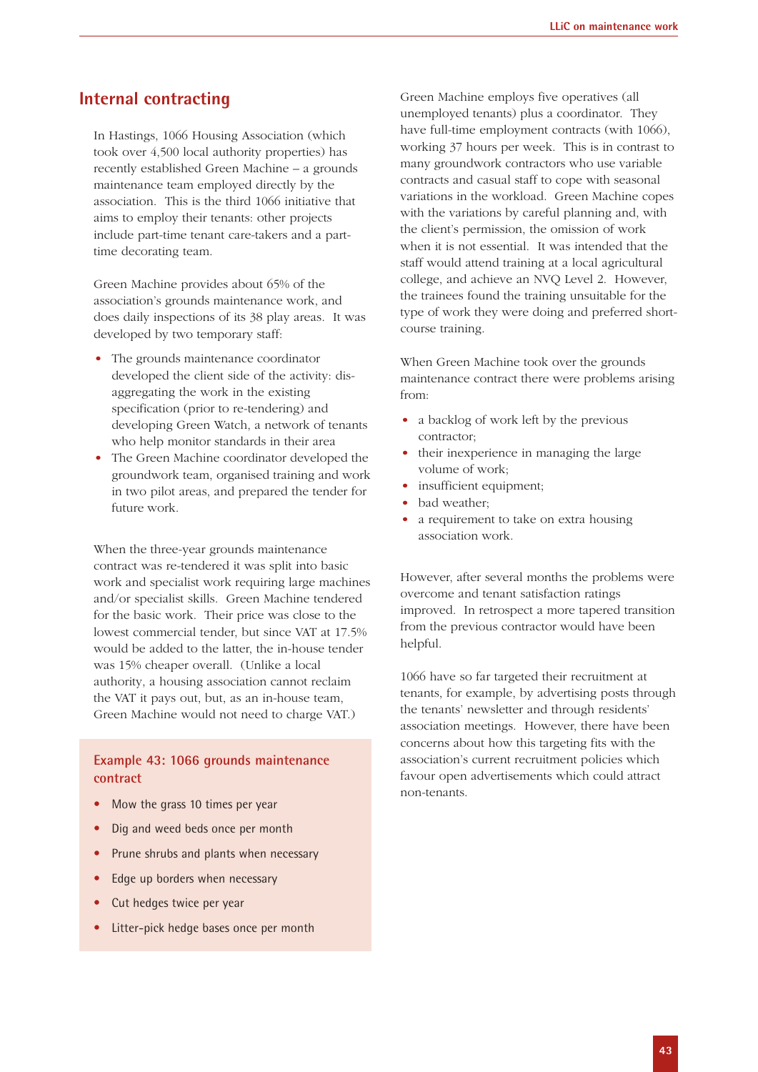## Internal contracting

In Hastings, 1066 Housing Association (which took over 4,500 local authority properties) has recently established Green Machine – a grounds maintenance team employed directly by the association. This is the third 1066 initiative that aims to employ their tenants: other projects include part-time tenant care-takers and a part-time decorating team.

Green Machine provides about 65% of the association's grounds maintenance work, and does daily inspections of its 38 play areas. It was developed by two temporary staff:

- The grounds maintenance coordinator developed the client side of the activity: dis-aggregating the work in the existing specification (prior to re-tendering) and developing Green Watch, a network of tenants who help monitor standards in their area
- The Green Machine coordinator developed the groundwork team, organised training and work in two pilot areas, and prepared the tender for future work.

When the three-year grounds maintenance contract was re-tendered it was split into basic work and specialist work requiring large machines and/or specialist skills. Green Machine tendered for the basic work. Their price was close to the lowest commercial tender, but since VAT at 17.5% would be added to the latter, the in-house tender was 15% cheaper overall. (Unlike a local authority, a housing association cannot reclaim the VAT it pays out, but, as an in-house team, Green Machine would not need to charge VAT.)

### Example 43: 1066 grounds maintenance contract

- Mow the grass 10 times per year
- Dig and weed beds once per month
- Prune shrubs and plants when necessary
- Edge up borders when necessary
- Cut hedges twice per year
- Litter-pick hedge bases once per month

Green Machine employs five operatives (all unemployed tenants) plus a coordinator. They have full-time employment contracts (with 1066), working 37 hours per week. This is in contrast to many groundwork contractors who use variable contracts and casual staff to cope with seasonal variations in the workload. Green Machine copes with the variations by careful planning and, with the client's permission, the omission of work when it is not essential. It was intended that the staff would attend training at a local agricultural college, and achieve an NVQ Level 2. However, the trainees found the training unsuitable for the type of work they were doing and preferred short-course training.

When Green Machine took over the grounds maintenance contract there were problems arising from:

- a backlog of work left by the previous contractor;
- their inexperience in managing the large volume of work;
- insufficient equipment;
- bad weather;
- a requirement to take on extra housing association work.

However, after several months the problems were overcome and tenant satisfaction ratings improved. In retrospect a more tapered transition from the previous contractor would have been helpful.

1066 have so far targeted their recruitment at tenants, for example, by advertising posts through the tenants' newsletter and through residents' association meetings. However, there have been concerns about how this targeting fits with the association's current recruitment policies which favour open advertisements which could attract non-tenants.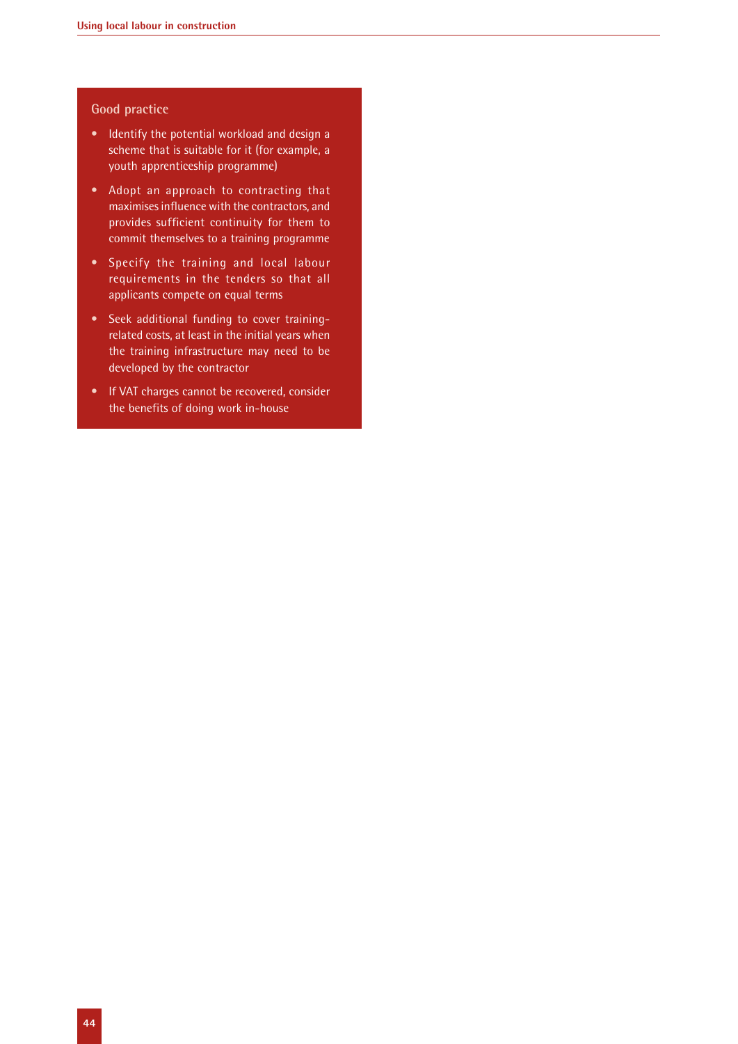### Good practice

- Identify the potential workload and design a scheme that is suitable for it (for example, a youth apprenticeship programme)
- Adopt an approach to contracting that maximises influence with the contractors, and provides sufficient continuity for them to commit themselves to a training programme
- Specify the training and local labour requirements in the tenders so that all applicants compete on equal terms
- Seek additional funding to cover training-related costs, at least in the initial years when the training infrastructure may need to be developed by the contractor
- If VAT charges cannot be recovered, consider the benefits of doing work in-house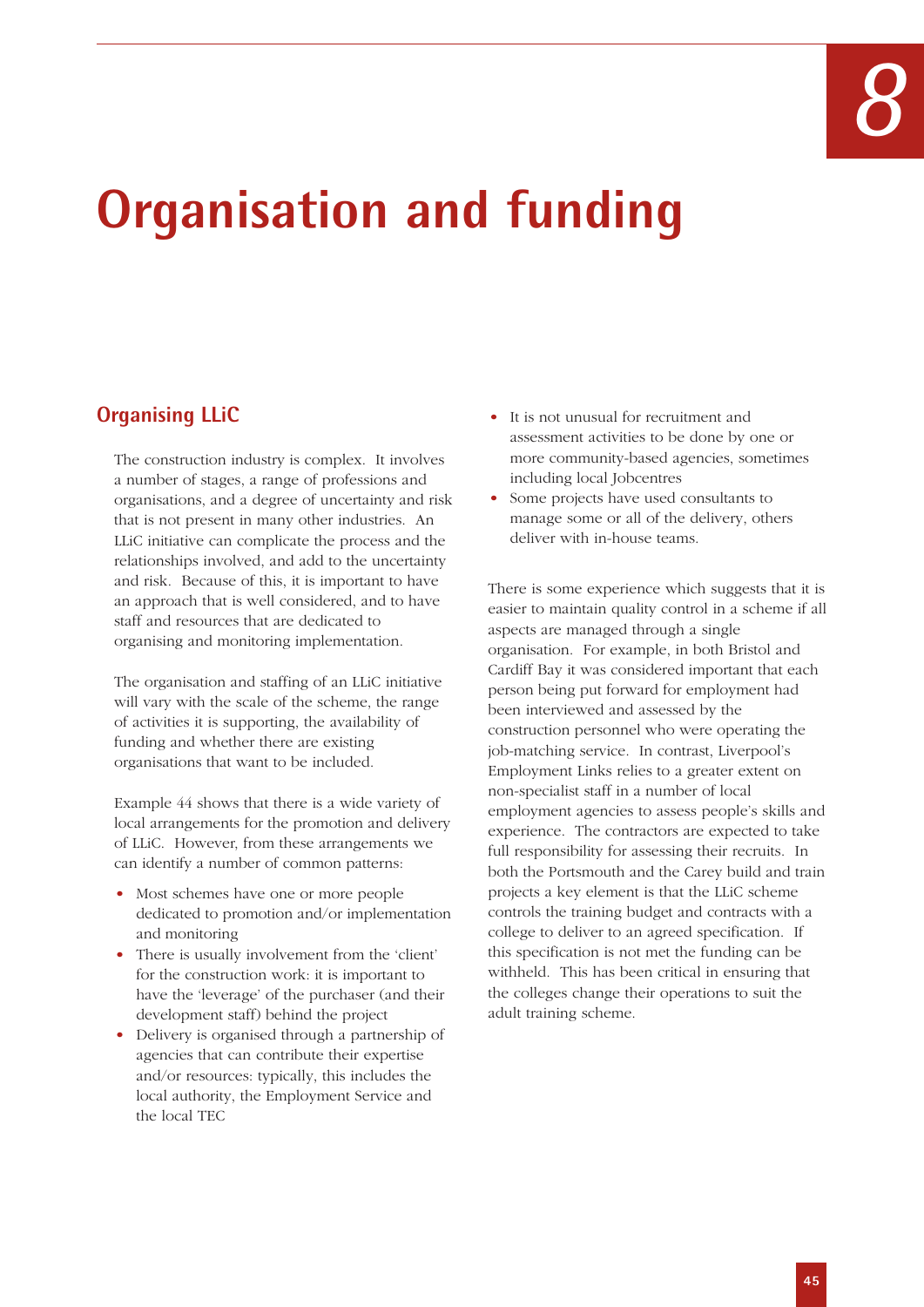# 8 Organisation and funding

## Organising LLiC

The construction industry is complex. It involves a number of stages, a range of professions and organisations, and a degree of uncertainty and risk that is not present in many other industries. An LLiC initiative can complicate the process and the relationships involved, and add to the uncertainty and risk. Because of this, it is important to have an approach that is well considered, and to have staff and resources that are dedicated to organising and monitoring implementation.

The organisation and staffing of an LLiC initiative will vary with the scale of the scheme, the range of activities it is supporting, the availability of funding and whether there are existing organisations that want to be included.

Example 44 shows that there is a wide variety of local arrangements for the promotion and delivery of LLiC. However, from these arrangements we can identify a number of common patterns:

- Most schemes have one or more people dedicated to promotion and/or implementation and monitoring
- There is usually involvement from the 'client' for the construction work: it is important to have the 'leverage' of the purchaser (and their development staff) behind the project
- Delivery is organised through a partnership of agencies that can contribute their expertise and/or resources: typically, this includes the local authority, the Employment Service and the local TEC
- It is not unusual for recruitment and assessment activities to be done by one or more community-based agencies, sometimes including local Jobcentres
- Some projects have used consultants to manage some or all of the delivery, others deliver with in-house teams.

There is some experience which suggests that it is easier to maintain quality control in a scheme if all aspects are managed through a single organisation. For example, in both Bristol and Cardiff Bay it was considered important that each person being put forward for employment had been interviewed and assessed by the construction personnel who were operating the job-matching service. In contrast, Liverpool's Employment Links relies to a greater extent on non-specialist staff in a number of local employment agencies to assess people's skills and experience. The contractors are expected to take full responsibility for assessing their recruits. In both the Portsmouth and the Carey build and train projects a key element is that the LLiC scheme controls the training budget and contracts with a college to deliver to an agreed specification. If this specification is not met the funding can be withheld. This has been critical in ensuring that the colleges change their operations to suit the adult training scheme.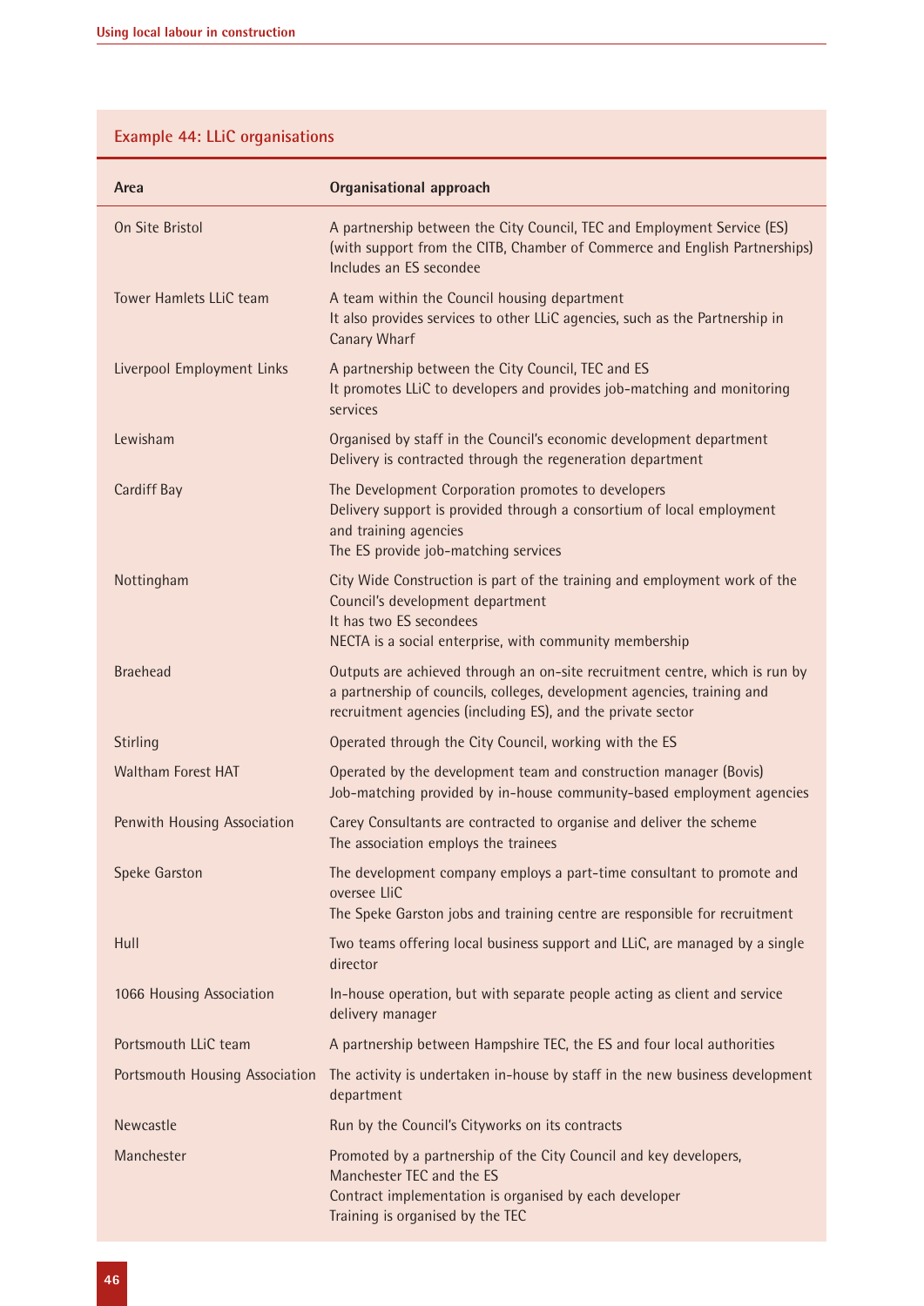## Example 44: LLiC organisations

| Area | Organisational approach |
|---|---|
| On Site Bristol | A partnership between the City Council, TEC and Employment Service (ES) (with support from the CITB, Chamber of Commerce and English Partnerships) Includes an ES secondee |
| Tower Hamlets LLiC team | A team within the Council housing department It also provides services to other LLiC agencies, such as the Partnership in Canary Wharf |
| Liverpool Employment Links | A partnership between the City Council, TEC and ES It promotes LLiC to developers and provides job-matching and monitoring services |
| Lewisham | Organised by staff in the Council's economic development department Delivery is contracted through the regeneration department |
| Cardiff Bay | The Development Corporation promotes to developers Delivery support is provided through a consortium of local employment and training agencies The ES provide job-matching services |
| Nottingham | City Wide Construction is part of the training and employment work of the Council's development department It has two ES secondees NECTA is a social enterprise, with community membership |
| Braehead | Outputs are achieved through an on-site recruitment centre, which is run by a partnership of councils, colleges, development agencies, training and recruitment agencies (including ES), and the private sector |
| Stirling | Operated through the City Council, working with the ES |
| Waltham Forest HAT | Operated by the development team and construction manager (Bovis) Job-matching provided by in-house community-based employment agencies |
| Penwith Housing Association | Carey Consultants are contracted to organise and deliver the scheme The association employs the trainees |
| Speke Garston | The development company employs a part-time consultant to promote and oversee LliC The Speke Garston jobs and training centre are responsible for recruitment |
| Hull | Two teams offering local business support and LLiC, are managed by a single director |
| 1066 Housing Association | In-house operation, but with separate people acting as client and service delivery manager |
| Portsmouth LLiC team | A partnership between Hampshire TEC, the ES and four local authorities |
| Portsmouth Housing Association | The activity is undertaken in-house by staff in the new business development department |
| Newcastle | Run by the Council's Cityworks on its contracts |
| Manchester | Promoted by a partnership of the City Council and key developers, Manchester TEC and the ES Contract implementation is organised by each developer Training is organised by the TEC |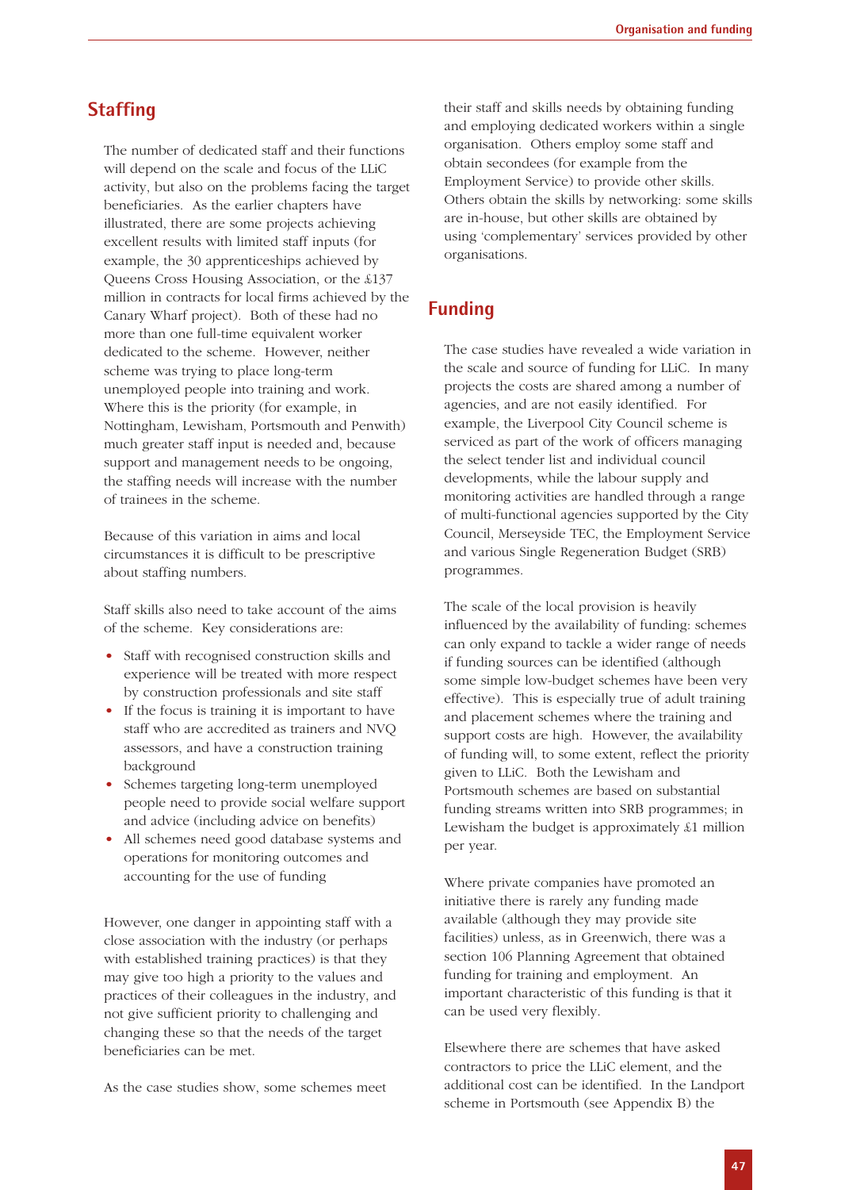## Staffing

The number of dedicated staff and their functions will depend on the scale and focus of the LLiC activity, but also on the problems facing the target beneficiaries. As the earlier chapters have illustrated, there are some projects achieving excellent results with limited staff inputs (for example, the 30 apprenticeships achieved by Queens Cross Housing Association, or the £137 million in contracts for local firms achieved by the Canary Wharf project). Both of these had no more than one full-time equivalent worker dedicated to the scheme. However, neither scheme was trying to place long-term unemployed people into training and work. Where this is the priority (for example, in Nottingham, Lewisham, Portsmouth and Penwith) much greater staff input is needed and, because support and management needs to be ongoing, the staffing needs will increase with the number of trainees in the scheme.

Because of this variation in aims and local circumstances it is difficult to be prescriptive about staffing numbers.

Staff skills also need to take account of the aims of the scheme. Key considerations are:

- Staff with recognised construction skills and experience will be treated with more respect by construction professionals and site staff
- If the focus is training it is important to have staff who are accredited as trainers and NVQ assessors, and have a construction training background
- Schemes targeting long-term unemployed people need to provide social welfare support and advice (including advice on benefits)
- All schemes need good database systems and operations for monitoring outcomes and accounting for the use of funding

However, one danger in appointing staff with a close association with the industry (or perhaps with established training practices) is that they may give too high a priority to the values and practices of their colleagues in the industry, and not give sufficient priority to challenging and changing these so that the needs of the target beneficiaries can be met.

As the case studies show, some schemes meet their staff and skills needs by obtaining funding and employing dedicated workers within a single organisation. Others employ some staff and obtain secondees (for example from the Employment Service) to provide other skills. Others obtain the skills by networking: some skills are in-house, but other skills are obtained by using 'complementary' services provided by other organisations.

## Funding

The case studies have revealed a wide variation in the scale and source of funding for LLiC. In many projects the costs are shared among a number of agencies, and are not easily identified. For example, the Liverpool City Council scheme is serviced as part of the work of officers managing the select tender list and individual council developments, while the labour supply and monitoring activities are handled through a range of multi-functional agencies supported by the City Council, Merseyside TEC, the Employment Service and various Single Regeneration Budget (SRB) programmes.

The scale of the local provision is heavily influenced by the availability of funding: schemes can only expand to tackle a wider range of needs if funding sources can be identified (although some simple low-budget schemes have been very effective). This is especially true of adult training and placement schemes where the training and support costs are high. However, the availability of funding will, to some extent, reflect the priority given to LLiC. Both the Lewisham and Portsmouth schemes are based on substantial funding streams written into SRB programmes; in Lewisham the budget is approximately £1 million per year.

Where private companies have promoted an initiative there is rarely any funding made available (although they may provide site facilities) unless, as in Greenwich, there was a section 106 Planning Agreement that obtained funding for training and employment. An important characteristic of this funding is that it can be used very flexibly.

Elsewhere there are schemes that have asked contractors to price the LLiC element, and the additional cost can be identified. In the Landport scheme in Portsmouth (see Appendix B) the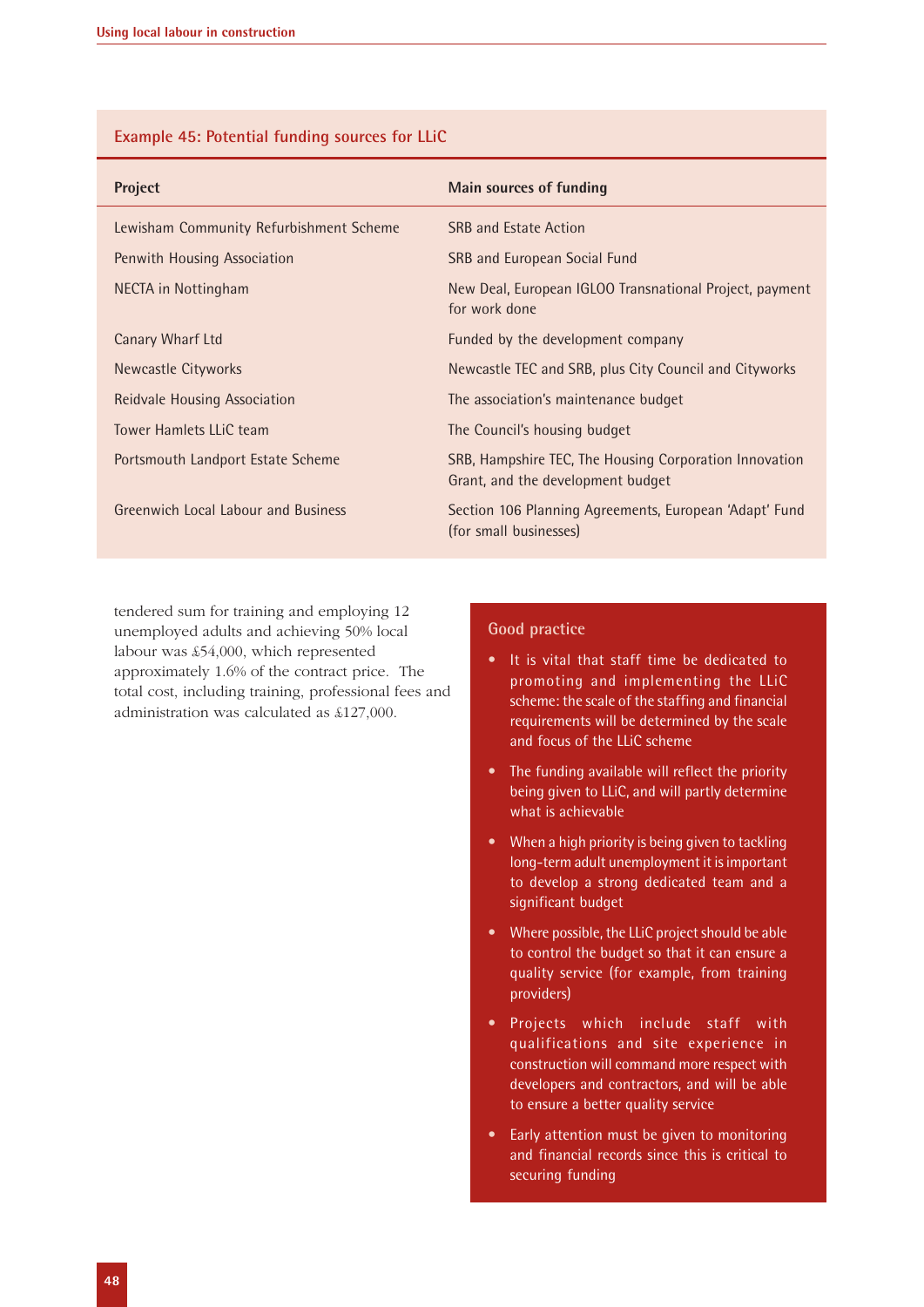### Example 45: Potential funding sources for LLiC

| Project | Main sources of funding |
| --- | --- |
| Lewisham Community Refurbishment Scheme | SRB and Estate Action |
| Penwith Housing Association | SRB and European Social Fund |
| NECTA in Nottingham | New Deal, European IGLOO Transnational Project, payment for work done |
| Canary Wharf Ltd | Funded by the development company |
| Newcastle Cityworks | Newcastle TEC and SRB, plus City Council and Cityworks |
| Reidvale Housing Association | The association's maintenance budget |
| Tower Hamlets LLiC team | The Council's housing budget |
| Portsmouth Landport Estate Scheme | SRB, Hampshire TEC, The Housing Corporation Innovation Grant, and the development budget |
| Greenwich Local Labour and Business | Section 106 Planning Agreements, European 'Adapt' Fund (for small businesses) |

tendered sum for training and employing 12 unemployed adults and achieving 50% local labour was £54,000, which represented approximately 1.6% of the contract price. The total cost, including training, professional fees and administration was calculated as £127,000.

### Good practice

- It is vital that staff time be dedicated to promoting and implementing the LLiC scheme: the scale of the staffing and financial requirements will be determined by the scale and focus of the LLiC scheme
- The funding available will reflect the priority being given to LLiC, and will partly determine what is achievable
- When a high priority is being given to tackling long-term adult unemployment it is important to develop a strong dedicated team and a significant budget
- Where possible, the LLiC project should be able to control the budget so that it can ensure a quality service (for example, from training providers)
- Projects which include staff with qualifications and site experience in construction will command more respect with developers and contractors, and will be able to ensure a better quality service
- Early attention must be given to monitoring and financial records since this is critical to securing funding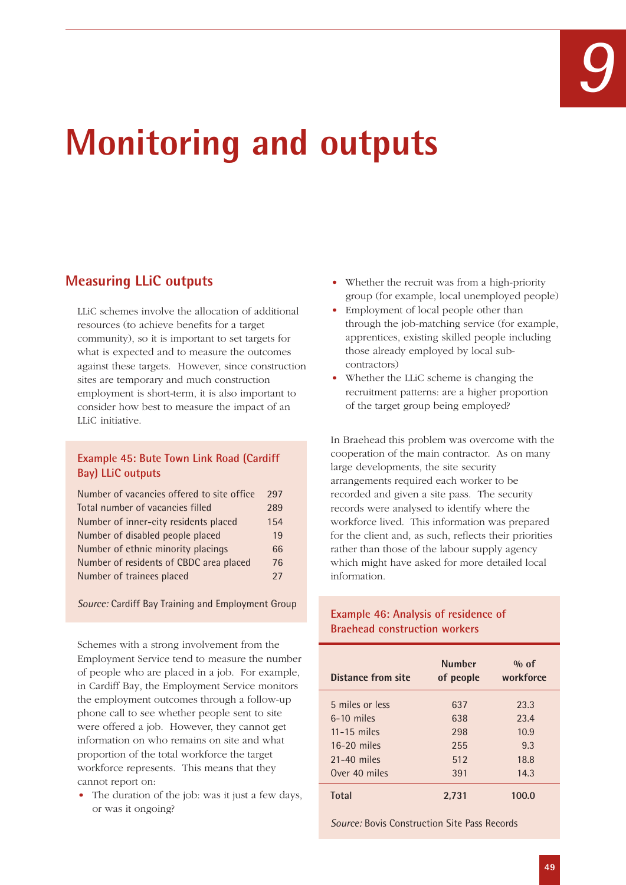# Monitoring and outputs

## Measuring LLiC outputs

LLiC schemes involve the allocation of additional resources (to achieve benefits for a target community), so it is important to set targets for what is expected and to measure the outcomes against these targets. However, since construction sites are temporary and much construction employment is short-term, it is also important to consider how best to measure the impact of an LLiC initiative.

### Example 45: Bute Town Link Road (Cardiff Bay) LLiC outputs

| | |
|---|---|
| Number of vacancies offered to site office | 297 |
| Total number of vacancies filled | 289 |
| Number of inner-city residents placed | 154 |
| Number of disabled people placed | 19 |
| Number of ethnic minority placings | 66 |
| Number of residents of CBDC area placed | 76 |
| Number of trainees placed | 27 |

*Source:* Cardiff Bay Training and Employment Group

Schemes with a strong involvement from the Employment Service tend to measure the number of people who are placed in a job. For example, in Cardiff Bay, the Employment Service monitors the employment outcomes through a follow-up phone call to see whether people sent to site were offered a job. However, they cannot get information on who remains on site and what proportion of the total workforce the target workforce represents. This means that they cannot report on:

- The duration of the job: was it just a few days, or was it ongoing?
- Whether the recruit was from a high-priority group (for example, local unemployed people)
- Employment of local people other than through the job-matching service (for example, apprentices, existing skilled people including those already employed by local sub-contractors)
- Whether the LLiC scheme is changing the recruitment patterns: are a higher proportion of the target group being employed?

In Braehead this problem was overcome with the cooperation of the main contractor. As on many large developments, the site security arrangements required each worker to be recorded and given a site pass. The security records were analysed to identify where the workforce lived. This information was prepared for the client and, as such, reflects their priorities rather than those of the labour supply agency which might have asked for more detailed local information.

### Example 46: Analysis of residence of Braehead construction workers

| Distance from site | Number of people | % of workforce |
|---|---|---|
| 5 miles or less | 637 | 23.3 |
| 6-10 miles | 638 | 23.4 |
| 11-15 miles | 298 | 10.9 |
| 16-20 miles | 255 | 9.3 |
| 21-40 miles | 512 | 18.8 |
| Over 40 miles | 391 | 14.3 |
| **Total** | **2,731** | **100.0** |

*Source:* Bovis Construction Site Pass Records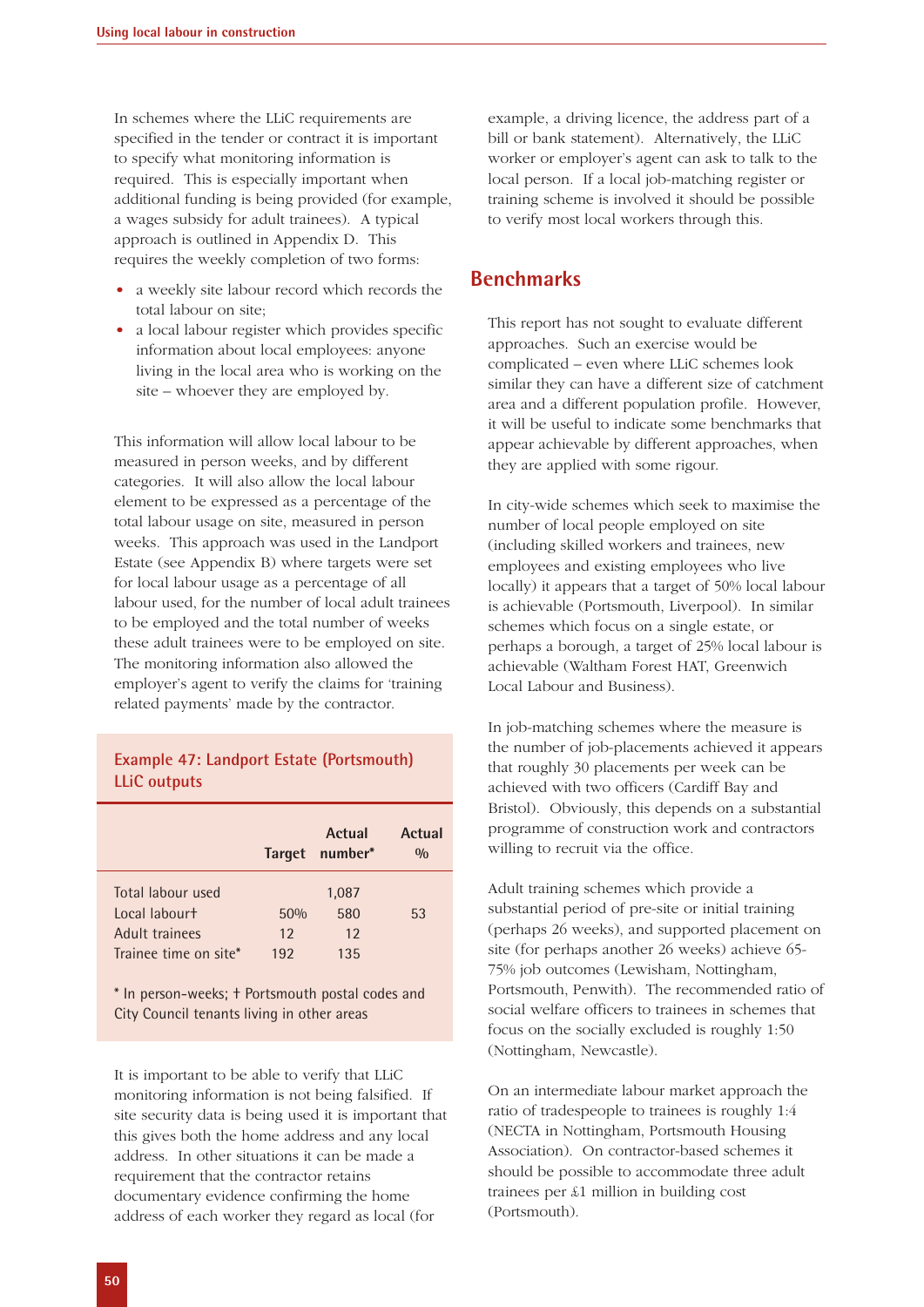In schemes where the LLiC requirements are specified in the tender or contract it is important to specify what monitoring information is required. This is especially important when additional funding is being provided (for example, a wages subsidy for adult trainees). A typical approach is outlined in Appendix D. This requires the weekly completion of two forms:

- a weekly site labour record which records the total labour on site;
- a local labour register which provides specific information about local employees: anyone living in the local area who is working on the site – whoever they are employed by.

This information will allow local labour to be measured in person weeks, and by different categories. It will also allow the local labour element to be expressed as a percentage of the total labour usage on site, measured in person weeks. This approach was used in the Landport Estate (see Appendix B) where targets were set for local labour usage as a percentage of all labour used, for the number of local adult trainees to be employed and the total number of weeks these adult trainees were to be employed on site. The monitoring information also allowed the employer's agent to verify the claims for 'training related payments' made by the contractor.

**Example 47: Landport Estate (Portsmouth) LLiC outputs**

| | Target | Actual number* | Actual % |
|---|---|---|---|
| Total labour used | | 1,087 | |
| Local labour† | 50% | 580 | 53 |
| Adult trainees | 12 | 12 | |
| Trainee time on site* | 192 | 135 | |

\* In person-weeks; † Portsmouth postal codes and City Council tenants living in other areas

It is important to be able to verify that LLiC monitoring information is not being falsified. If site security data is being used it is important that this gives both the home address and any local address. In other situations it can be made a requirement that the contractor retains documentary evidence confirming the home address of each worker they regard as local (for example, a driving licence, the address part of a bill or bank statement). Alternatively, the LLiC worker or employer's agent can ask to talk to the local person. If a local job-matching register or training scheme is involved it should be possible to verify most local workers through this.

## Benchmarks

This report has not sought to evaluate different approaches. Such an exercise would be complicated – even where LLiC schemes look similar they can have a different size of catchment area and a different population profile. However, it will be useful to indicate some benchmarks that appear achievable by different approaches, when they are applied with some rigour.

In city-wide schemes which seek to maximise the number of local people employed on site (including skilled workers and trainees, new employees and existing employees who live locally) it appears that a target of 50% local labour is achievable (Portsmouth, Liverpool). In similar schemes which focus on a single estate, or perhaps a borough, a target of 25% local labour is achievable (Waltham Forest HAT, Greenwich Local Labour and Business).

In job-matching schemes where the measure is the number of job-placements achieved it appears that roughly 30 placements per week can be achieved with two officers (Cardiff Bay and Bristol). Obviously, this depends on a substantial programme of construction work and contractors willing to recruit via the office.

Adult training schemes which provide a substantial period of pre-site or initial training (perhaps 26 weeks), and supported placement on site (for perhaps another 26 weeks) achieve 65-75% job outcomes (Lewisham, Nottingham, Portsmouth, Penwith). The recommended ratio of social welfare officers to trainees in schemes that focus on the socially excluded is roughly 1:50 (Nottingham, Newcastle).

On an intermediate labour market approach the ratio of tradespeople to trainees is roughly 1:4 (NECTA in Nottingham, Portsmouth Housing Association). On contractor-based schemes it should be possible to accommodate three adult trainees per £1 million in building cost (Portsmouth).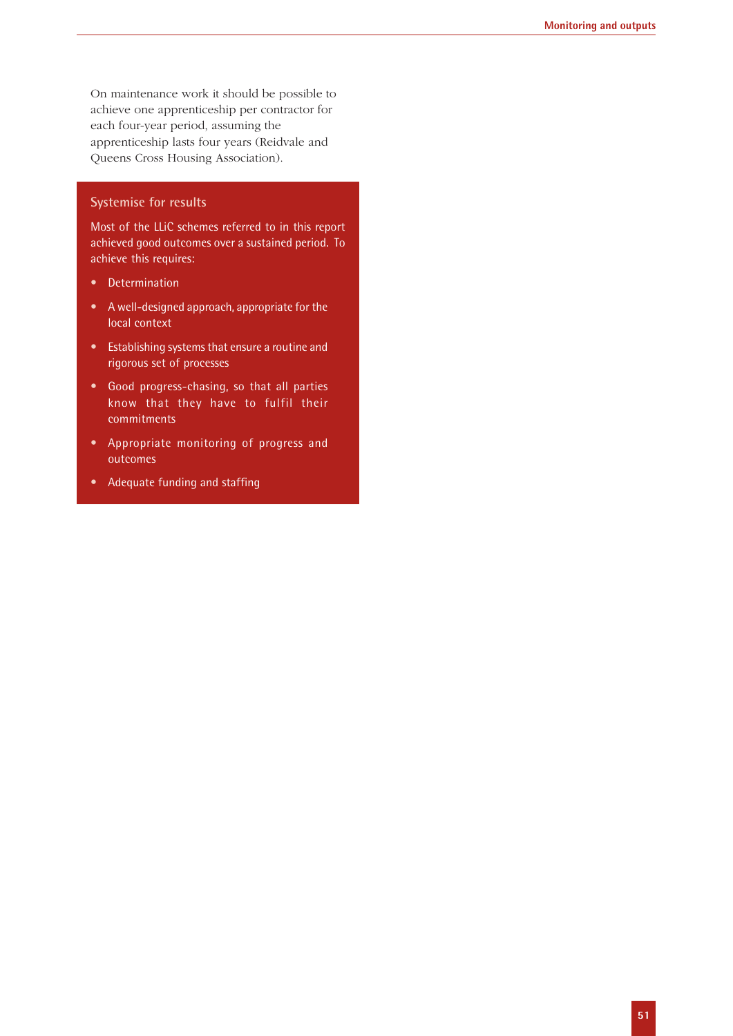On maintenance work it should be possible to achieve one apprenticeship per contractor for each four-year period, assuming the apprenticeship lasts four years (Reidvale and Queens Cross Housing Association).

### Systemise for results

Most of the LLiC schemes referred to in this report achieved good outcomes over a sustained period. To achieve this requires:

- Determination
- A well-designed approach, appropriate for the local context
- Establishing systems that ensure a routine and rigorous set of processes
- Good progress-chasing, so that all parties know that they have to fulfil their commitments
- Appropriate monitoring of progress and outcomes
- Adequate funding and staffing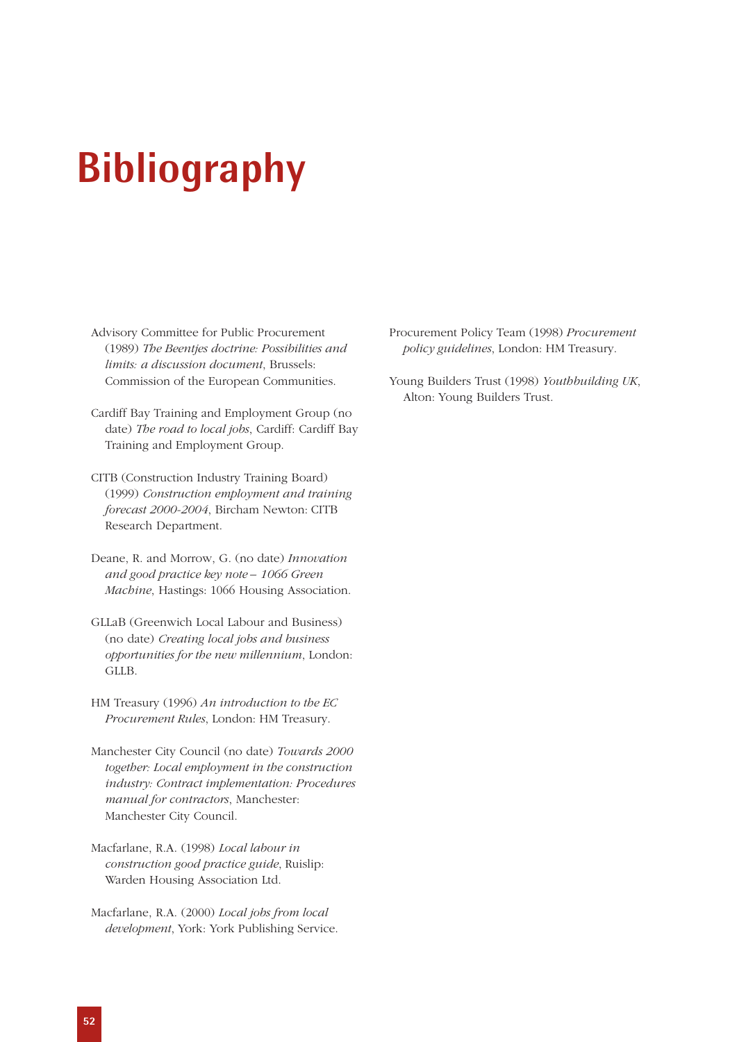# Bibliography

Advisory Committee for Public Procurement (1989) *The Beentjes doctrine: Possibilities and limits: a discussion document*, Brussels: Commission of the European Communities.

Cardiff Bay Training and Employment Group (no date) *The road to local jobs*, Cardiff: Cardiff Bay Training and Employment Group.

CITB (Construction Industry Training Board) (1999) *Construction employment and training forecast 2000-2004*, Bircham Newton: CITB Research Department.

Deane, R. and Morrow, G. (no date) *Innovation and good practice key note – 1066 Green Machine*, Hastings: 1066 Housing Association.

GLLaB (Greenwich Local Labour and Business) (no date) *Creating local jobs and business opportunities for the new millennium*, London: GLLB.

HM Treasury (1996) *An introduction to the EC Procurement Rules*, London: HM Treasury.

Manchester City Council (no date) *Towards 2000 together: Local employment in the construction industry: Contract implementation: Procedures manual for contractors*, Manchester: Manchester City Council.

Macfarlane, R.A. (1998) *Local labour in construction good practice guide*, Ruislip: Warden Housing Association Ltd.

Macfarlane, R.A. (2000) *Local jobs from local development*, York: York Publishing Service.

Procurement Policy Team (1998) *Procurement policy guidelines*, London: HM Treasury.

Young Builders Trust (1998) *Youthbuilding UK*, Alton: Young Builders Trust.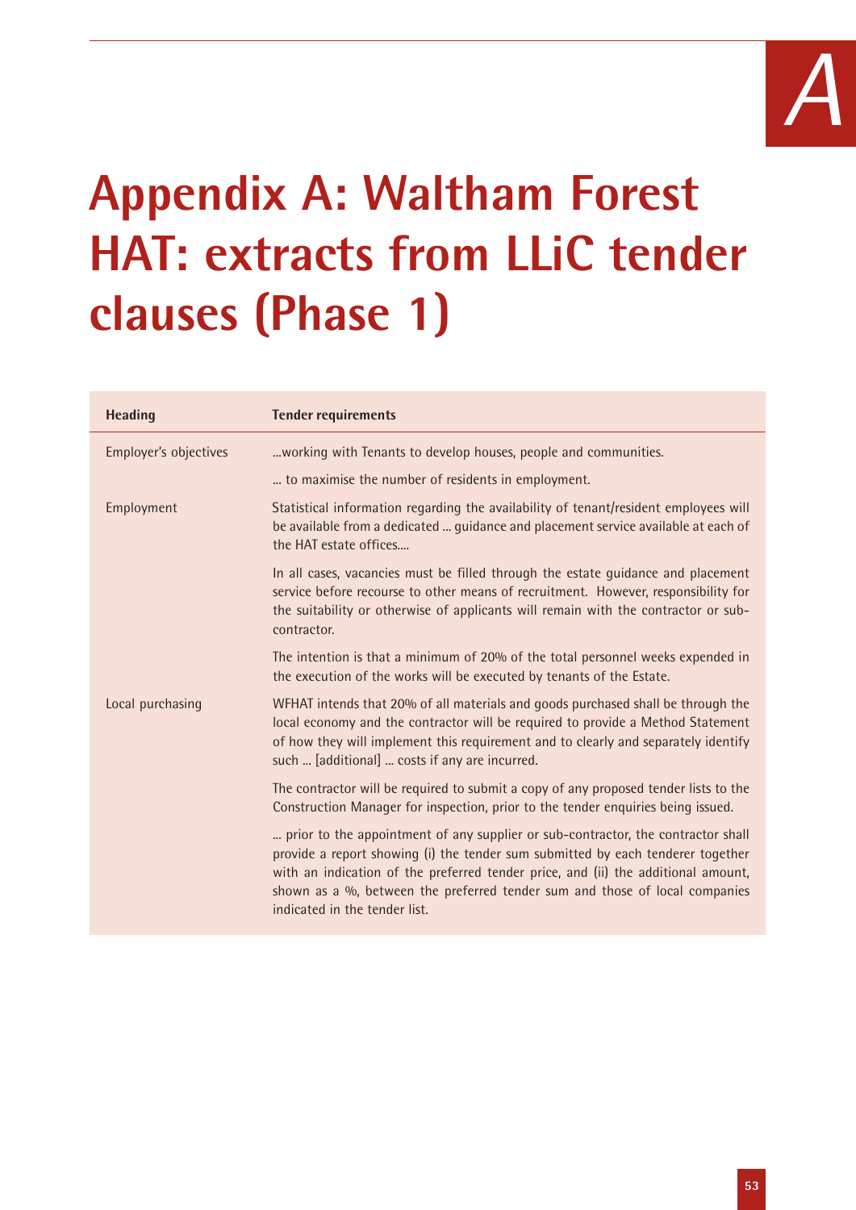# Appendix A: Waltham Forest HAT: extracts from LLiC tender clauses (Phase 1)

| Heading | Tender requirements |
|---|---|
| Employer's objectives | ...working with Tenants to develop houses, people and communities. |
| | ... to maximise the number of residents in employment. |
| Employment | Statistical information regarding the availability of tenant/resident employees will be available from a dedicated ... guidance and placement service available at each of the HAT estate offices.... |
| | In all cases, vacancies must be filled through the estate guidance and placement service before recourse to other means of recruitment. However, responsibility for the suitability or otherwise of applicants will remain with the contractor or sub-contractor. |
| | The intention is that a minimum of 20% of the total personnel weeks expended in the execution of the works will be executed by tenants of the Estate. |
| Local purchasing | WFHAT intends that 20% of all materials and goods purchased shall be through the local economy and the contractor will be required to provide a Method Statement of how they will implement this requirement and to clearly and separately identify such ... [additional] ... costs if any are incurred. |
| | The contractor will be required to submit a copy of any proposed tender lists to the Construction Manager for inspection, prior to the tender enquiries being issued. |
| | ... prior to the appointment of any supplier or sub-contractor, the contractor shall provide a report showing (i) the tender sum submitted by each tenderer together with an indication of the preferred tender price, and (ii) the additional amount, shown as a %, between the preferred tender sum and those of local companies indicated in the tender list. |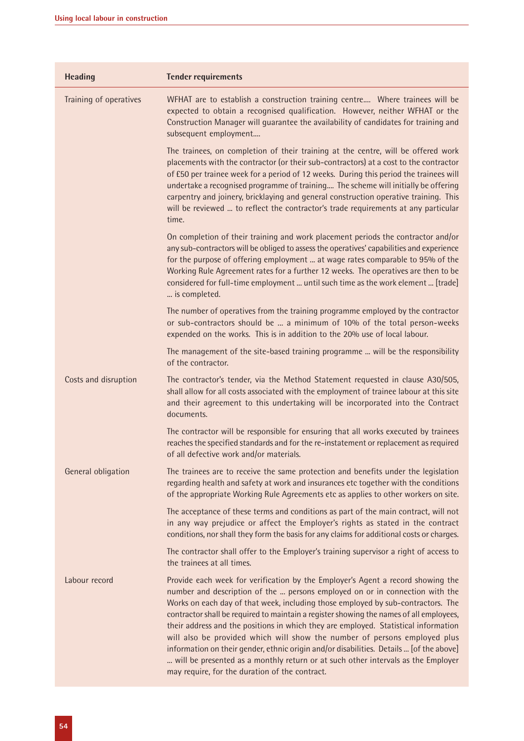| Heading | Tender requirements |
|---|---|
| Training of operatives | WFHAT are to establish a construction training centre.... Where trainees will be expected to obtain a recognised qualification. However, neither WFHAT or the Construction Manager will guarantee the availability of candidates for training and subsequent employment.... |
| | The trainees, on completion of their training at the centre, will be offered work placements with the contractor (or their sub-contractors) at a cost to the contractor of £50 per trainee week for a period of 12 weeks. During this period the trainees will undertake a recognised programme of training.... The scheme will initially be offering carpentry and joinery, bricklaying and general construction operative training. This will be reviewed ... to reflect the contractor's trade requirements at any particular time. |
| | On completion of their training and work placement periods the contractor and/or any sub-contractors will be obliged to assess the operatives' capabilities and experience for the purpose of offering employment ... at wage rates comparable to 95% of the Working Rule Agreement rates for a further 12 weeks. The operatives are then to be considered for full-time employment ... until such time as the work element ... [trade] ... is completed. |
| | The number of operatives from the training programme employed by the contractor or sub-contractors should be ... a minimum of 10% of the total person-weeks expended on the works. This is in addition to the 20% use of local labour. |
| | The management of the site-based training programme ... will be the responsibility of the contractor. |
| Costs and disruption | The contractor's tender, via the Method Statement requested in clause A30/505, shall allow for all costs associated with the employment of trainee labour at this site and their agreement to this undertaking will be incorporated into the Contract documents. |
| | The contractor will be responsible for ensuring that all works executed by trainees reaches the specified standards and for the re-instatement or replacement as required of all defective work and/or materials. |
| General obligation | The trainees are to receive the same protection and benefits under the legislation regarding health and safety at work and insurances etc together with the conditions of the appropriate Working Rule Agreements etc as applies to other workers on site. |
| | The acceptance of these terms and conditions as part of the main contract, will not in any way prejudice or affect the Employer's rights as stated in the contract conditions, nor shall they form the basis for any claims for additional costs or charges. |
| | The contractor shall offer to the Employer's training supervisor a right of access to the trainees at all times. |
| Labour record | Provide each week for verification by the Employer's Agent a record showing the number and description of the ... persons employed on or in connection with the Works on each day of that week, including those employed by sub-contractors. The contractor shall be required to maintain a register showing the names of all employees, their address and the positions in which they are employed. Statistical information will also be provided which will show the number of persons employed plus information on their gender, ethnic origin and/or disabilities. Details ... [of the above] ... will be presented as a monthly return or at such other intervals as the Employer may require, for the duration of the contract. |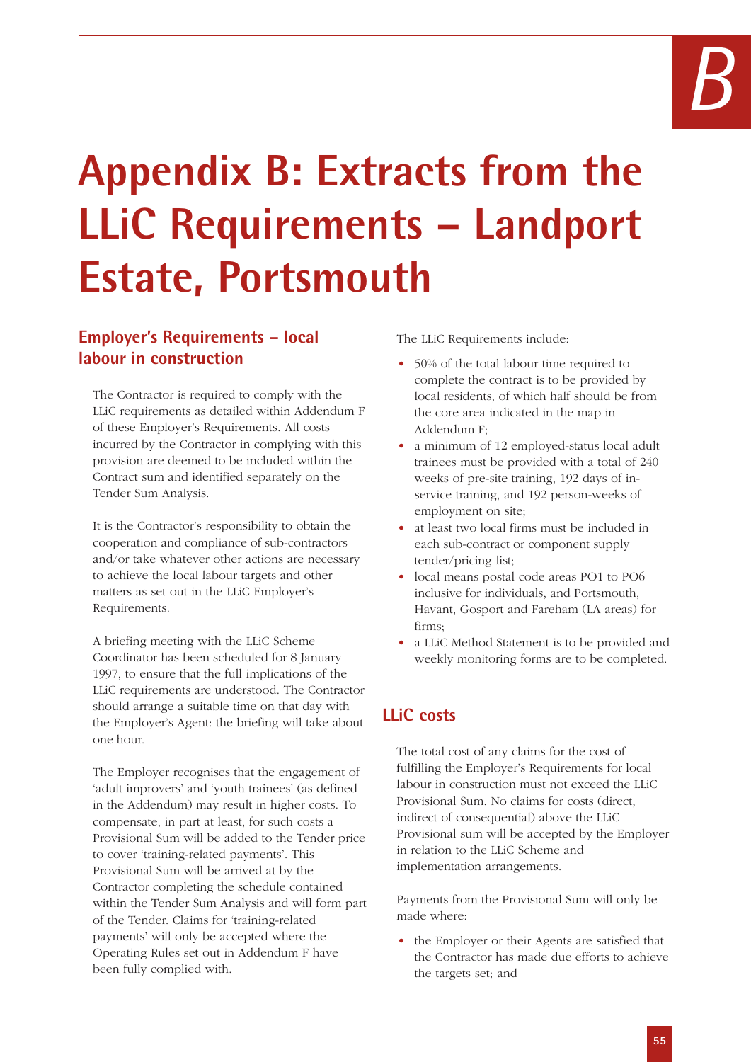# Appendix B: Extracts from the LLiC Requirements – Landport Estate, Portsmouth

## Employer's Requirements – local labour in construction

The Contractor is required to comply with the LLiC requirements as detailed within Addendum F of these Employer's Requirements. All costs incurred by the Contractor in complying with this provision are deemed to be included within the Contract sum and identified separately on the Tender Sum Analysis.

It is the Contractor's responsibility to obtain the cooperation and compliance of sub-contractors and/or take whatever other actions are necessary to achieve the local labour targets and other matters as set out in the LLiC Employer's Requirements.

A briefing meeting with the LLiC Scheme Coordinator has been scheduled for 8 January 1997, to ensure that the full implications of the LLiC requirements are understood. The Contractor should arrange a suitable time on that day with the Employer's Agent: the briefing will take about one hour.

The Employer recognises that the engagement of 'adult improvers' and 'youth trainees' (as defined in the Addendum) may result in higher costs. To compensate, in part at least, for such costs a Provisional Sum will be added to the Tender price to cover 'training-related payments'. This Provisional Sum will be arrived at by the Contractor completing the schedule contained within the Tender Sum Analysis and will form part of the Tender. Claims for 'training-related payments' will only be accepted where the Operating Rules set out in Addendum F have been fully complied with.

The LLiC Requirements include:

- 50% of the total labour time required to complete the contract is to be provided by local residents, of which half should be from the core area indicated in the map in Addendum F;
- a minimum of 12 employed-status local adult trainees must be provided with a total of 240 weeks of pre-site training, 192 days of in-service training, and 192 person-weeks of employment on site;
- at least two local firms must be included in each sub-contract or component supply tender/pricing list;
- local means postal code areas PO1 to PO6 inclusive for individuals, and Portsmouth, Havant, Gosport and Fareham (LA areas) for firms;
- a LLiC Method Statement is to be provided and weekly monitoring forms are to be completed.

## LLiC costs

The total cost of any claims for the cost of fulfilling the Employer's Requirements for local labour in construction must not exceed the LLiC Provisional Sum. No claims for costs (direct, indirect of consequential) above the LLiC Provisional sum will be accepted by the Employer in relation to the LLiC Scheme and implementation arrangements.

Payments from the Provisional Sum will only be made where:

- the Employer or their Agents are satisfied that the Contractor has made due efforts to achieve the targets set; and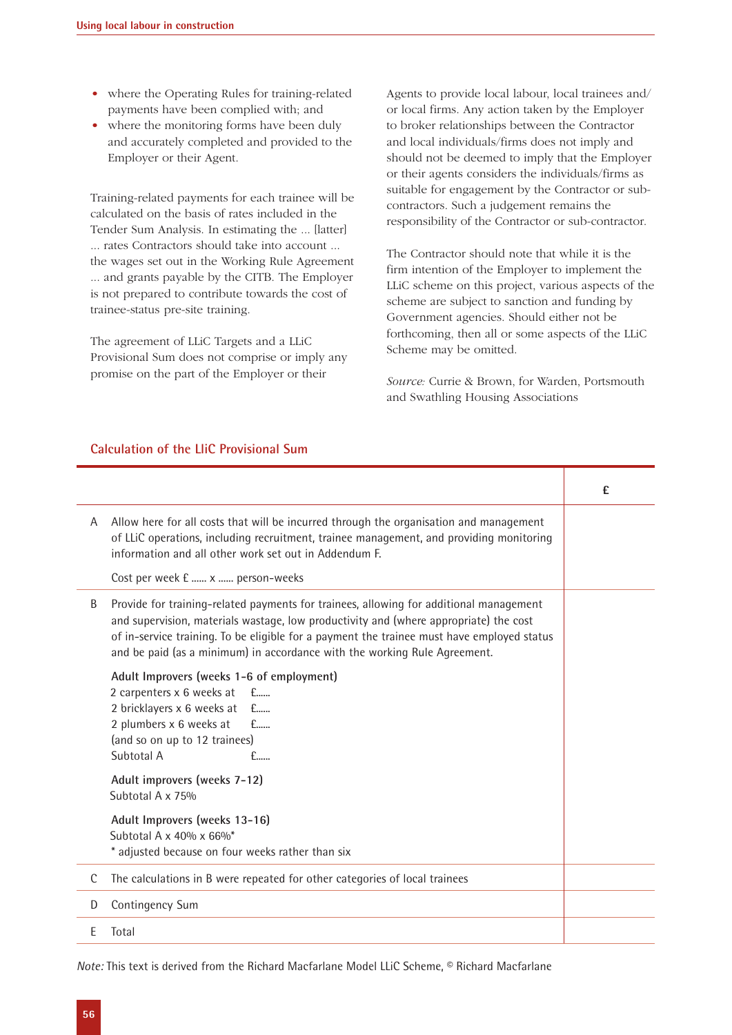- where the Operating Rules for training-related payments have been complied with; and
- where the monitoring forms have been duly and accurately completed and provided to the Employer or their Agent.

Training-related payments for each trainee will be calculated on the basis of rates included in the Tender Sum Analysis. In estimating the ... [latter] ... rates Contractors should take into account ... the wages set out in the Working Rule Agreement ... and grants payable by the CITB. The Employer is not prepared to contribute towards the cost of trainee-status pre-site training.

The agreement of LLiC Targets and a LLiC Provisional Sum does not comprise or imply any promise on the part of the Employer or their Agents to provide local labour, local trainees and/or local firms. Any action taken by the Employer to broker relationships between the Contractor and local individuals/firms does not imply and should not be deemed to imply that the Employer or their agents considers the individuals/firms as suitable for engagement by the Contractor or sub-contractors. Such a judgement remains the responsibility of the Contractor or sub-contractor.

The Contractor should note that while it is the firm intention of the Employer to implement the LLiC scheme on this project, various aspects of the scheme are subject to sanction and funding by Government agencies. Should either not be forthcoming, then all or some aspects of the LLiC Scheme may be omitted.

*Source:* Currie & Brown, for Warden, Portsmouth and Swathling Housing Associations

## Calculation of the LliC Provisional Sum

| | | £ |
|---|---|---|
| A | Allow here for all costs that will be incurred through the organisation and management of LLiC operations, including recruitment, trainee management, and providing monitoring information and all other work set out in Addendum F.<br><br>Cost per week £ ...... x ...... person-weeks | |
| B | Provide for training-related payments for trainees, allowing for additional management and supervision, materials wastage, low productivity and (where appropriate) the cost of in-service training. To be eligible for a payment the trainee must have employed status and be paid (as a minimum) in accordance with the working Rule Agreement.<br><br>**Adult Improvers (weeks 1-6 of employment)**<br>2 carpenters x 6 weeks at £......<br>2 bricklayers x 6 weeks at £......<br>2 plumbers x 6 weeks at £......<br>(and so on up to 12 trainees)<br>Subtotal A £......<br><br>**Adult improvers (weeks 7-12)**<br>Subtotal A x 75%<br><br>**Adult Improvers (weeks 13-16)**<br>Subtotal A x 40% x 66%*<br>* adjusted because on four weeks rather than six | |
| C | The calculations in B were repeated for other categories of local trainees | |
| D | Contingency Sum | |
| E | Total | |

*Note:* This text is derived from the Richard Macfarlane Model LLiC Scheme, © Richard Macfarlane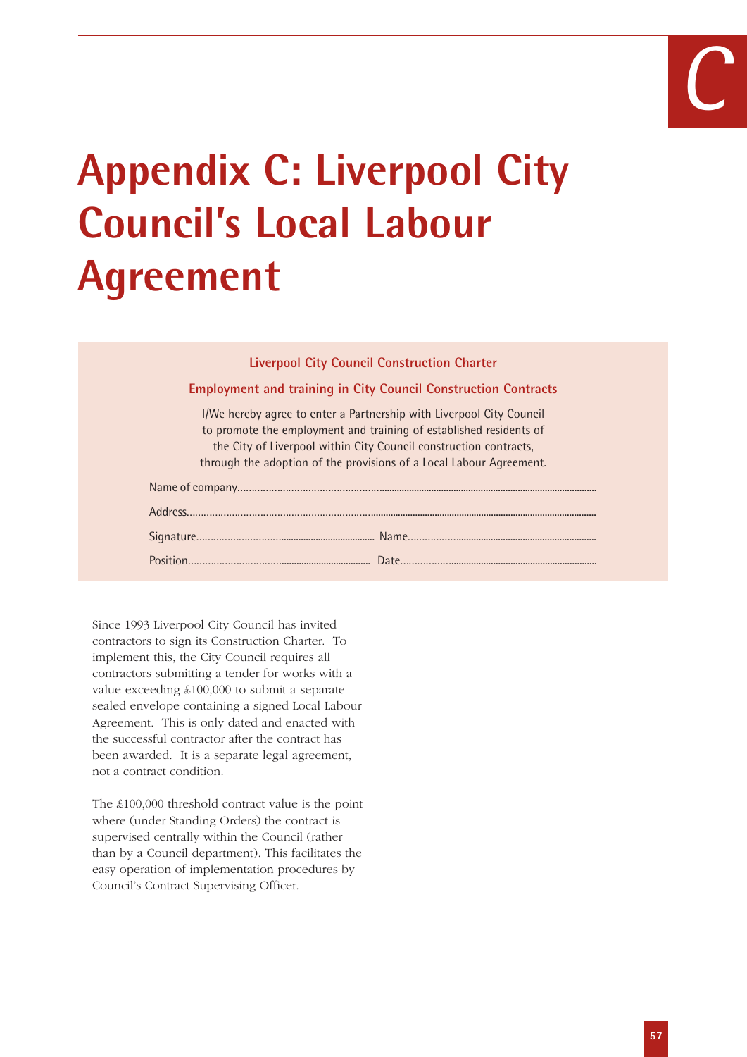# Appendix C: Liverpool City Council's Local Labour Agreement

**Liverpool City Council Construction Charter**

**Employment and training in City Council Construction Contracts**

I/We hereby agree to enter a Partnership with Liverpool City Council to promote the employment and training of established residents of the City of Liverpool within City Council construction contracts, through the adoption of the provisions of a Local Labour Agreement.

Name of company.......................................................................................................................

Address.......................................................................................................................................

Signature........................................................ Name.........................................................

Position........................................................ Date.............................................................

Since 1993 Liverpool City Council has invited contractors to sign its Construction Charter. To implement this, the City Council requires all contractors submitting a tender for works with a value exceeding £100,000 to submit a separate sealed envelope containing a signed Local Labour Agreement. This is only dated and enacted with the successful contractor after the contract has been awarded. It is a separate legal agreement, not a contract condition.

The £100,000 threshold contract value is the point where (under Standing Orders) the contract is supervised centrally within the Council (rather than by a Council department). This facilitates the easy operation of implementation procedures by Council's Contract Supervising Officer.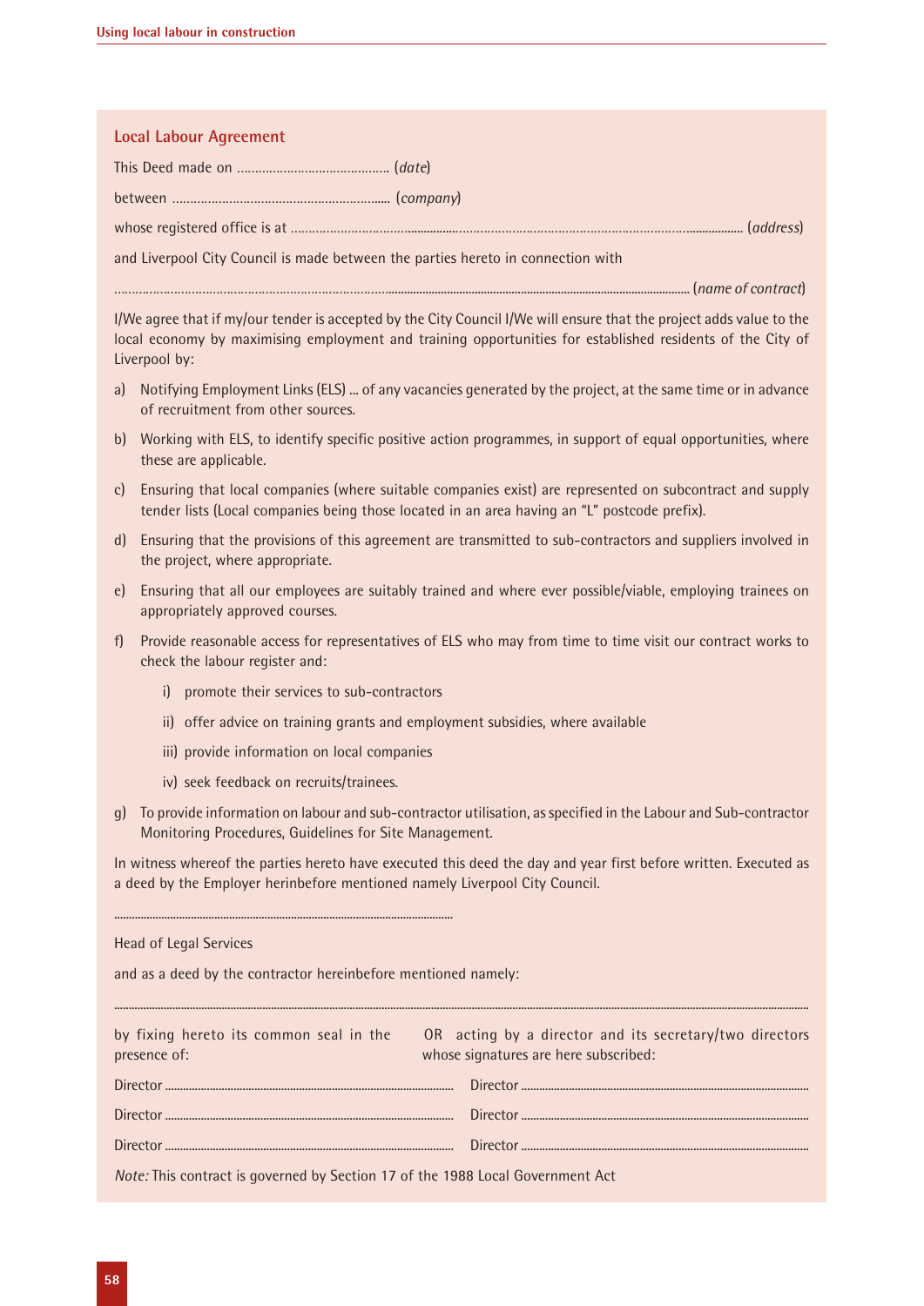## Local Labour Agreement

This Deed made on ........................................... (*date*)

between ............................................................. (*company*)

whose registered office is at ........................................................................................................................................ (*address*)

and Liverpool City Council is made between the parties hereto in connection with

.................................................................................................................................................................................. (*name of contract*)

I/We agree that if my/our tender is accepted by the City Council I/We will ensure that the project adds value to the local economy by maximising employment and training opportunities for established residents of the City of Liverpool by:

a) Notifying Employment Links (ELS) ... of any vacancies generated by the project, at the same time or in advance of recruitment from other sources.

b) Working with ELS, to identify specific positive action programmes, in support of equal opportunities, where these are applicable.

c) Ensuring that local companies (where suitable companies exist) are represented on subcontract and supply tender lists (Local companies being those located in an area having an "L" postcode prefix).

d) Ensuring that the provisions of this agreement are transmitted to sub-contractors and suppliers involved in the project, where appropriate.

e) Ensuring that all our employees are suitably trained and where ever possible/viable, employing trainees on appropriately approved courses.

f) Provide reasonable access for representatives of ELS who may from time to time visit our contract works to check the labour register and:

   i) promote their services to sub-contractors

   ii) offer advice on training grants and employment subsidies, where available

   iii) provide information on local companies

   iv) seek feedback on recruits/trainees.

g) To provide information on labour and sub-contractor utilisation, as specified in the Labour and Sub-contractor Monitoring Procedures, Guidelines for Site Management.

In witness whereof the parties hereto have executed this deed the day and year first before written. Executed as a deed by the Employer herinbefore mentioned namely Liverpool City Council.

.......................................................................................................

Head of Legal Services

and as a deed by the contractor hereinbefore mentioned namely:

..................................................................................................................................................................................................

| by fixing hereto its common seal in the presence of: | OR acting by a director and its secretary/two directors whose signatures are here subscribed: |
|---|---|
| Director ............................................................ | Director ............................................................ |
| Director ............................................................ | Director ............................................................ |
| Director ............................................................ | Director ............................................................ |

*Note:* This contract is governed by Section 17 of the 1988 Local Government Act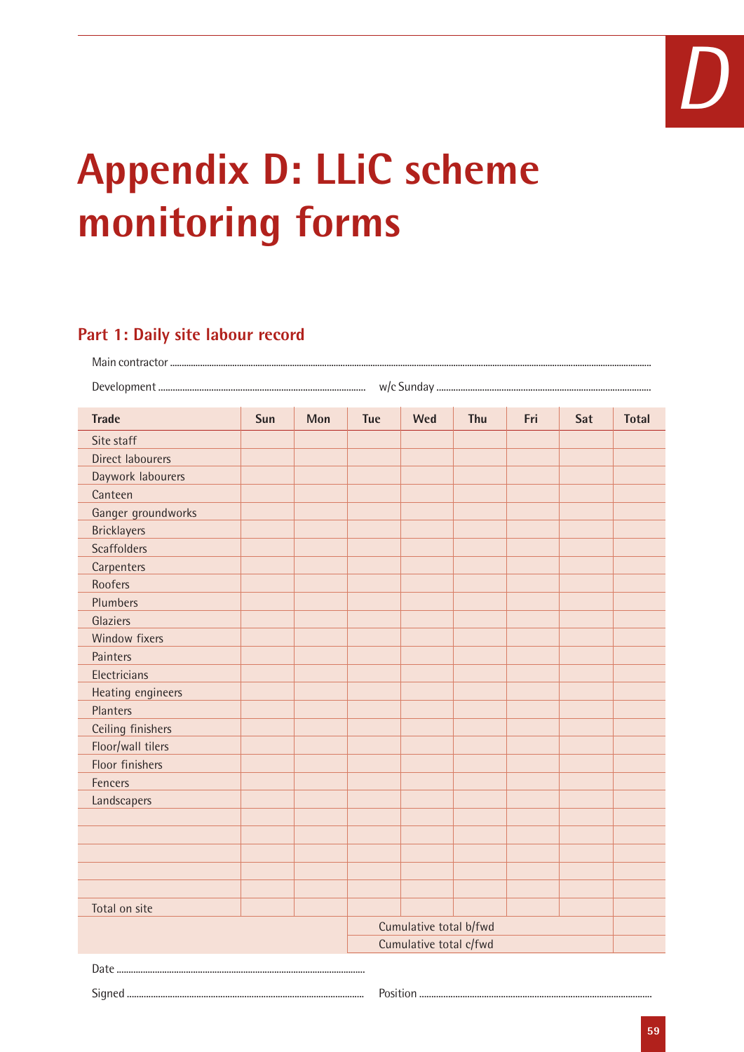# Appendix D: LLiC scheme monitoring forms

## Part 1: Daily site labour record

Main contractor ..................................................................................................................................................................................................................

Development ........................................................................................ w/c Sunday ..........................................................................................

| Trade | Sun | Mon | Tue | Wed | Thu | Fri | Sat | Total |
|---|---|---|---|---|---|---|---|---|
| Site staff | | | | | | | | |
| Direct labourers | | | | | | | | |
| Daywork labourers | | | | | | | | |
| Canteen | | | | | | | | |
| Ganger groundworks | | | | | | | | |
| Bricklayers | | | | | | | | |
| Scaffolders | | | | | | | | |
| Carpenters | | | | | | | | |
| Roofers | | | | | | | | |
| Plumbers | | | | | | | | |
| Glaziers | | | | | | | | |
| Window fixers | | | | | | | | |
| Painters | | | | | | | | |
| Electricians | | | | | | | | |
| Heating engineers | | | | | | | | |
| Planters | | | | | | | | |
| Ceiling finishers | | | | | | | | |
| Floor/wall tilers | | | | | | | | |
| Floor finishers | | | | | | | | |
| Fencers | | | | | | | | |
| Landscapers | | | | | | | | |
| | | | | | | | | |
| | | | | | | | | |
| | | | | | | | | |
| | | | | | | | | |
| | | | | | | | | |
| Total on site | | | | | | | | |
| | | | Cumulative total b/fwd | | | | | |
| | | | Cumulative total c/fwd | | | | | |

Date ........................................................................................

Signed ........................................................................................ Position ........................................................................................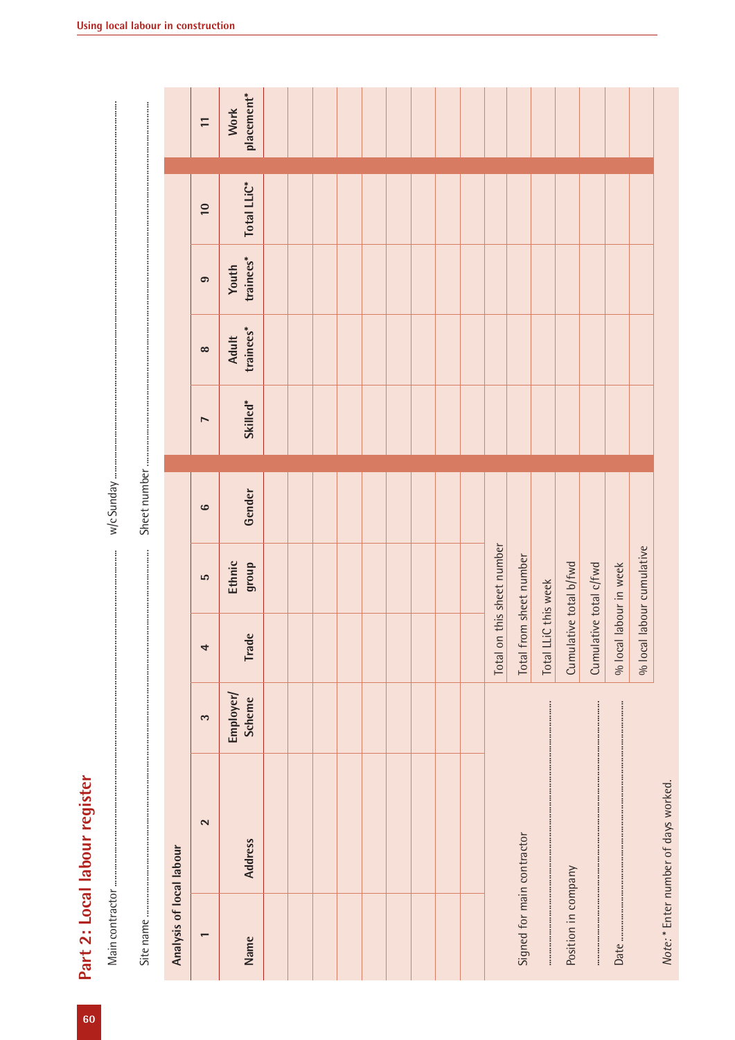## Part 2: Local labour register

Main contractor .................................................... w/c Sunday ....................................................

Site name .................................................... Sheet number ....................................................

**Analysis of local labour**

| 1 | 2 | 3 | 4 | 5 | 6 | 7 | 8 | 9 | 10 | 11 |
|---|---|---|---|---|---|---|---|---|---|---|
| **Name** | **Address** | **Employer/ Scheme** | **Trade** | **Ethnic group** | **Gender** | **Skilled*** | **Adult trainees*** | **Youth trainees*** | **Total LLiC*** | **Work placement*** |
| | | | | | | | | | | |
| | | | | | | | | | | |
| | | | | | | | | | | |
| | | | | | | | | | | |
| | | | | | | | | | | |
| | | | | | | | | | | |
| | | | | | | | | | | |
| | | | | | | | | | | |
| | | | | | | | | | | |

| | | | | | | | |
|---|---|---|---|---|---|---|---|
| Signed for main contractor | Total on this sheet number | | | | | | |
| .................................................... | Total from sheet number | | | | | | |
| Position in company | Total LLiC this week | | | | | | |
| .................................................... | Cumulative total b/fwd | | | | | | |
| Date .................................................... | Cumulative total c/fwd | | | | | | |
| | % local labour in week | | | | | | |
| | % local labour cumulative | | | | | | |

*Note:* * Enter number of days worked.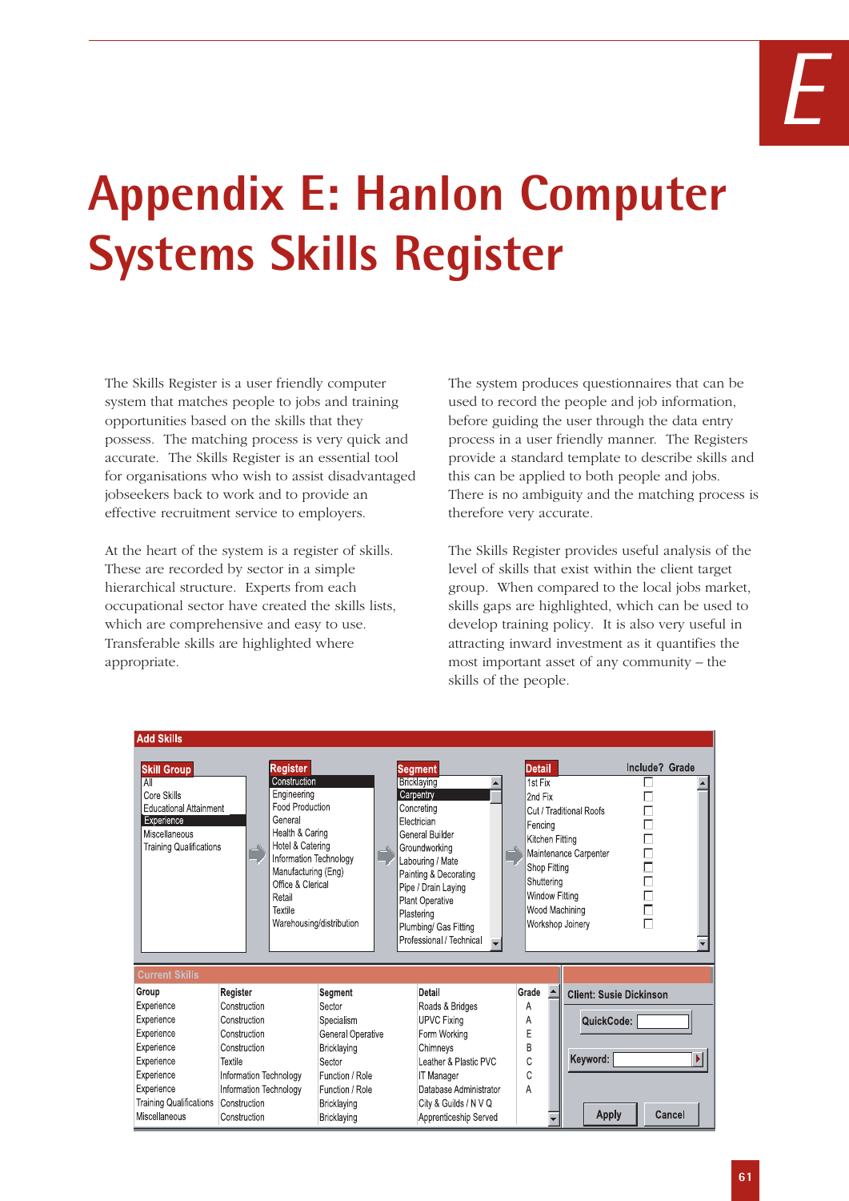# Appendix E: Hanlon Computer Systems Skills Register

The Skills Register is a user friendly computer system that matches people to jobs and training opportunities based on the skills that they possess. The matching process is very quick and accurate. The Skills Register is an essential tool for organisations who wish to assist disadvantaged jobseekers back to work and to provide an effective recruitment service to employers.

At the heart of the system is a register of skills. These are recorded by sector in a simple hierarchical structure. Experts from each occupational sector have created the skills lists, which are comprehensive and easy to use. Transferable skills are highlighted where appropriate.

The system produces questionnaires that can be used to record the people and job information, before guiding the user through the data entry process in a user friendly manner. The Registers provide a standard template to describe skills and this can be applied to both people and jobs. There is no ambiguity and the matching process is therefore very accurate.

The Skills Register provides useful analysis of the level of skills that exist within the client target group. When compared to the local jobs market, skills gaps are highlighted, which can be used to develop training policy. It is also very useful in attracting inward investment as it quantifies the most important asset of any community – the skills of the people.

**Add Skills**

| Skill Group | Register | Segment | Detail |
|---|---|---|---|
| All | Construction | Bricklaying | 1st Fix |
| Core Skills | Engineering | Carpentry | 2nd Fix |
| Educational Attainment | Food Production | Concreting | Cut / Traditional Roofs |
| Experience | General | Electrician | Fencing |
| Miscellaneous | Health & Caring | General Builder | Kitchen Fitting |
| Training Qualifications | Hotel & Catering | Groundworking | Maintenance Carpenter |
| | Information Technology | Labouring / Mate | Shop Fitting |
| | Manufacturing (Eng) | Painting & Decorating | Shuttering |
| | Office & Clerical | Pipe / Drain Laying | Window Fitting |
| | Retail | Plant Operative | Wood Machining |
| | Textile | Plastering | Workshop Joinery |
| | Warehousing/distribution | Plumbing/ Gas Fitting | |
| | | Professional / Technical | |

Include? Grade

**Current Skills**

| Group | Register | Segment | Detail | Grade |
|---|---|---|---|---|
| Experience | Construction | Sector | Roads & Bridges | A |
| Experience | Construction | Specialism | UPVC Fixing | A |
| Experience | Construction | General Operative | Form Working | E |
| Experience | Construction | Bricklaying | Chimneys | B |
| Experience | Textile | Sector | Leather & Plastic PVC | C |
| Experience | Information Technology | Function / Role | IT Manager | C |
| Experience | Information Technology | Function / Role | Database Administrator | A |
| Training Qualifications | Construction | Bricklaying | City & Guilds / N V Q | |
| Miscellaneous | Construction | Bricklaying | Apprenticeship Served | |

Client: Susie Dickinson

QuickCode:

Keyword:

Apply | Cancel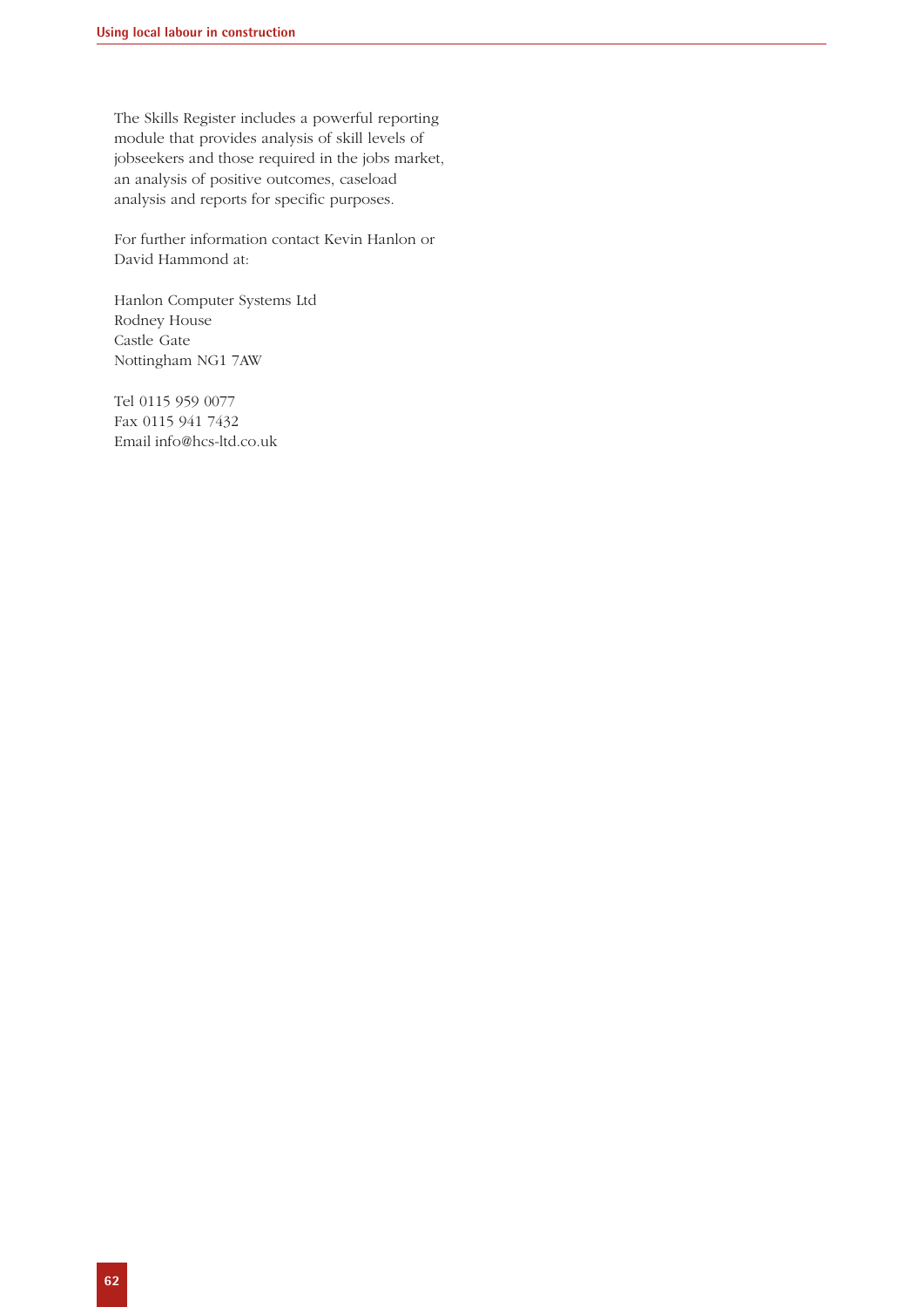The Skills Register includes a powerful reporting module that provides analysis of skill levels of jobseekers and those required in the jobs market, an analysis of positive outcomes, caseload analysis and reports for specific purposes.

For further information contact Kevin Hanlon or David Hammond at:

Hanlon Computer Systems Ltd
Rodney House
Castle Gate
Nottingham NG1 7AW

Tel 0115 959 0077
Fax 0115 941 7432
Email info@hcs-ltd.co.uk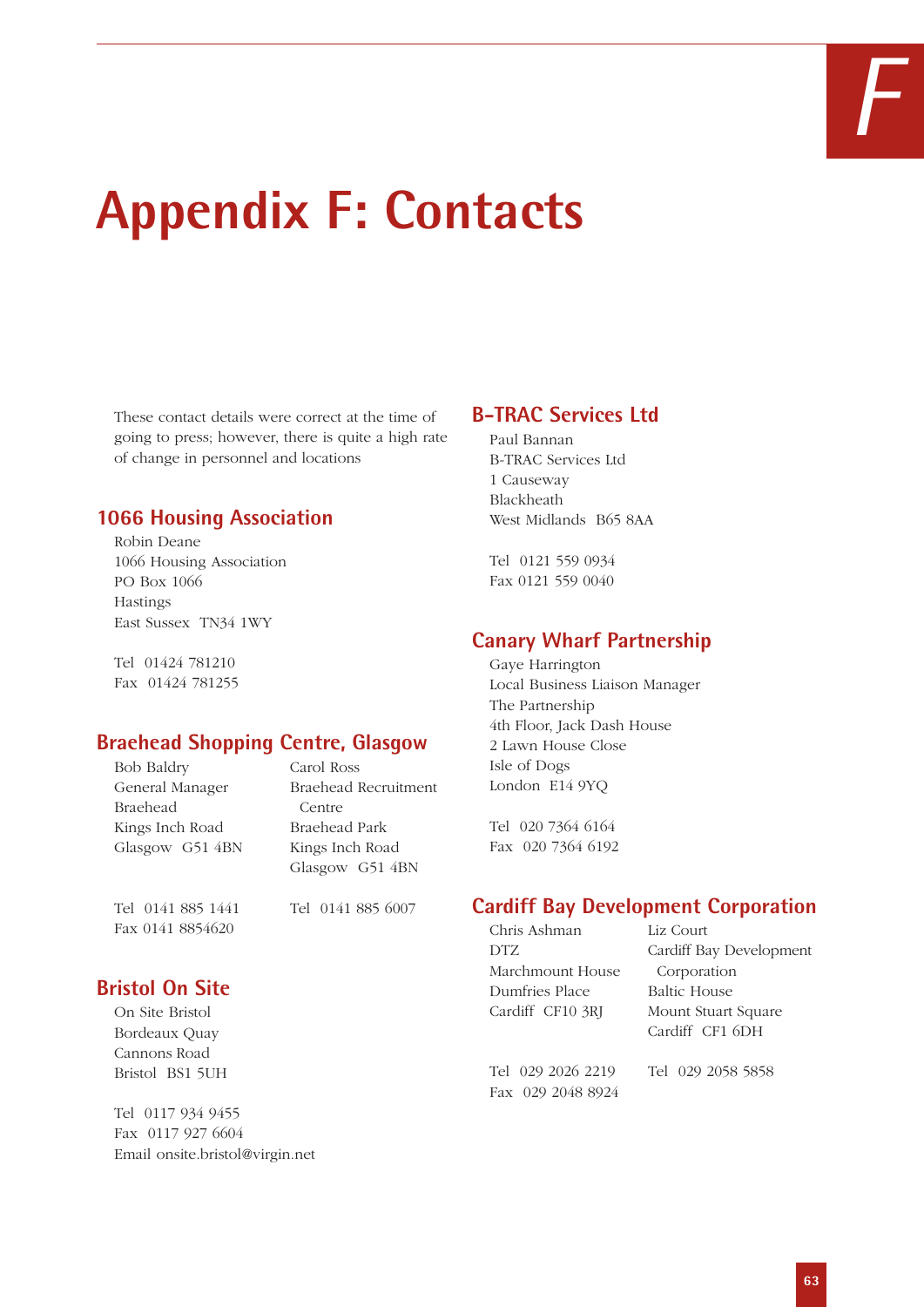# Appendix F: Contacts

These contact details were correct at the time of going to press; however, there is quite a high rate of change in personnel and locations

## 1066 Housing Association

Robin Deane
1066 Housing Association
PO Box 1066
Hastings
East Sussex TN34 1WY

Tel 01424 781210
Fax 01424 781255

## Braehead Shopping Centre, Glasgow

Bob Baldry
General Manager
Braehead
Kings Inch Road
Glasgow G51 4BN

Tel 0141 885 1441
Fax 0141 8854620

Carol Ross
Braehead Recruitment Centre
Braehead Park
Kings Inch Road
Glasgow G51 4BN

Tel 0141 885 6007

## Bristol On Site

On Site Bristol
Bordeaux Quay
Cannons Road
Bristol BS1 5UH

Tel 0117 934 9455
Fax 0117 927 6604
Email onsite.bristol@virgin.net

## B-TRAC Services Ltd

Paul Bannan
B-TRAC Services Ltd
1 Causeway
Blackheath
West Midlands B65 8AA

Tel 0121 559 0934
Fax 0121 559 0040

## Canary Wharf Partnership

Gaye Harrington
Local Business Liaison Manager
The Partnership
4th Floor, Jack Dash House
2 Lawn House Close
Isle of Dogs
London E14 9YQ

Tel 020 7364 6164
Fax 020 7364 6192

## Cardiff Bay Development Corporation

Chris Ashman
DTZ
Marchmount House
Dumfries Place
Cardiff CF10 3RJ

Tel 029 2026 2219
Fax 029 2048 8924

Liz Court
Cardiff Bay Development Corporation
Baltic House
Mount Stuart Square
Cardiff CF1 6DH

Tel 029 2058 5858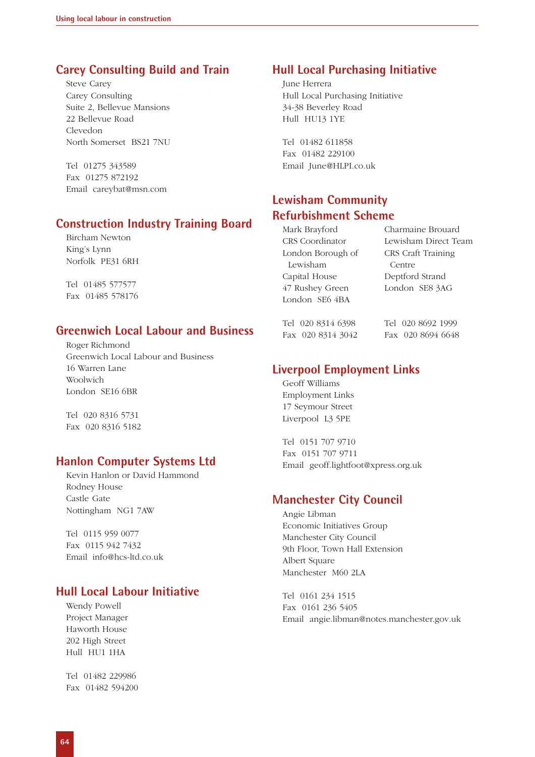## Carey Consulting Build and Train

Steve Carey
Carey Consulting
Suite 2, Bellevue Mansions
22 Bellevue Road
Clevedon
North Somerset BS21 7NU

Tel 01275 343589
Fax 01275 872192
Email careybat@msn.com

## Construction Industry Training Board

Bircham Newton
King's Lynn
Norfolk PE31 6RH

Tel 01485 577577
Fax 01485 578176

## Greenwich Local Labour and Business

Roger Richmond
Greenwich Local Labour and Business
16 Warren Lane
Woolwich
London SE16 6BR

Tel 020 8316 5731
Fax 020 8316 5182

## Hanlon Computer Systems Ltd

Kevin Hanlon or David Hammond
Rodney House
Castle Gate
Nottingham NG1 7AW

Tel 0115 959 0077
Fax 0115 942 7432
Email info@hcs-ltd.co.uk

## Hull Local Labour Initiative

Wendy Powell
Project Manager
Haworth House
202 High Street
Hull HU1 1HA

Tel 01482 229986
Fax 01482 594200

## Hull Local Purchasing Initiative

June Herrera
Hull Local Purchasing Initiative
34-38 Beverley Road
Hull HU13 1YE

Tel 01482 611858
Fax 01482 229100
Email June@HLPI.co.uk

## Lewisham Community Refurbishment Scheme

Mark Brayford
CRS Coordinator
London Borough of Lewisham
Capital House
47 Rushey Green
London SE6 4BA

Tel 020 8314 6398
Fax 020 8314 3042

Charmaine Brouard
Lewisham Direct Team
CRS Craft Training Centre
Deptford Strand
London SE8 3AG

Tel 020 8692 1999
Fax 020 8694 6648

## Liverpool Employment Links

Geoff Williams
Employment Links
17 Seymour Street
Liverpool L3 5PE

Tel 0151 707 9710
Fax 0151 707 9711
Email geoff.lightfoot@xpress.org.uk

## Manchester City Council

Angie Libman
Economic Initiatives Group
Manchester City Council
9th Floor, Town Hall Extension
Albert Square
Manchester M60 2LA

Tel 0161 234 1515
Fax 0161 236 5405
Email angie.libman@notes.manchester.gov.uk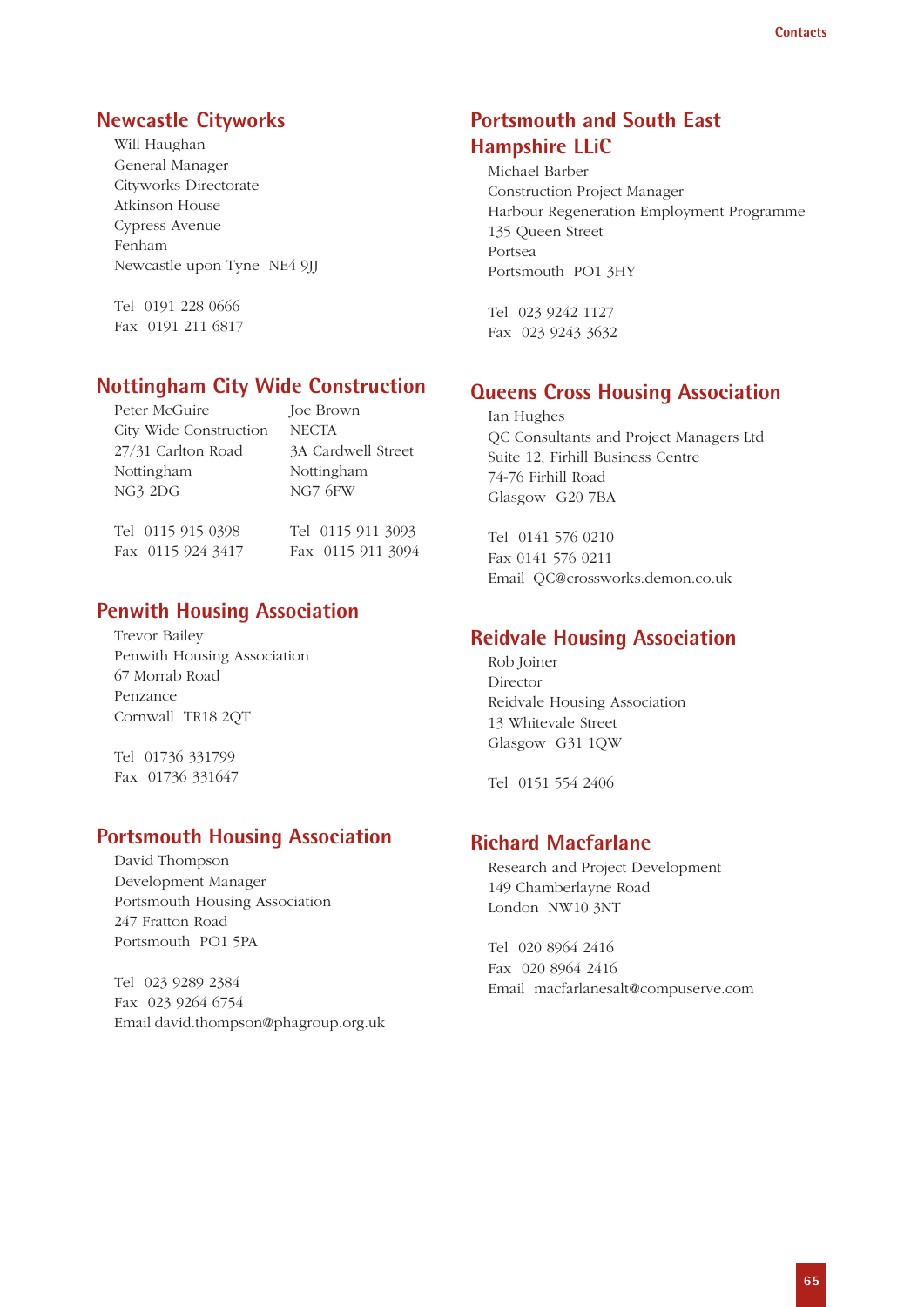## Newcastle Cityworks

Will Haughan
General Manager
Cityworks Directorate
Atkinson House
Cypress Avenue
Fenham
Newcastle upon Tyne NE4 9JJ

Tel 0191 228 0666
Fax 0191 211 6817

## Nottingham City Wide Construction

Peter McGuire
City Wide Construction
27/31 Carlton Road
Nottingham
NG3 2DG

Tel 0115 915 0398
Fax 0115 924 3417

Joe Brown
NECTA
3A Cardwell Street
Nottingham
NG7 6FW

Tel 0115 911 3093
Fax 0115 911 3094

## Penwith Housing Association

Trevor Bailey
Penwith Housing Association
67 Morrab Road
Penzance
Cornwall TR18 2QT

Tel 01736 331799
Fax 01736 331647

## Portsmouth Housing Association

David Thompson
Development Manager
Portsmouth Housing Association
247 Fratton Road
Portsmouth PO1 5PA

Tel 023 9289 2384
Fax 023 9264 6754
Email david.thompson@phagroup.org.uk

## Portsmouth and South East Hampshire LLiC

Michael Barber
Construction Project Manager
Harbour Regeneration Employment Programme
135 Queen Street
Portsea
Portsmouth PO1 3HY

Tel 023 9242 1127
Fax 023 9243 3632

## Queens Cross Housing Association

Ian Hughes
QC Consultants and Project Managers Ltd
Suite 12, Firhill Business Centre
74-76 Firhill Road
Glasgow G20 7BA

Tel 0141 576 0210
Fax 0141 576 0211
Email QC@crossworks.demon.co.uk

## Reidvale Housing Association

Rob Joiner
Director
Reidvale Housing Association
13 Whitevale Street
Glasgow G31 1QW

Tel 0151 554 2406

## Richard Macfarlane

Research and Project Development
149 Chamberlayne Road
London NW10 3NT

Tel 020 8964 2416
Fax 020 8964 2416
Email macfarlanesalt@compuserve.com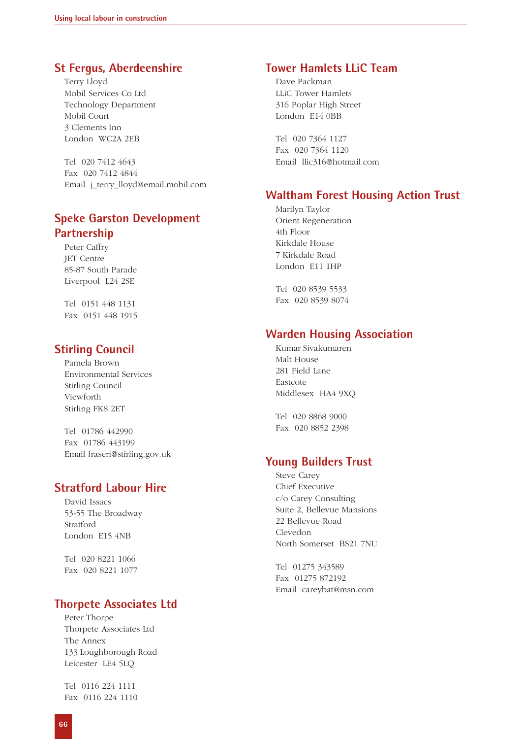## St Fergus, Aberdeenshire

Terry Lloyd
Mobil Services Co Ltd
Technology Department
Mobil Court
3 Clements Inn
London WC2A 2EB

Tel 020 7412 4643
Fax 020 7412 4844
Email j_terry_lloyd@email.mobil.com

## Speke Garston Development Partnership

Peter Caffry
JET Centre
85-87 South Parade
Liverpool L24 2SE

Tel 0151 448 1131
Fax 0151 448 1915

## Stirling Council

Pamela Brown
Environmental Services
Stirling Council
Viewforth
Stirling FK8 2ET

Tel 01786 442990
Fax 01786 443199
Email fraseri@stirling.gov.uk

## Stratford Labour Hire

David Issacs
53-55 The Broadway
Stratford
London E15 4NB

Tel 020 8221 1066
Fax 020 8221 1077

## Thorpete Associates Ltd

Peter Thorpe
Thorpete Associates Ltd
The Annex
133 Loughborough Road
Leicester LE4 5LQ

Tel 0116 224 1111
Fax 0116 224 1110

## Tower Hamlets LLiC Team

Dave Packman
LLiC Tower Hamlets
316 Poplar High Street
London E14 0BB

Tel 020 7364 1127
Fax 020 7364 1120
Email llic316@hotmail.com

## Waltham Forest Housing Action Trust

Marilyn Taylor
Orient Regeneration
4th Floor
Kirkdale House
7 Kirkdale Road
London E11 1HP

Tel 020 8539 5533
Fax 020 8539 8074

## Warden Housing Association

Kumar Sivakumaren
Malt House
281 Field Lane
Eastcote
Middlesex HA4 9XQ

Tel 020 8868 9000
Fax 020 8852 2398

## Young Builders Trust

Steve Carey
Chief Executive
c/o Carey Consulting
Suite 2, Bellevue Mansions
22 Bellevue Road
Clevedon
North Somerset BS21 7NU

Tel 01275 343589
Fax 01275 872192
Email careybat@msn.com